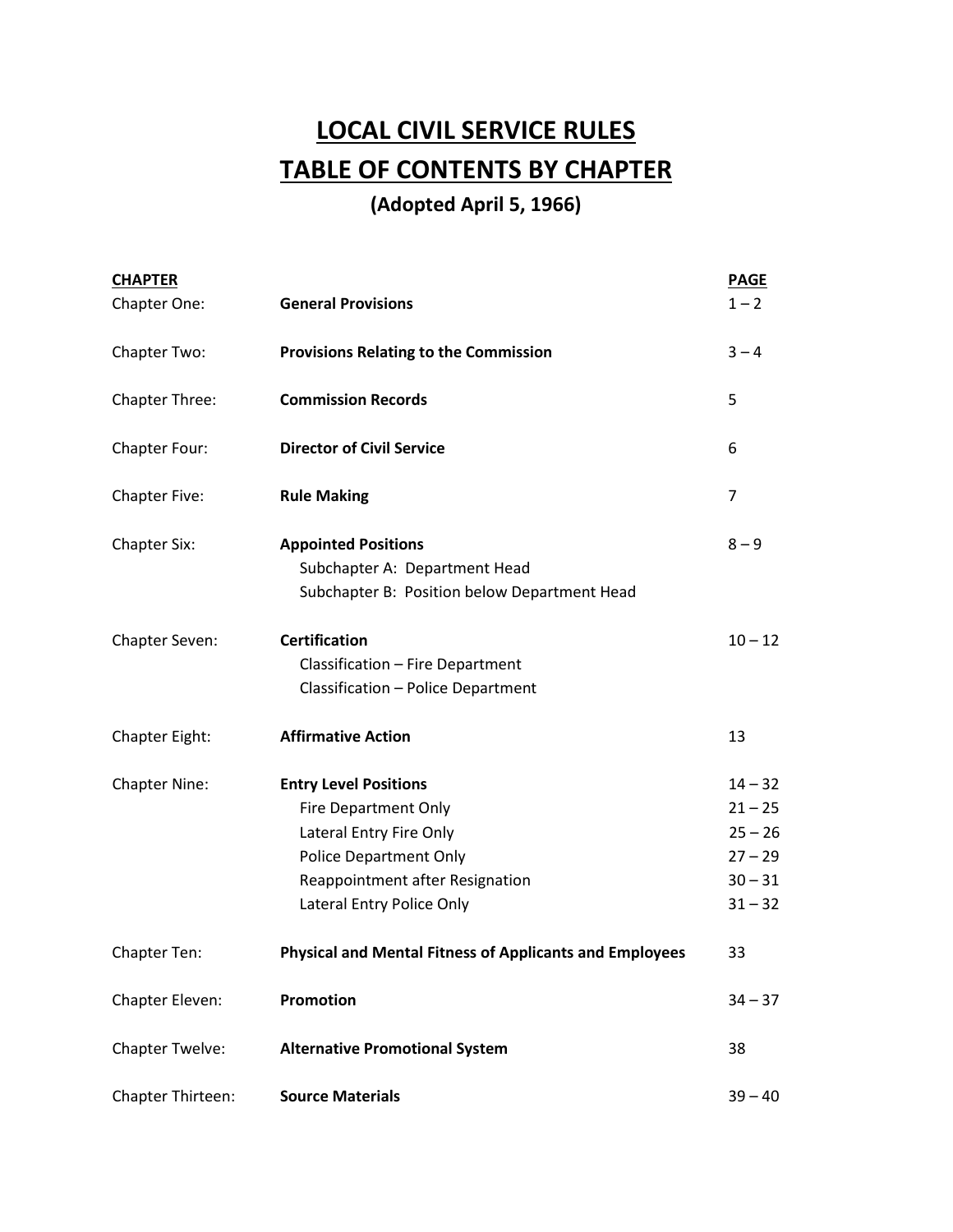# LOCAL CIVIL SERVICE RULES

# TABLE OF CONTENTS BY CHAPTER

### (Adopted April 5, 1966)

| CHAPTER | | PAGE |
|---|---|---|
| Chapter One: | **General Provisions** | 1 – 2 |
| Chapter Two: | **Provisions Relating to the Commission** | 3 – 4 |
| Chapter Three: | **Commission Records** | 5 |
| Chapter Four: | **Director of Civil Service** | 6 |
| Chapter Five: | **Rule Making** | 7 |
| Chapter Six: | **Appointed Positions** | 8 – 9 |
| | Subchapter A: Department Head | |
| | Subchapter B: Position below Department Head | |
| Chapter Seven: | **Certification** | 10 – 12 |
| | Classification – Fire Department | |
| | Classification – Police Department | |
| Chapter Eight: | **Affirmative Action** | 13 |
| Chapter Nine: | **Entry Level Positions** | 14 – 32 |
| | Fire Department Only | 21 – 25 |
| | Lateral Entry Fire Only | 25 – 26 |
| | Police Department Only | 27 – 29 |
| | Reappointment after Resignation | 30 – 31 |
| | Lateral Entry Police Only | 31 – 32 |
| Chapter Ten: | **Physical and Mental Fitness of Applicants and Employees** | 33 |
| Chapter Eleven: | **Promotion** | 34 – 37 |
| Chapter Twelve: | **Alternative Promotional System** | 38 |
| Chapter Thirteen: | **Source Materials** | 39 – 40 |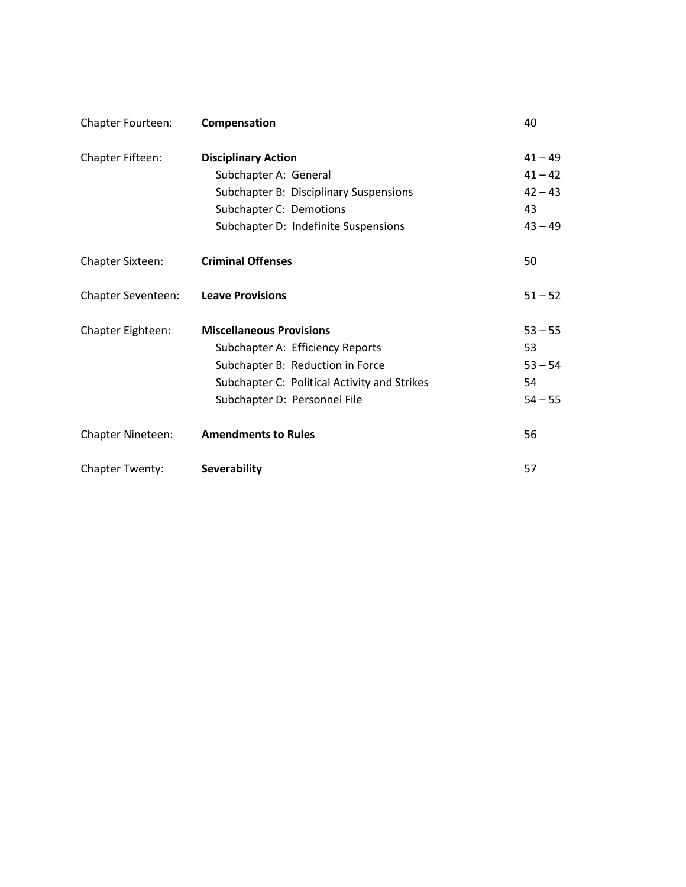| | | |
|---|---|---|
| Chapter Fourteen: | **Compensation** | 40 |
| Chapter Fifteen: | **Disciplinary Action** | 41 – 49 |
| | Subchapter A: General | 41 – 42 |
| | Subchapter B: Disciplinary Suspensions | 42 – 43 |
| | Subchapter C: Demotions | 43 |
| | Subchapter D: Indefinite Suspensions | 43 – 49 |
| Chapter Sixteen: | **Criminal Offenses** | 50 |
| Chapter Seventeen: | **Leave Provisions** | 51 – 52 |
| Chapter Eighteen: | **Miscellaneous Provisions** | 53 – 55 |
| | Subchapter A: Efficiency Reports | 53 |
| | Subchapter B: Reduction in Force | 53 – 54 |
| | Subchapter C: Political Activity and Strikes | 54 |
| | Subchapter D: Personnel File | 54 – 55 |
| Chapter Nineteen: | **Amendments to Rules** | 56 |
| Chapter Twenty: | **Severability** | 57 |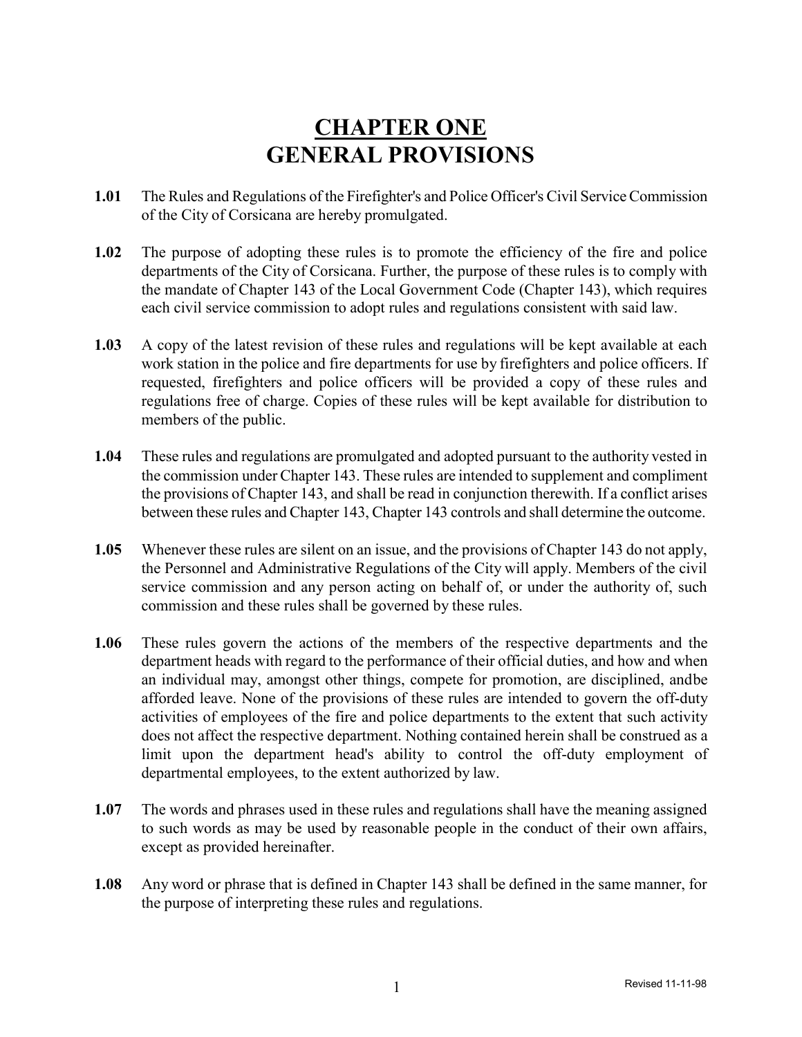# CHAPTER ONE
# GENERAL PROVISIONS

**1.01** The Rules and Regulations of the Firefighter's and Police Officer's Civil Service Commission of the City of Corsicana are hereby promulgated.

**1.02** The purpose of adopting these rules is to promote the efficiency of the fire and police departments of the City of Corsicana. Further, the purpose of these rules is to comply with the mandate of Chapter 143 of the Local Government Code (Chapter 143), which requires each civil service commission to adopt rules and regulations consistent with said law.

**1.03** A copy of the latest revision of these rules and regulations will be kept available at each work station in the police and fire departments for use by firefighters and police officers. If requested, firefighters and police officers will be provided a copy of these rules and regulations free of charge. Copies of these rules will be kept available for distribution to members of the public.

**1.04** These rules and regulations are promulgated and adopted pursuant to the authority vested in the commission under Chapter 143. These rules are intended to supplement and compliment the provisions of Chapter 143, and shall be read in conjunction therewith. If a conflict arises between these rules and Chapter 143, Chapter 143 controls and shall determine the outcome.

**1.05** Whenever these rules are silent on an issue, and the provisions of Chapter 143 do not apply, the Personnel and Administrative Regulations of the City will apply. Members of the civil service commission and any person acting on behalf of, or under the authority of, such commission and these rules shall be governed by these rules.

**1.06** These rules govern the actions of the members of the respective departments and the department heads with regard to the performance of their official duties, and how and when an individual may, amongst other things, compete for promotion, are disciplined, andbe afforded leave. None of the provisions of these rules are intended to govern the off-duty activities of employees of the fire and police departments to the extent that such activity does not affect the respective department. Nothing contained herein shall be construed as a limit upon the department head's ability to control the off-duty employment of departmental employees, to the extent authorized by law.

**1.07** The words and phrases used in these rules and regulations shall have the meaning assigned to such words as may be used by reasonable people in the conduct of their own affairs, except as provided hereinafter.

**1.08** Any word or phrase that is defined in Chapter 143 shall be defined in the same manner, for the purpose of interpreting these rules and regulations.

Revised 11-11-98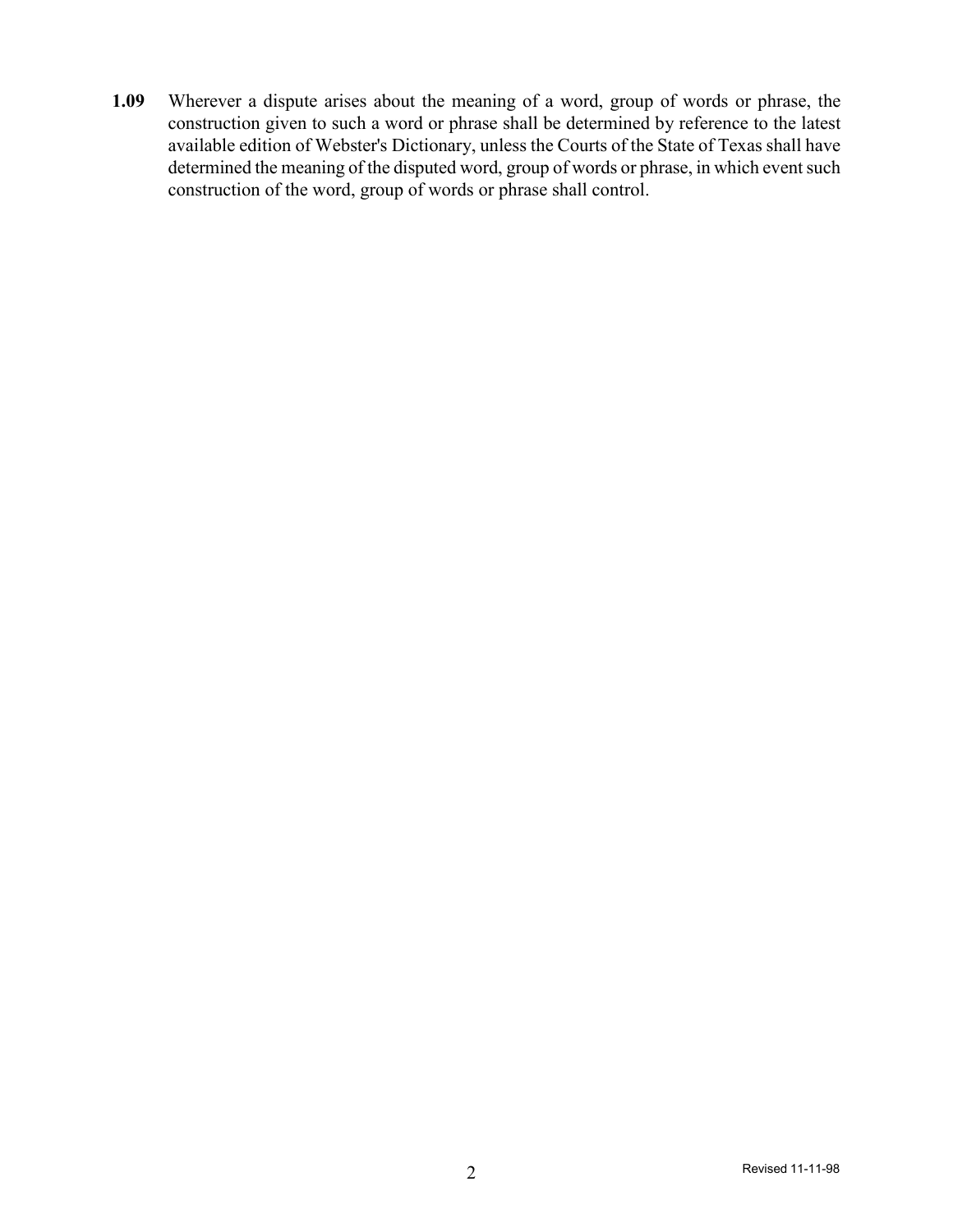**1.09** Wherever a dispute arises about the meaning of a word, group of words or phrase, the construction given to such a word or phrase shall be determined by reference to the latest available edition of Webster's Dictionary, unless the Courts of the State of Texas shall have determined the meaning of the disputed word, group of words or phrase, in which event such construction of the word, group of words or phrase shall control.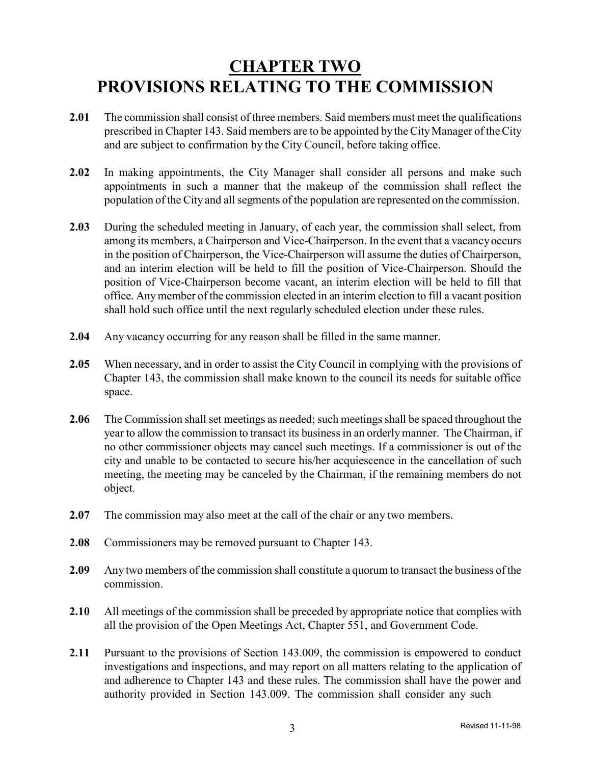# CHAPTER TWO
# PROVISIONS RELATING TO THE COMMISSION

**2.01** The commission shall consist of three members. Said members must meet the qualifications prescribed in Chapter 143. Said members are to be appointed by the City Manager of the City and are subject to confirmation by the City Council, before taking office.

**2.02** In making appointments, the City Manager shall consider all persons and make such appointments in such a manner that the makeup of the commission shall reflect the population of the City and all segments of the population are represented on the commission.

**2.03** During the scheduled meeting in January, of each year, the commission shall select, from among its members, a Chairperson and Vice-Chairperson. In the event that a vacancy occurs in the position of Chairperson, the Vice-Chairperson will assume the duties of Chairperson, and an interim election will be held to fill the position of Vice-Chairperson. Should the position of Vice-Chairperson become vacant, an interim election will be held to fill that office. Any member of the commission elected in an interim election to fill a vacant position shall hold such office until the next regularly scheduled election under these rules.

**2.04** Any vacancy occurring for any reason shall be filled in the same manner.

**2.05** When necessary, and in order to assist the City Council in complying with the provisions of Chapter 143, the commission shall make known to the council its needs for suitable office space.

**2.06** The Commission shall set meetings as needed; such meetings shall be spaced throughout the year to allow the commission to transact its business in an orderly manner. The Chairman, if no other commissioner objects may cancel such meetings. If a commissioner is out of the city and unable to be contacted to secure his/her acquiescence in the cancellation of such meeting, the meeting may be canceled by the Chairman, if the remaining members do not object.

**2.07** The commission may also meet at the call of the chair or any two members.

**2.08** Commissioners may be removed pursuant to Chapter 143.

**2.09** Any two members of the commission shall constitute a quorum to transact the business of the commission.

**2.10** All meetings of the commission shall be preceded by appropriate notice that complies with all the provision of the Open Meetings Act, Chapter 551, and Government Code.

**2.11** Pursuant to the provisions of Section 143.009, the commission is empowered to conduct investigations and inspections, and may report on all matters relating to the application of and adherence to Chapter 143 and these rules. The commission shall have the power and authority provided in Section 143.009. The commission shall consider any such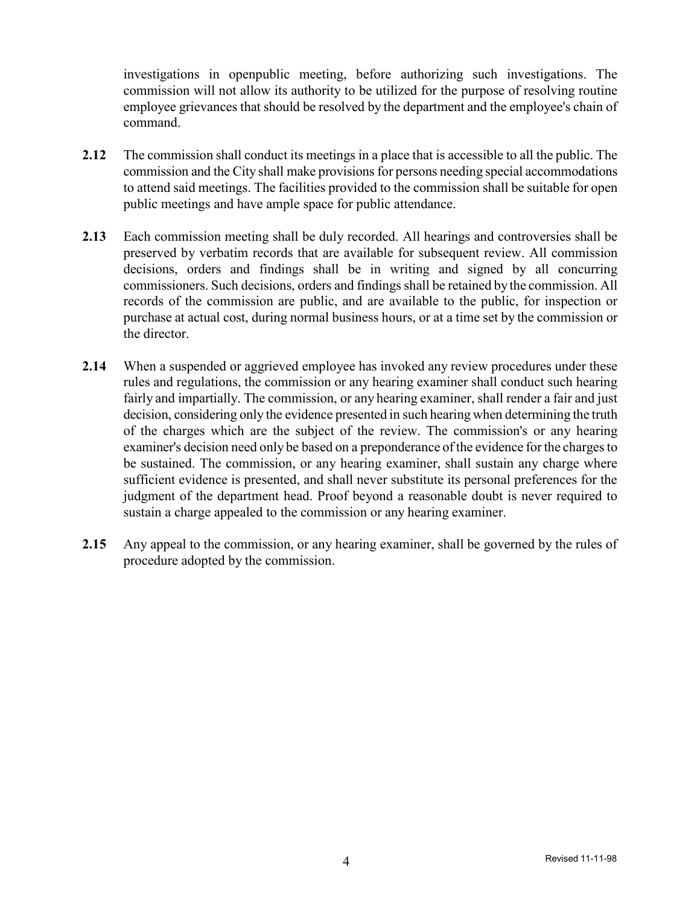investigations in openpublic meeting, before authorizing such investigations. The commission will not allow its authority to be utilized for the purpose of resolving routine employee grievances that should be resolved by the department and the employee's chain of command.

**2.12** The commission shall conduct its meetings in a place that is accessible to all the public. The commission and the City shall make provisions for persons needing special accommodations to attend said meetings. The facilities provided to the commission shall be suitable for open public meetings and have ample space for public attendance.

**2.13** Each commission meeting shall be duly recorded. All hearings and controversies shall be preserved by verbatim records that are available for subsequent review. All commission decisions, orders and findings shall be in writing and signed by all concurring commissioners. Such decisions, orders and findings shall be retained by the commission. All records of the commission are public, and are available to the public, for inspection or purchase at actual cost, during normal business hours, or at a time set by the commission or the director.

**2.14** When a suspended or aggrieved employee has invoked any review procedures under these rules and regulations, the commission or any hearing examiner shall conduct such hearing fairly and impartially. The commission, or any hearing examiner, shall render a fair and just decision, considering only the evidence presented in such hearing when determining the truth of the charges which are the subject of the review. The commission's or any hearing examiner's decision need only be based on a preponderance of the evidence for the charges to be sustained. The commission, or any hearing examiner, shall sustain any charge where sufficient evidence is presented, and shall never substitute its personal preferences for the judgment of the department head. Proof beyond a reasonable doubt is never required to sustain a charge appealed to the commission or any hearing examiner.

**2.15** Any appeal to the commission, or any hearing examiner, shall be governed by the rules of procedure adopted by the commission.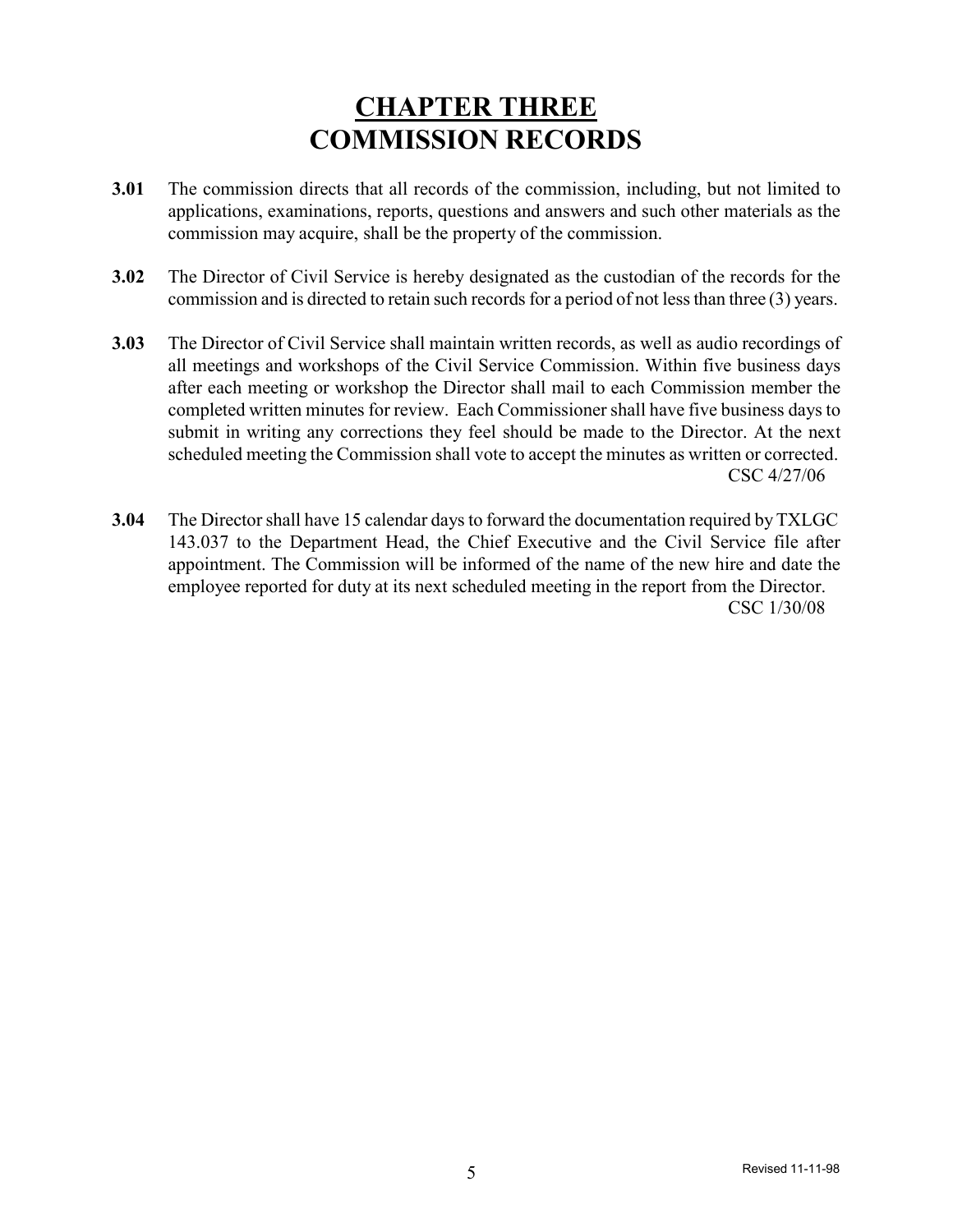# CHAPTER THREE
# COMMISSION RECORDS

**3.01** The commission directs that all records of the commission, including, but not limited to applications, examinations, reports, questions and answers and such other materials as the commission may acquire, shall be the property of the commission.

**3.02** The Director of Civil Service is hereby designated as the custodian of the records for the commission and is directed to retain such records for a period of not less than three (3) years.

**3.03** The Director of Civil Service shall maintain written records, as well as audio recordings of all meetings and workshops of the Civil Service Commission. Within five business days after each meeting or workshop the Director shall mail to each Commission member the completed written minutes for review. Each Commissioner shall have five business days to submit in writing any corrections they feel should be made to the Director. At the next scheduled meeting the Commission shall vote to accept the minutes as written or corrected.
CSC 4/27/06

**3.04** The Director shall have 15 calendar days to forward the documentation required by TXLGC 143.037 to the Department Head, the Chief Executive and the Civil Service file after appointment. The Commission will be informed of the name of the new hire and date the employee reported for duty at its next scheduled meeting in the report from the Director.
CSC 1/30/08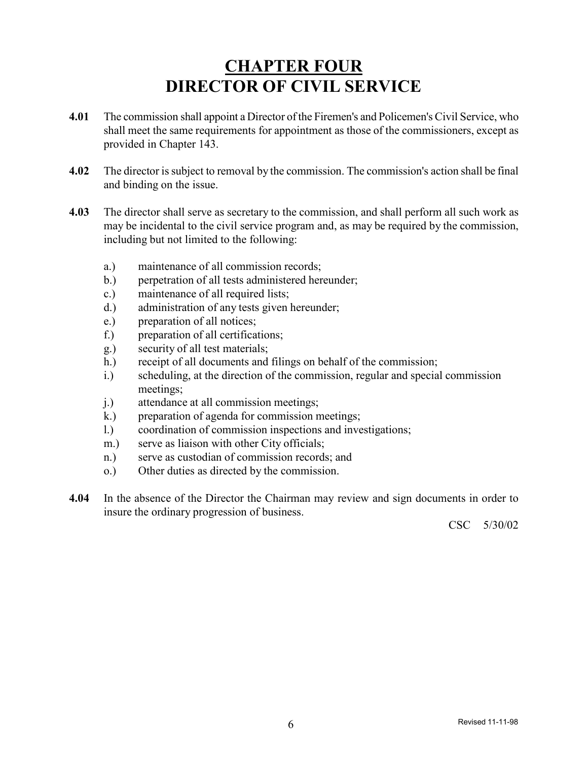# CHAPTER FOUR
# DIRECTOR OF CIVIL SERVICE

**4.01** The commission shall appoint a Director of the Firemen's and Policemen's Civil Service, who shall meet the same requirements for appointment as those of the commissioners, except as provided in Chapter 143.

**4.02** The director is subject to removal by the commission. The commission's action shall be final and binding on the issue.

**4.03** The director shall serve as secretary to the commission, and shall perform all such work as may be incidental to the civil service program and, as may be required by the commission, including but not limited to the following:

- a.) maintenance of all commission records;
- b.) perpetration of all tests administered hereunder;
- c.) maintenance of all required lists;
- d.) administration of any tests given hereunder;
- e.) preparation of all notices;
- f.) preparation of all certifications;
- g.) security of all test materials;
- h.) receipt of all documents and filings on behalf of the commission;
- i.) scheduling, at the direction of the commission, regular and special commission meetings;
- j.) attendance at all commission meetings;
- k.) preparation of agenda for commission meetings;
- l.) coordination of commission inspections and investigations;
- m.) serve as liaison with other City officials;
- n.) serve as custodian of commission records; and
- o.) Other duties as directed by the commission.

**4.04** In the absence of the Director the Chairman may review and sign documents in order to insure the ordinary progression of business.

CSC 5/30/02

Revised 11-11-98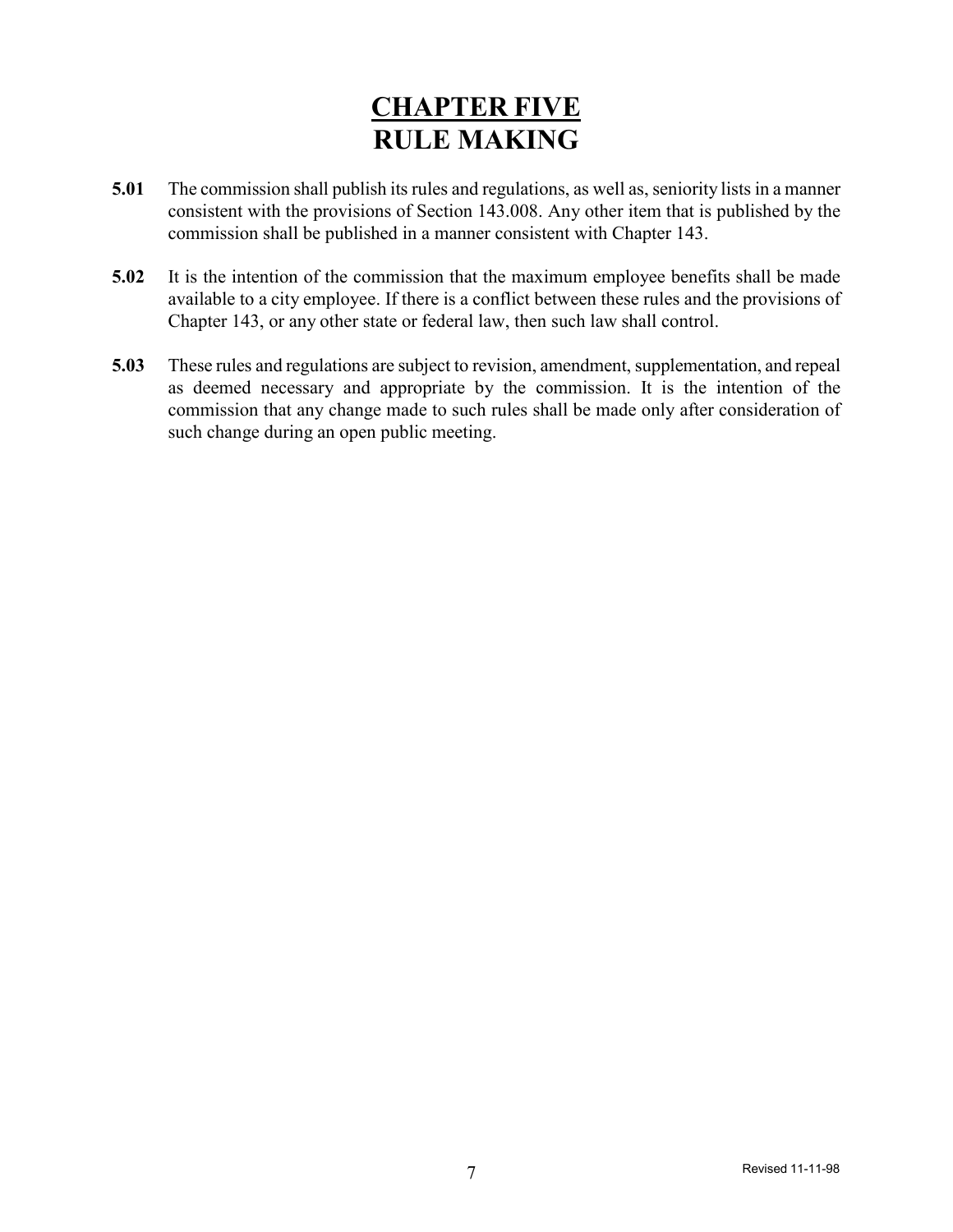# CHAPTER FIVE
# RULE MAKING

**5.01** The commission shall publish its rules and regulations, as well as, seniority lists in a manner consistent with the provisions of Section 143.008. Any other item that is published by the commission shall be published in a manner consistent with Chapter 143.

**5.02** It is the intention of the commission that the maximum employee benefits shall be made available to a city employee. If there is a conflict between these rules and the provisions of Chapter 143, or any other state or federal law, then such law shall control.

**5.03** These rules and regulations are subject to revision, amendment, supplementation, and repeal as deemed necessary and appropriate by the commission. It is the intention of the commission that any change made to such rules shall be made only after consideration of such change during an open public meeting.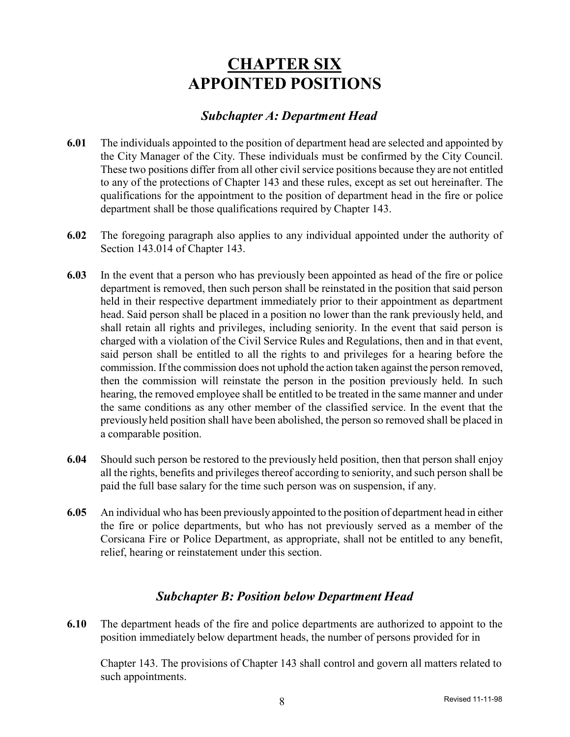# CHAPTER SIX
# APPOINTED POSITIONS

## *Subchapter A: Department Head*

**6.01** The individuals appointed to the position of department head are selected and appointed by the City Manager of the City. These individuals must be confirmed by the City Council. These two positions differ from all other civil service positions because they are not entitled to any of the protections of Chapter 143 and these rules, except as set out hereinafter. The qualifications for the appointment to the position of department head in the fire or police department shall be those qualifications required by Chapter 143.

**6.02** The foregoing paragraph also applies to any individual appointed under the authority of Section 143.014 of Chapter 143.

**6.03** In the event that a person who has previously been appointed as head of the fire or police department is removed, then such person shall be reinstated in the position that said person held in their respective department immediately prior to their appointment as department head. Said person shall be placed in a position no lower than the rank previously held, and shall retain all rights and privileges, including seniority. In the event that said person is charged with a violation of the Civil Service Rules and Regulations, then and in that event, said person shall be entitled to all the rights to and privileges for a hearing before the commission. If the commission does not uphold the action taken against the person removed, then the commission will reinstate the person in the position previously held. In such hearing, the removed employee shall be entitled to be treated in the same manner and under the same conditions as any other member of the classified service. In the event that the previously held position shall have been abolished, the person so removed shall be placed in a comparable position.

**6.04** Should such person be restored to the previously held position, then that person shall enjoy all the rights, benefits and privileges thereof according to seniority, and such person shall be paid the full base salary for the time such person was on suspension, if any.

**6.05** An individual who has been previously appointed to the position of department head in either the fire or police departments, but who has not previously served as a member of the Corsicana Fire or Police Department, as appropriate, shall not be entitled to any benefit, relief, hearing or reinstatement under this section.

## *Subchapter B: Position below Department Head*

**6.10** The department heads of the fire and police departments are authorized to appoint to the position immediately below department heads, the number of persons provided for in

Chapter 143. The provisions of Chapter 143 shall control and govern all matters related to such appointments.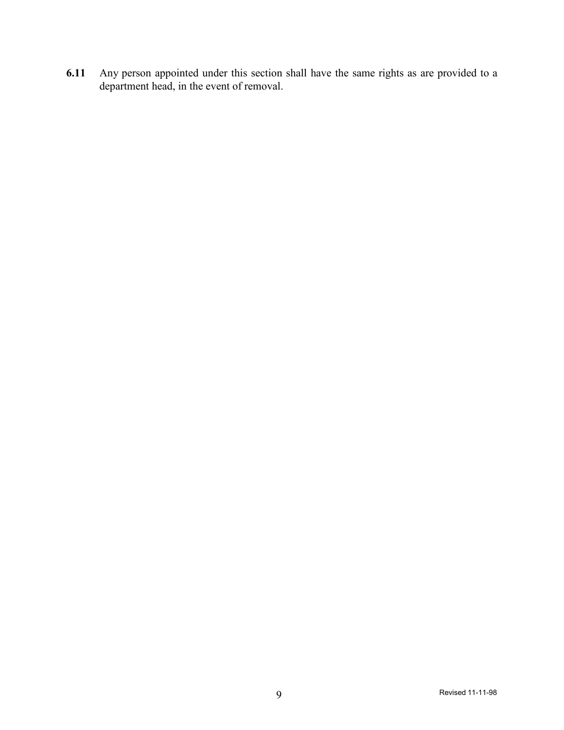**6.11** Any person appointed under this section shall have the same rights as are provided to a department head, in the event of removal.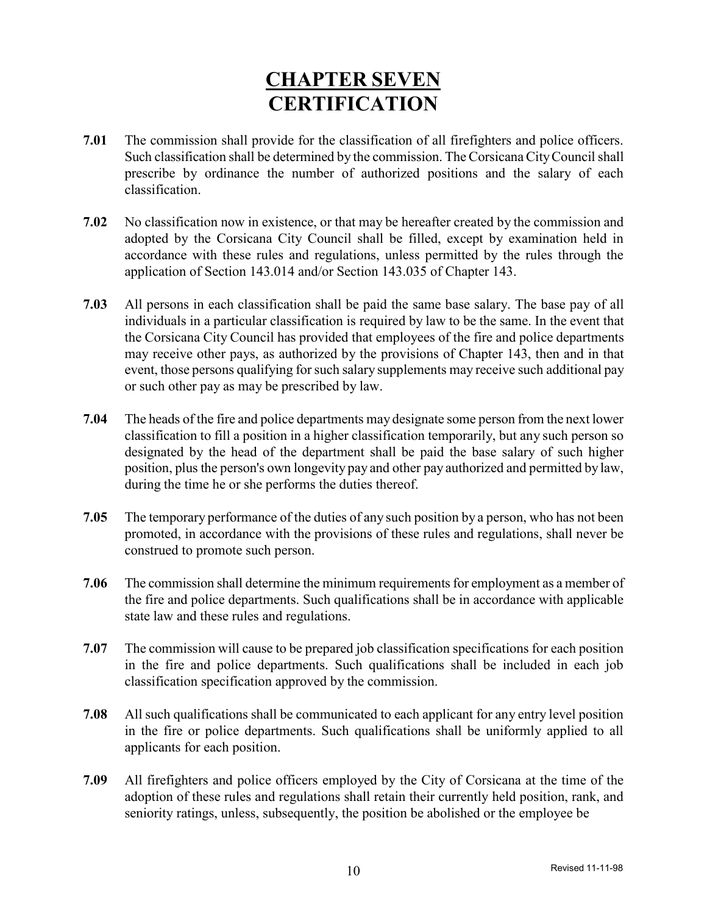# CHAPTER SEVEN
# CERTIFICATION

**7.01** The commission shall provide for the classification of all firefighters and police officers. Such classification shall be determined by the commission. The Corsicana City Council shall prescribe by ordinance the number of authorized positions and the salary of each classification.

**7.02** No classification now in existence, or that may be hereafter created by the commission and adopted by the Corsicana City Council shall be filled, except by examination held in accordance with these rules and regulations, unless permitted by the rules through the application of Section 143.014 and/or Section 143.035 of Chapter 143.

**7.03** All persons in each classification shall be paid the same base salary. The base pay of all individuals in a particular classification is required by law to be the same. In the event that the Corsicana City Council has provided that employees of the fire and police departments may receive other pays, as authorized by the provisions of Chapter 143, then and in that event, those persons qualifying for such salary supplements may receive such additional pay or such other pay as may be prescribed by law.

**7.04** The heads of the fire and police departments may designate some person from the next lower classification to fill a position in a higher classification temporarily, but any such person so designated by the head of the department shall be paid the base salary of such higher position, plus the person's own longevity pay and other pay authorized and permitted by law, during the time he or she performs the duties thereof.

**7.05** The temporary performance of the duties of any such position by a person, who has not been promoted, in accordance with the provisions of these rules and regulations, shall never be construed to promote such person.

**7.06** The commission shall determine the minimum requirements for employment as a member of the fire and police departments. Such qualifications shall be in accordance with applicable state law and these rules and regulations.

**7.07** The commission will cause to be prepared job classification specifications for each position in the fire and police departments. Such qualifications shall be included in each job classification specification approved by the commission.

**7.08** All such qualifications shall be communicated to each applicant for any entry level position in the fire or police departments. Such qualifications shall be uniformly applied to all applicants for each position.

**7.09** All firefighters and police officers employed by the City of Corsicana at the time of the adoption of these rules and regulations shall retain their currently held position, rank, and seniority ratings, unless, subsequently, the position be abolished or the employee be

Revised 11-11-98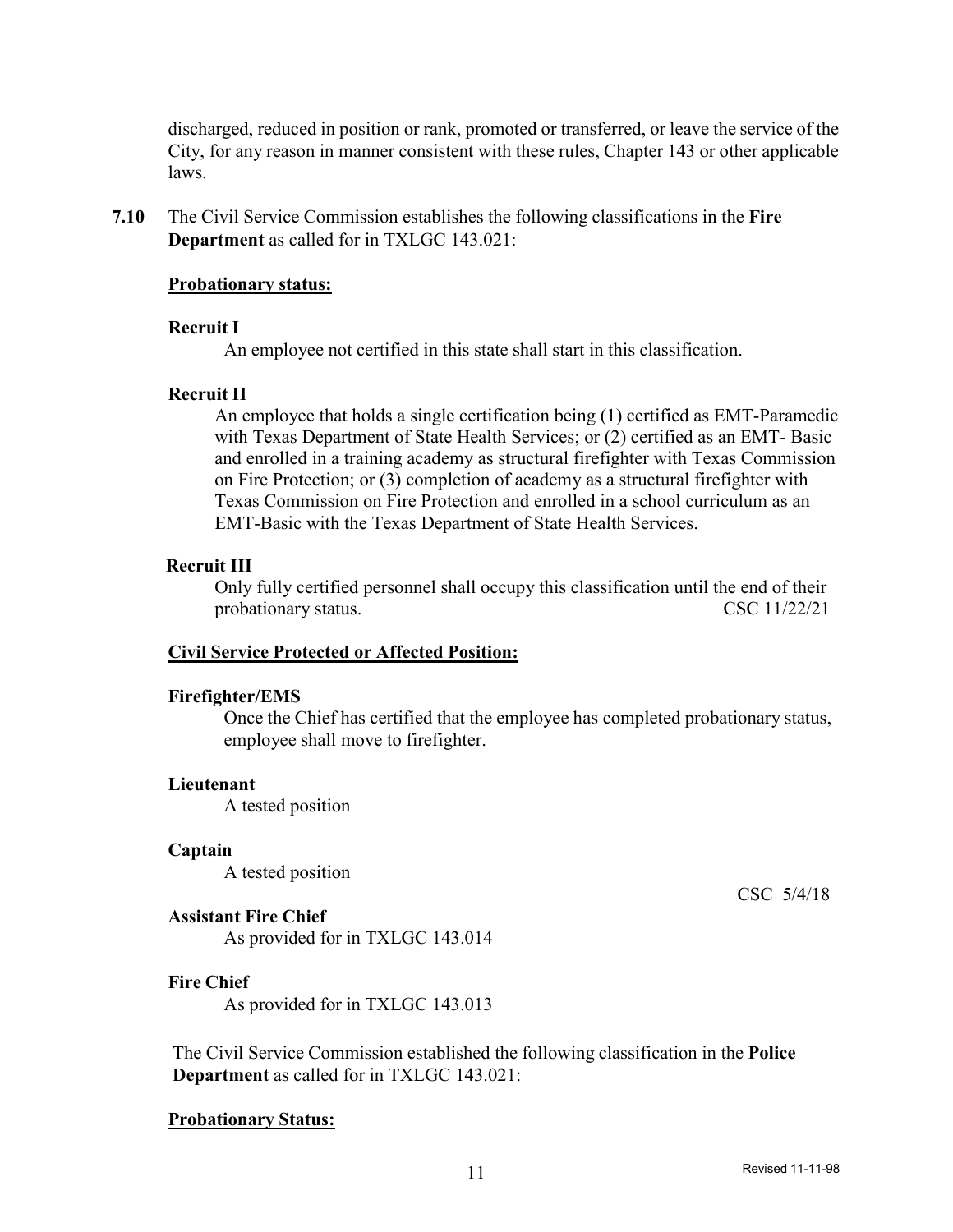discharged, reduced in position or rank, promoted or transferred, or leave the service of the City, for any reason in manner consistent with these rules, Chapter 143 or other applicable laws.

**7.10** The Civil Service Commission establishes the following classifications in the **Fire Department** as called for in TXLGC 143.021:

**Probationary status:**

**Recruit I**

An employee not certified in this state shall start in this classification.

**Recruit II**

An employee that holds a single certification being (1) certified as EMT-Paramedic with Texas Department of State Health Services; or (2) certified as an EMT- Basic and enrolled in a training academy as structural firefighter with Texas Commission on Fire Protection; or (3) completion of academy as a structural firefighter with Texas Commission on Fire Protection and enrolled in a school curriculum as an EMT-Basic with the Texas Department of State Health Services.

**Recruit III**

Only fully certified personnel shall occupy this classification until the end of their probationary status. CSC 11/22/21

**Civil Service Protected or Affected Position:**

**Firefighter/EMS**

Once the Chief has certified that the employee has completed probationary status, employee shall move to firefighter.

**Lieutenant**

A tested position

**Captain**

A tested position

CSC 5/4/18

**Assistant Fire Chief**

As provided for in TXLGC 143.014

**Fire Chief**

As provided for in TXLGC 143.013

The Civil Service Commission established the following classification in the **Police Department** as called for in TXLGC 143.021:

**Probationary Status:**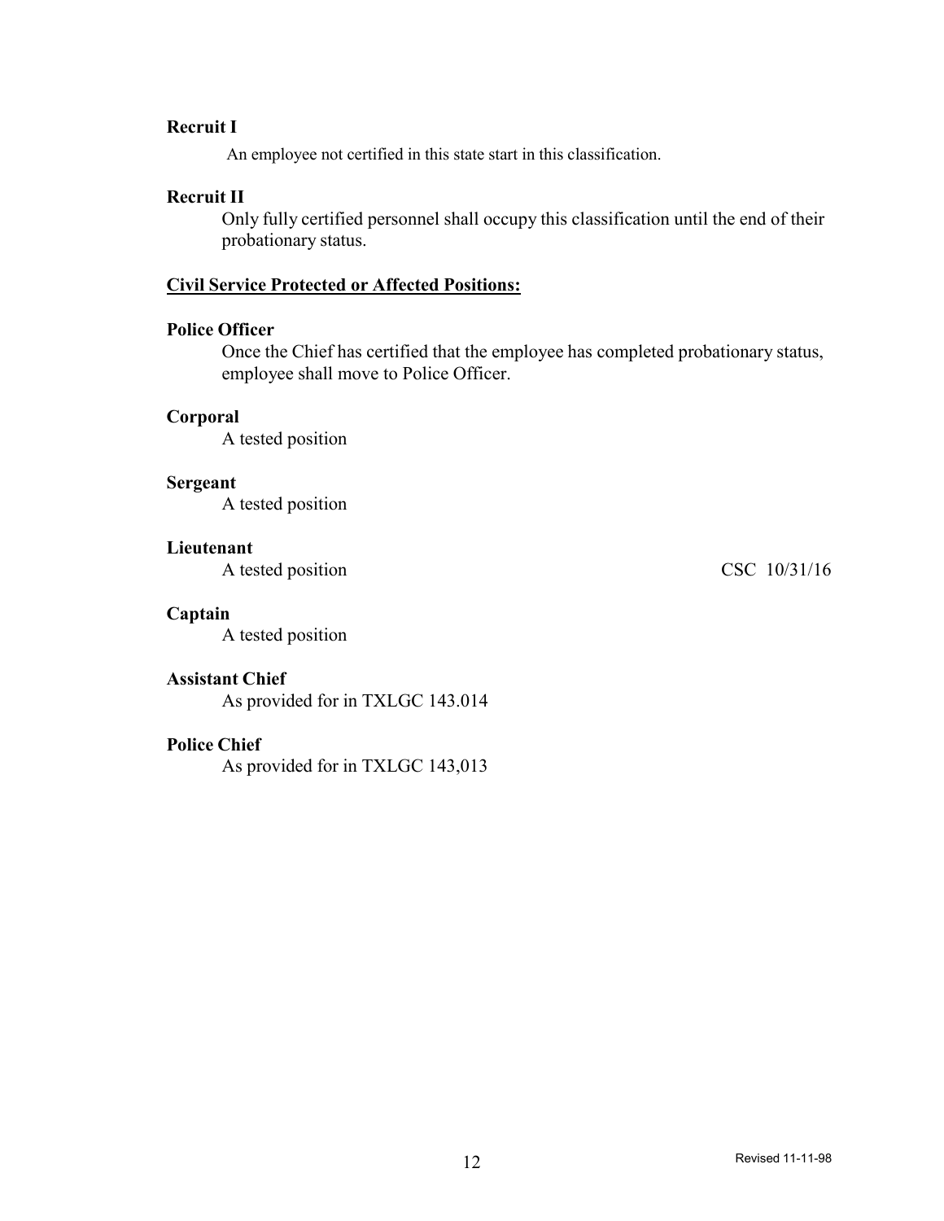**Recruit I**

An employee not certified in this state start in this classification.

**Recruit II**

Only fully certified personnel shall occupy this classification until the end of their probationary status.

**Civil Service Protected or Affected Positions:**

**Police Officer**

Once the Chief has certified that the employee has completed probationary status, employee shall move to Police Officer.

**Corporal**

A tested position

**Sergeant**

A tested position

**Lieutenant**

A tested position CSC 10/31/16

**Captain**

A tested position

**Assistant Chief**

As provided for in TXLGC 143.014

**Police Chief**

As provided for in TXLGC 143,013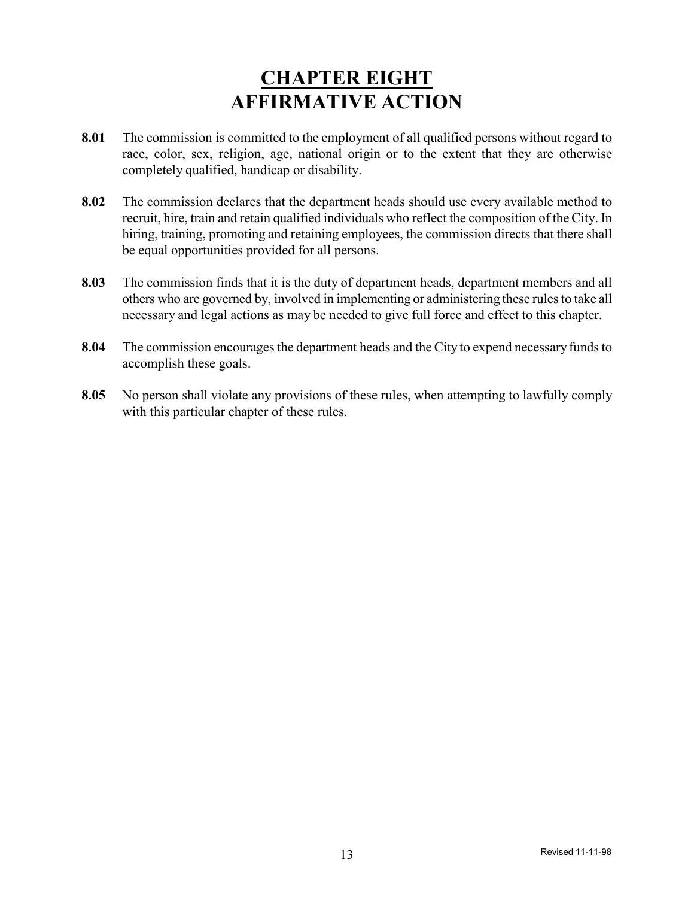# CHAPTER EIGHT
# AFFIRMATIVE ACTION

**8.01** The commission is committed to the employment of all qualified persons without regard to race, color, sex, religion, age, national origin or to the extent that they are otherwise completely qualified, handicap or disability.

**8.02** The commission declares that the department heads should use every available method to recruit, hire, train and retain qualified individuals who reflect the composition of the City. In hiring, training, promoting and retaining employees, the commission directs that there shall be equal opportunities provided for all persons.

**8.03** The commission finds that it is the duty of department heads, department members and all others who are governed by, involved in implementing or administering these rules to take all necessary and legal actions as may be needed to give full force and effect to this chapter.

**8.04** The commission encourages the department heads and the City to expend necessary funds to accomplish these goals.

**8.05** No person shall violate any provisions of these rules, when attempting to lawfully comply with this particular chapter of these rules.

Revised 11-11-98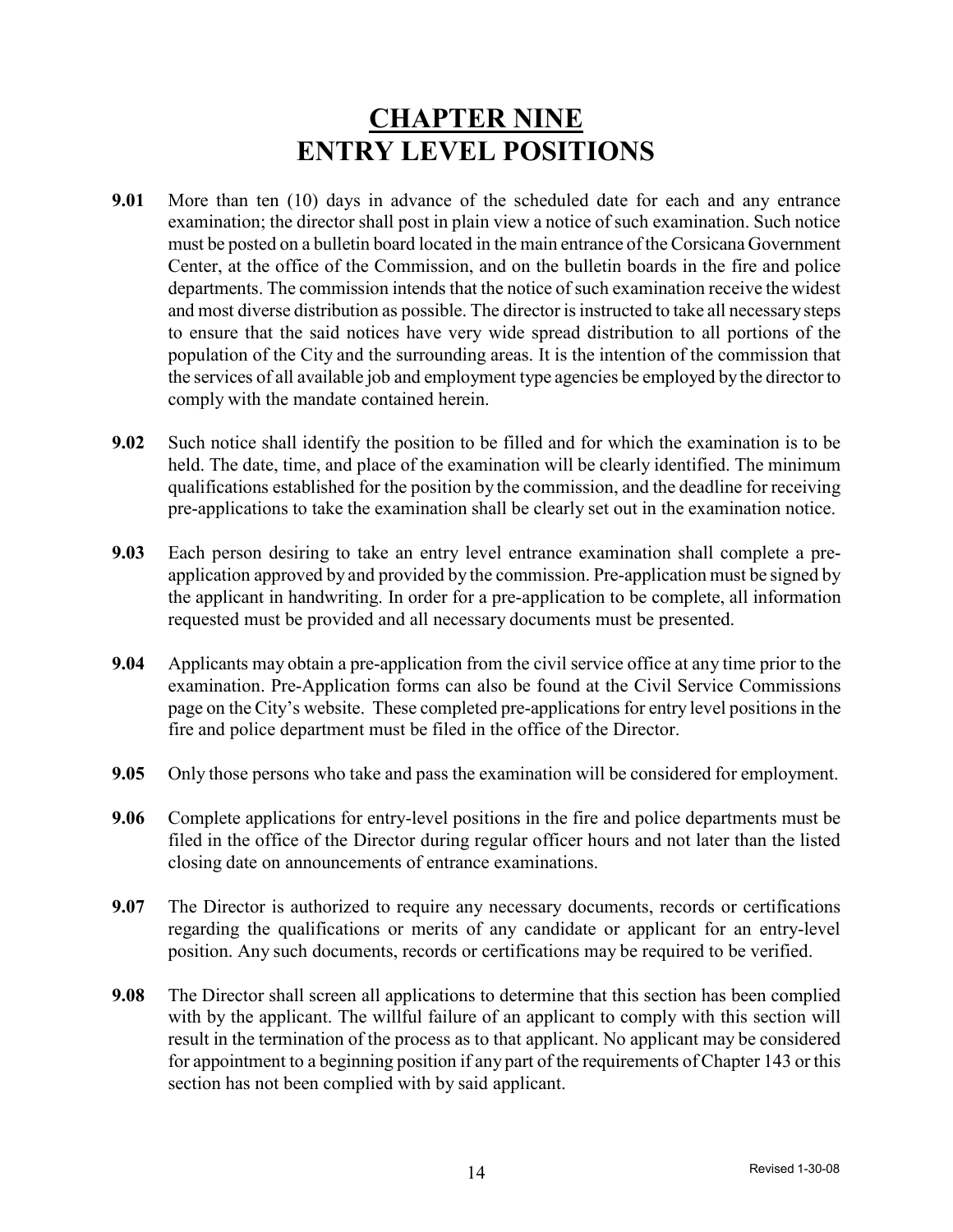# CHAPTER NINE
# ENTRY LEVEL POSITIONS

**9.01** More than ten (10) days in advance of the scheduled date for each and any entrance examination; the director shall post in plain view a notice of such examination. Such notice must be posted on a bulletin board located in the main entrance of the Corsicana Government Center, at the office of the Commission, and on the bulletin boards in the fire and police departments. The commission intends that the notice of such examination receive the widest and most diverse distribution as possible. The director is instructed to take all necessary steps to ensure that the said notices have very wide spread distribution to all portions of the population of the City and the surrounding areas. It is the intention of the commission that the services of all available job and employment type agencies be employed by the director to comply with the mandate contained herein.

**9.02** Such notice shall identify the position to be filled and for which the examination is to be held. The date, time, and place of the examination will be clearly identified. The minimum qualifications established for the position by the commission, and the deadline for receiving pre-applications to take the examination shall be clearly set out in the examination notice.

**9.03** Each person desiring to take an entry level entrance examination shall complete a pre-application approved by and provided by the commission. Pre-application must be signed by the applicant in handwriting. In order for a pre-application to be complete, all information requested must be provided and all necessary documents must be presented.

**9.04** Applicants may obtain a pre-application from the civil service office at any time prior to the examination. Pre-Application forms can also be found at the Civil Service Commissions page on the City's website. These completed pre-applications for entry level positions in the fire and police department must be filed in the office of the Director.

**9.05** Only those persons who take and pass the examination will be considered for employment.

**9.06** Complete applications for entry-level positions in the fire and police departments must be filed in the office of the Director during regular officer hours and not later than the listed closing date on announcements of entrance examinations.

**9.07** The Director is authorized to require any necessary documents, records or certifications regarding the qualifications or merits of any candidate or applicant for an entry-level position. Any such documents, records or certifications may be required to be verified.

**9.08** The Director shall screen all applications to determine that this section has been complied with by the applicant. The willful failure of an applicant to comply with this section will result in the termination of the process as to that applicant. No applicant may be considered for appointment to a beginning position if any part of the requirements of Chapter 143 or this section has not been complied with by said applicant.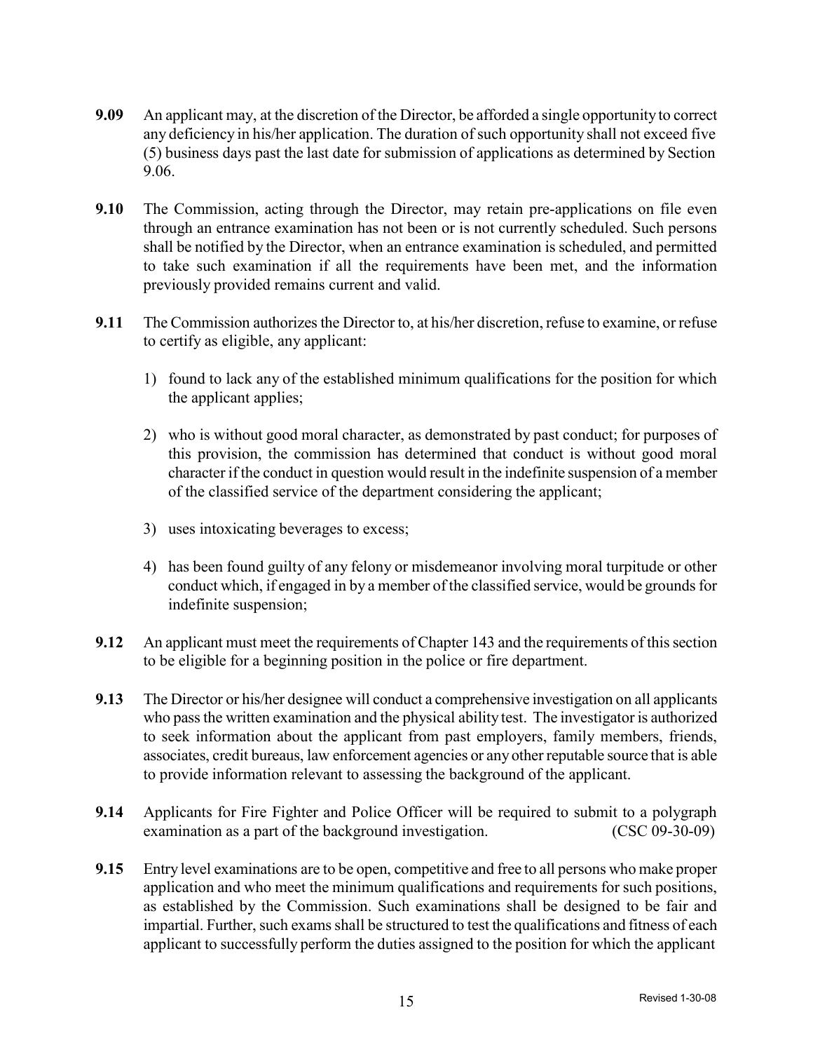**9.09** An applicant may, at the discretion of the Director, be afforded a single opportunity to correct any deficiency in his/her application. The duration of such opportunity shall not exceed five (5) business days past the last date for submission of applications as determined by Section 9.06.

**9.10** The Commission, acting through the Director, may retain pre-applications on file even through an entrance examination has not been or is not currently scheduled. Such persons shall be notified by the Director, when an entrance examination is scheduled, and permitted to take such examination if all the requirements have been met, and the information previously provided remains current and valid.

**9.11** The Commission authorizes the Director to, at his/her discretion, refuse to examine, or refuse to certify as eligible, any applicant:

1) found to lack any of the established minimum qualifications for the position for which the applicant applies;

2) who is without good moral character, as demonstrated by past conduct; for purposes of this provision, the commission has determined that conduct is without good moral character if the conduct in question would result in the indefinite suspension of a member of the classified service of the department considering the applicant;

3) uses intoxicating beverages to excess;

4) has been found guilty of any felony or misdemeanor involving moral turpitude or other conduct which, if engaged in by a member of the classified service, would be grounds for indefinite suspension;

**9.12** An applicant must meet the requirements of Chapter 143 and the requirements of this section to be eligible for a beginning position in the police or fire department.

**9.13** The Director or his/her designee will conduct a comprehensive investigation on all applicants who pass the written examination and the physical ability test. The investigator is authorized to seek information about the applicant from past employers, family members, friends, associates, credit bureaus, law enforcement agencies or any other reputable source that is able to provide information relevant to assessing the background of the applicant.

**9.14** Applicants for Fire Fighter and Police Officer will be required to submit to a polygraph examination as a part of the background investigation. (CSC 09-30-09)

**9.15** Entry level examinations are to be open, competitive and free to all persons who make proper application and who meet the minimum qualifications and requirements for such positions, as established by the Commission. Such examinations shall be designed to be fair and impartial. Further, such exams shall be structured to test the qualifications and fitness of each applicant to successfully perform the duties assigned to the position for which the applicant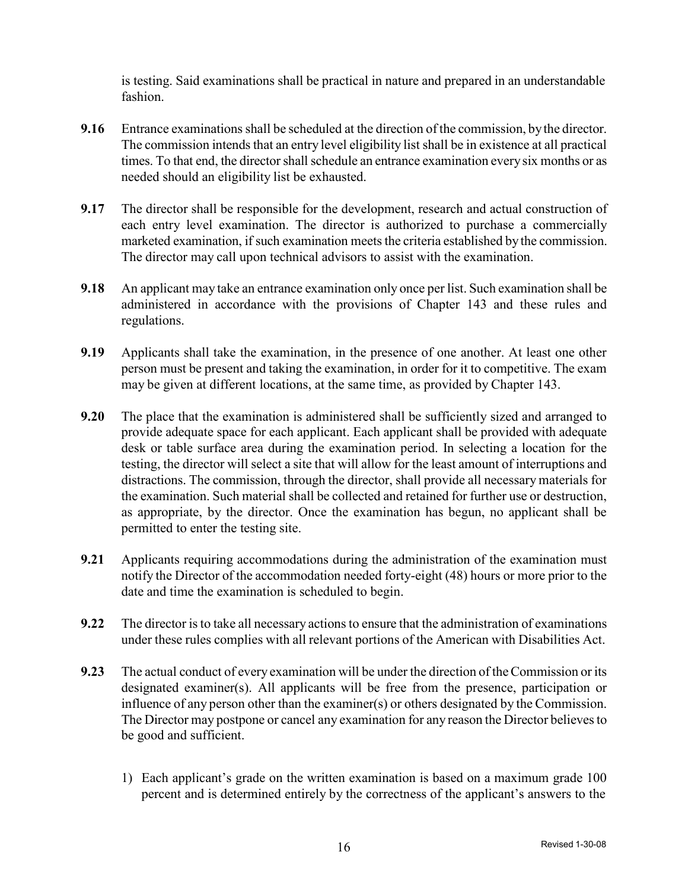is testing. Said examinations shall be practical in nature and prepared in an understandable fashion.

**9.16** Entrance examinations shall be scheduled at the direction of the commission, by the director. The commission intends that an entry level eligibility list shall be in existence at all practical times. To that end, the director shall schedule an entrance examination every six months or as needed should an eligibility list be exhausted.

**9.17** The director shall be responsible for the development, research and actual construction of each entry level examination. The director is authorized to purchase a commercially marketed examination, if such examination meets the criteria established by the commission. The director may call upon technical advisors to assist with the examination.

**9.18** An applicant may take an entrance examination only once per list. Such examination shall be administered in accordance with the provisions of Chapter 143 and these rules and regulations.

**9.19** Applicants shall take the examination, in the presence of one another. At least one other person must be present and taking the examination, in order for it to competitive. The exam may be given at different locations, at the same time, as provided by Chapter 143.

**9.20** The place that the examination is administered shall be sufficiently sized and arranged to provide adequate space for each applicant. Each applicant shall be provided with adequate desk or table surface area during the examination period. In selecting a location for the testing, the director will select a site that will allow for the least amount of interruptions and distractions. The commission, through the director, shall provide all necessary materials for the examination. Such material shall be collected and retained for further use or destruction, as appropriate, by the director. Once the examination has begun, no applicant shall be permitted to enter the testing site.

**9.21** Applicants requiring accommodations during the administration of the examination must notify the Director of the accommodation needed forty-eight (48) hours or more prior to the date and time the examination is scheduled to begin.

**9.22** The director is to take all necessary actions to ensure that the administration of examinations under these rules complies with all relevant portions of the American with Disabilities Act.

**9.23** The actual conduct of every examination will be under the direction of the Commission or its designated examiner(s). All applicants will be free from the presence, participation or influence of any person other than the examiner(s) or others designated by the Commission. The Director may postpone or cancel any examination for any reason the Director believes to be good and sufficient.

1) Each applicant's grade on the written examination is based on a maximum grade 100 percent and is determined entirely by the correctness of the applicant's answers to the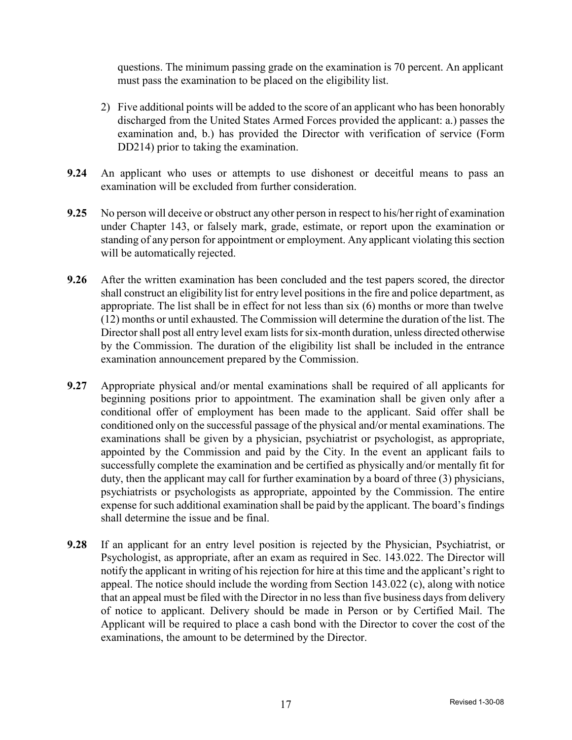questions. The minimum passing grade on the examination is 70 percent. An applicant must pass the examination to be placed on the eligibility list.

2) Five additional points will be added to the score of an applicant who has been honorably discharged from the United States Armed Forces provided the applicant: a.) passes the examination and, b.) has provided the Director with verification of service (Form DD214) prior to taking the examination.

**9.24** An applicant who uses or attempts to use dishonest or deceitful means to pass an examination will be excluded from further consideration.

**9.25** No person will deceive or obstruct any other person in respect to his/her right of examination under Chapter 143, or falsely mark, grade, estimate, or report upon the examination or standing of any person for appointment or employment. Any applicant violating this section will be automatically rejected.

**9.26** After the written examination has been concluded and the test papers scored, the director shall construct an eligibility list for entry level positions in the fire and police department, as appropriate. The list shall be in effect for not less than six (6) months or more than twelve (12) months or until exhausted. The Commission will determine the duration of the list. The Director shall post all entry level exam lists for six-month duration, unless directed otherwise by the Commission. The duration of the eligibility list shall be included in the entrance examination announcement prepared by the Commission.

**9.27** Appropriate physical and/or mental examinations shall be required of all applicants for beginning positions prior to appointment. The examination shall be given only after a conditional offer of employment has been made to the applicant. Said offer shall be conditioned only on the successful passage of the physical and/or mental examinations. The examinations shall be given by a physician, psychiatrist or psychologist, as appropriate, appointed by the Commission and paid by the City. In the event an applicant fails to successfully complete the examination and be certified as physically and/or mentally fit for duty, then the applicant may call for further examination by a board of three (3) physicians, psychiatrists or psychologists as appropriate, appointed by the Commission. The entire expense for such additional examination shall be paid by the applicant. The board's findings shall determine the issue and be final.

**9.28** If an applicant for an entry level position is rejected by the Physician, Psychiatrist, or Psychologist, as appropriate, after an exam as required in Sec. 143.022. The Director will notify the applicant in writing of his rejection for hire at this time and the applicant's right to appeal. The notice should include the wording from Section 143.022 (c), along with notice that an appeal must be filed with the Director in no less than five business days from delivery of notice to applicant. Delivery should be made in Person or by Certified Mail. The Applicant will be required to place a cash bond with the Director to cover the cost of the examinations, the amount to be determined by the Director.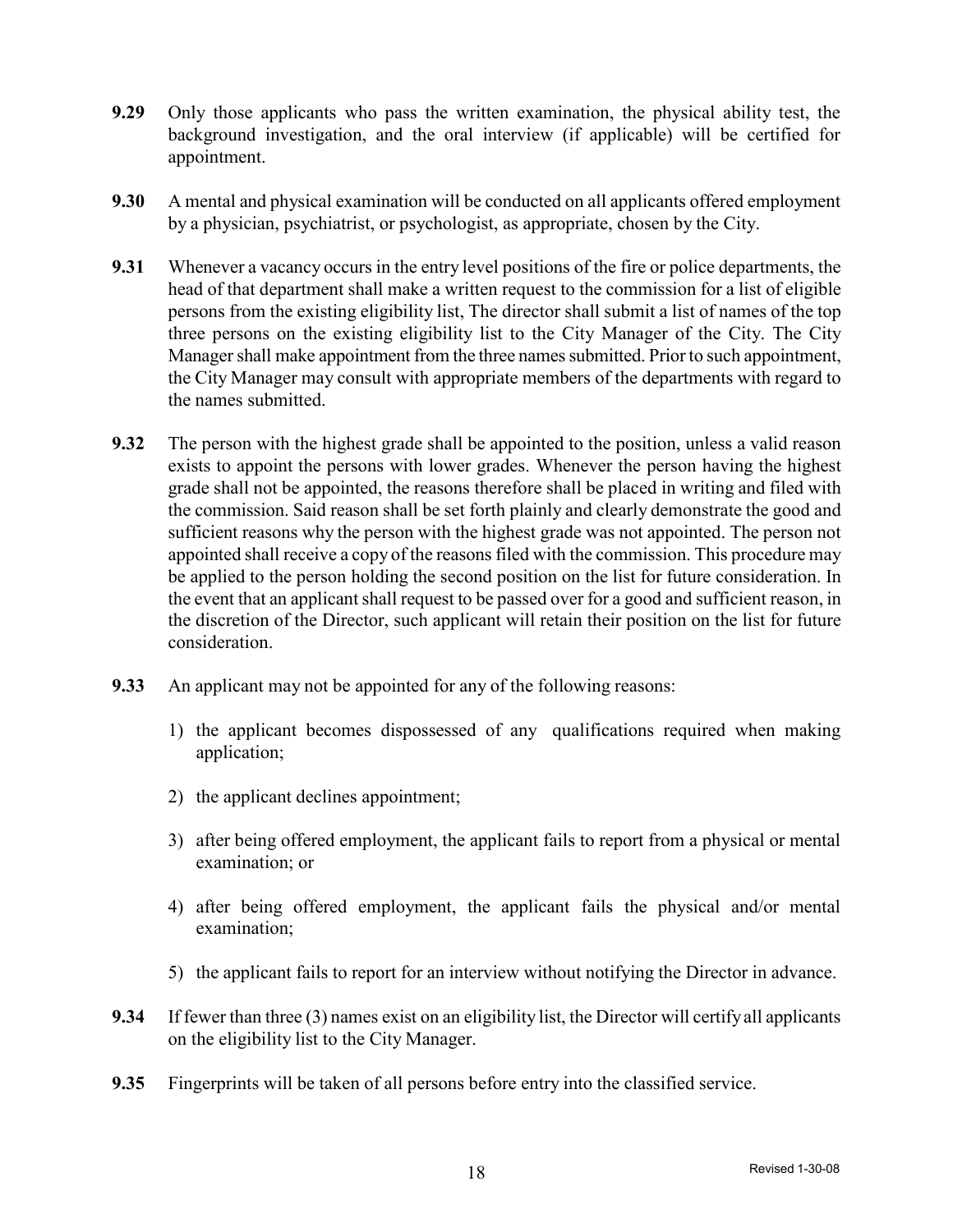**9.29** Only those applicants who pass the written examination, the physical ability test, the background investigation, and the oral interview (if applicable) will be certified for appointment.

**9.30** A mental and physical examination will be conducted on all applicants offered employment by a physician, psychiatrist, or psychologist, as appropriate, chosen by the City.

**9.31** Whenever a vacancy occurs in the entry level positions of the fire or police departments, the head of that department shall make a written request to the commission for a list of eligible persons from the existing eligibility list, The director shall submit a list of names of the top three persons on the existing eligibility list to the City Manager of the City. The City Manager shall make appointment from the three names submitted. Prior to such appointment, the City Manager may consult with appropriate members of the departments with regard to the names submitted.

**9.32** The person with the highest grade shall be appointed to the position, unless a valid reason exists to appoint the persons with lower grades. Whenever the person having the highest grade shall not be appointed, the reasons therefore shall be placed in writing and filed with the commission. Said reason shall be set forth plainly and clearly demonstrate the good and sufficient reasons why the person with the highest grade was not appointed. The person not appointed shall receive a copy of the reasons filed with the commission. This procedure may be applied to the person holding the second position on the list for future consideration. In the event that an applicant shall request to be passed over for a good and sufficient reason, in the discretion of the Director, such applicant will retain their position on the list for future consideration.

**9.33** An applicant may not be appointed for any of the following reasons:

1) the applicant becomes dispossessed of any qualifications required when making application;
2) the applicant declines appointment;
3) after being offered employment, the applicant fails to report from a physical or mental examination; or
4) after being offered employment, the applicant fails the physical and/or mental examination;
5) the applicant fails to report for an interview without notifying the Director in advance.

**9.34** If fewer than three (3) names exist on an eligibility list, the Director will certify all applicants on the eligibility list to the City Manager.

**9.35** Fingerprints will be taken of all persons before entry into the classified service.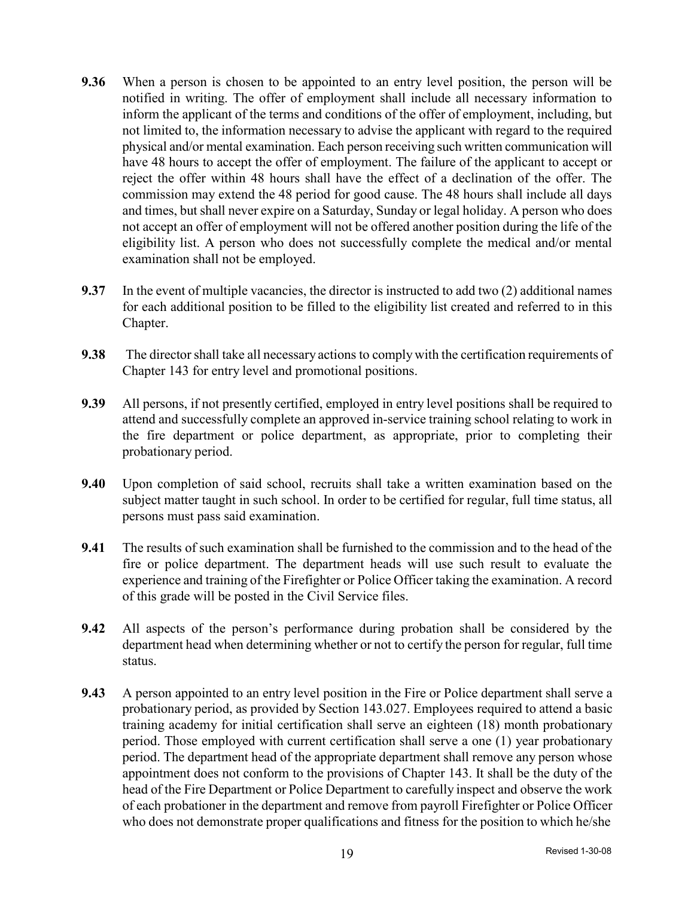**9.36** When a person is chosen to be appointed to an entry level position, the person will be notified in writing. The offer of employment shall include all necessary information to inform the applicant of the terms and conditions of the offer of employment, including, but not limited to, the information necessary to advise the applicant with regard to the required physical and/or mental examination. Each person receiving such written communication will have 48 hours to accept the offer of employment. The failure of the applicant to accept or reject the offer within 48 hours shall have the effect of a declination of the offer. The commission may extend the 48 period for good cause. The 48 hours shall include all days and times, but shall never expire on a Saturday, Sunday or legal holiday. A person who does not accept an offer of employment will not be offered another position during the life of the eligibility list. A person who does not successfully complete the medical and/or mental examination shall not be employed.

**9.37** In the event of multiple vacancies, the director is instructed to add two (2) additional names for each additional position to be filled to the eligibility list created and referred to in this Chapter.

**9.38** The director shall take all necessary actions to comply with the certification requirements of Chapter 143 for entry level and promotional positions.

**9.39** All persons, if not presently certified, employed in entry level positions shall be required to attend and successfully complete an approved in-service training school relating to work in the fire department or police department, as appropriate, prior to completing their probationary period.

**9.40** Upon completion of said school, recruits shall take a written examination based on the subject matter taught in such school. In order to be certified for regular, full time status, all persons must pass said examination.

**9.41** The results of such examination shall be furnished to the commission and to the head of the fire or police department. The department heads will use such result to evaluate the experience and training of the Firefighter or Police Officer taking the examination. A record of this grade will be posted in the Civil Service files.

**9.42** All aspects of the person's performance during probation shall be considered by the department head when determining whether or not to certify the person for regular, full time status.

**9.43** A person appointed to an entry level position in the Fire or Police department shall serve a probationary period, as provided by Section 143.027. Employees required to attend a basic training academy for initial certification shall serve an eighteen (18) month probationary period. Those employed with current certification shall serve a one (1) year probationary period. The department head of the appropriate department shall remove any person whose appointment does not conform to the provisions of Chapter 143. It shall be the duty of the head of the Fire Department or Police Department to carefully inspect and observe the work of each probationer in the department and remove from payroll Firefighter or Police Officer who does not demonstrate proper qualifications and fitness for the position to which he/she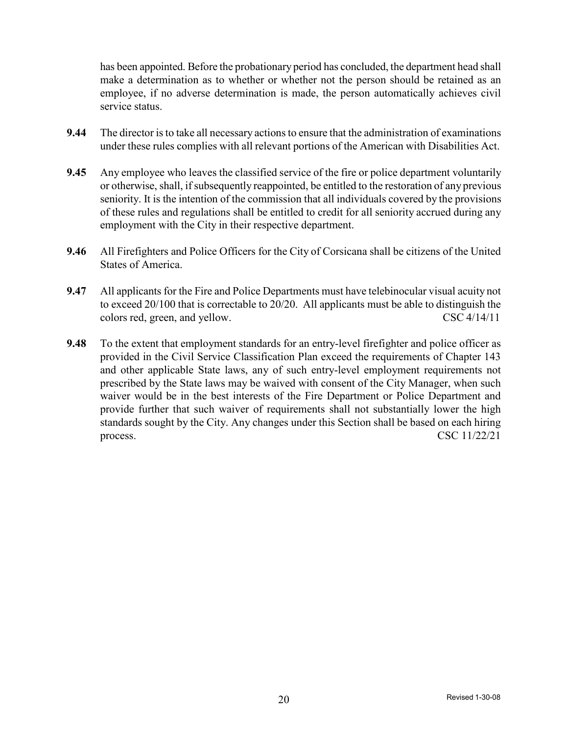has been appointed. Before the probationary period has concluded, the department head shall make a determination as to whether or whether not the person should be retained as an employee, if no adverse determination is made, the person automatically achieves civil service status.

**9.44** The director is to take all necessary actions to ensure that the administration of examinations under these rules complies with all relevant portions of the American with Disabilities Act.

**9.45** Any employee who leaves the classified service of the fire or police department voluntarily or otherwise, shall, if subsequently reappointed, be entitled to the restoration of any previous seniority. It is the intention of the commission that all individuals covered by the provisions of these rules and regulations shall be entitled to credit for all seniority accrued during any employment with the City in their respective department.

**9.46** All Firefighters and Police Officers for the City of Corsicana shall be citizens of the United States of America.

**9.47** All applicants for the Fire and Police Departments must have telebinocular visual acuity not to exceed 20/100 that is correctable to 20/20. All applicants must be able to distinguish the colors red, green, and yellow. CSC 4/14/11

**9.48** To the extent that employment standards for an entry-level firefighter and police officer as provided in the Civil Service Classification Plan exceed the requirements of Chapter 143 and other applicable State laws, any of such entry-level employment requirements not prescribed by the State laws may be waived with consent of the City Manager, when such waiver would be in the best interests of the Fire Department or Police Department and provide further that such waiver of requirements shall not substantially lower the high standards sought by the City. Any changes under this Section shall be based on each hiring process. CSC 11/22/21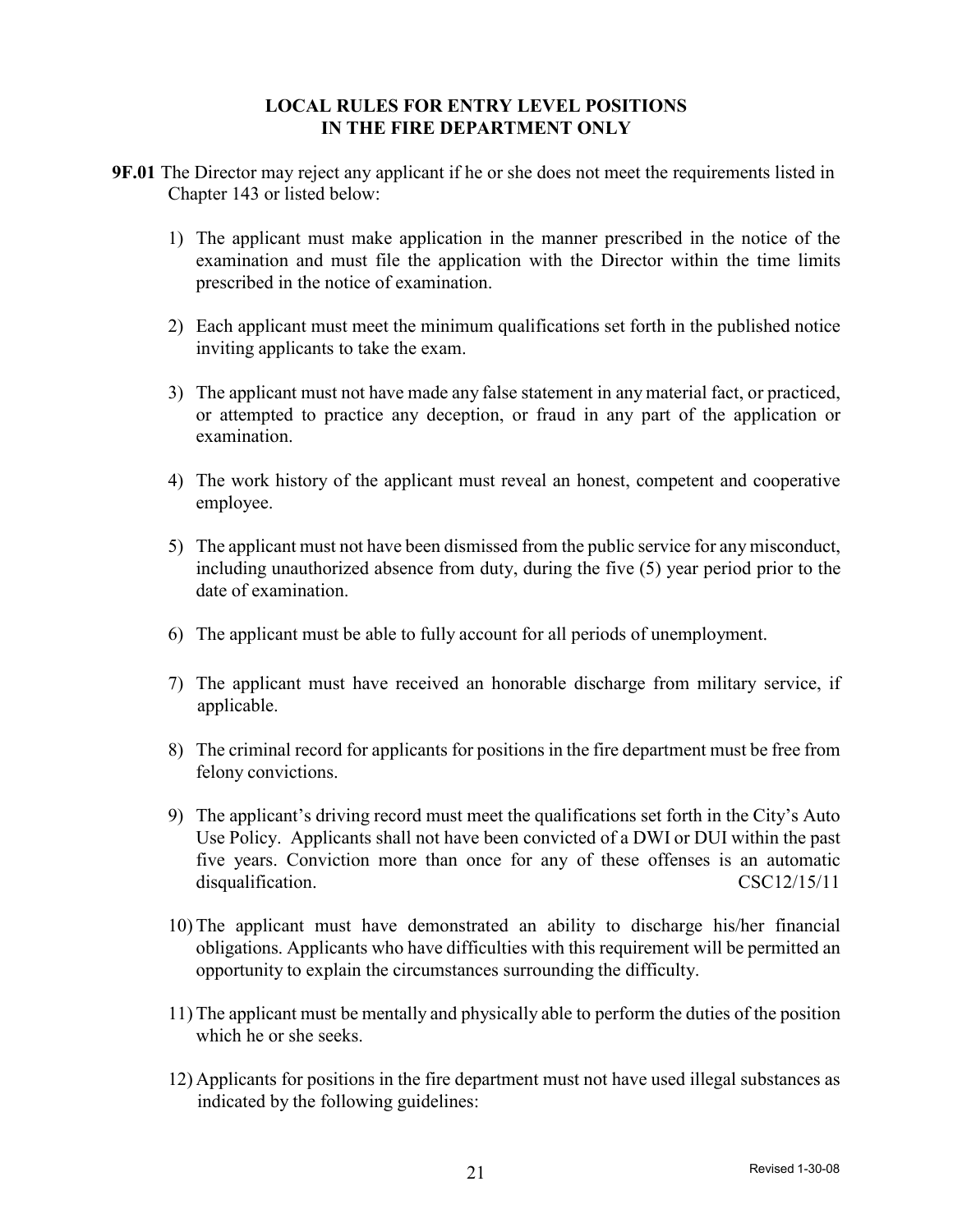## LOCAL RULES FOR ENTRY LEVEL POSITIONS IN THE FIRE DEPARTMENT ONLY

**9F.01** The Director may reject any applicant if he or she does not meet the requirements listed in Chapter 143 or listed below:

1) The applicant must make application in the manner prescribed in the notice of the examination and must file the application with the Director within the time limits prescribed in the notice of examination.

2) Each applicant must meet the minimum qualifications set forth in the published notice inviting applicants to take the exam.

3) The applicant must not have made any false statement in any material fact, or practiced, or attempted to practice any deception, or fraud in any part of the application or examination.

4) The work history of the applicant must reveal an honest, competent and cooperative employee.

5) The applicant must not have been dismissed from the public service for any misconduct, including unauthorized absence from duty, during the five (5) year period prior to the date of examination.

6) The applicant must be able to fully account for all periods of unemployment.

7) The applicant must have received an honorable discharge from military service, if applicable.

8) The criminal record for applicants for positions in the fire department must be free from felony convictions.

9) The applicant's driving record must meet the qualifications set forth in the City's Auto Use Policy. Applicants shall not have been convicted of a DWI or DUI within the past five years. Conviction more than once for any of these offenses is an automatic disqualification. CSC12/15/11

10) The applicant must have demonstrated an ability to discharge his/her financial obligations. Applicants who have difficulties with this requirement will be permitted an opportunity to explain the circumstances surrounding the difficulty.

11) The applicant must be mentally and physically able to perform the duties of the position which he or she seeks.

12) Applicants for positions in the fire department must not have used illegal substances as indicated by the following guidelines: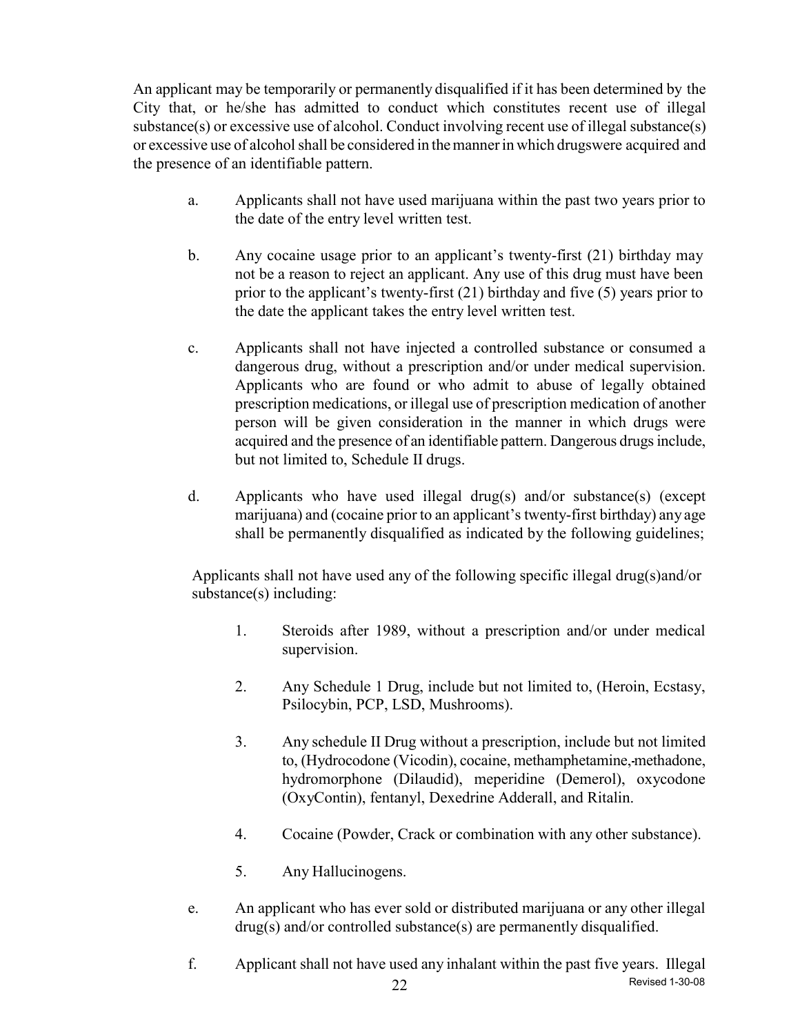An applicant may be temporarily or permanently disqualified if it has been determined by the City that, or he/she has admitted to conduct which constitutes recent use of illegal substance(s) or excessive use of alcohol. Conduct involving recent use of illegal substance(s) or excessive use of alcohol shall be considered in the manner in which drugswere acquired and the presence of an identifiable pattern.

a. Applicants shall not have used marijuana within the past two years prior to the date of the entry level written test.

b. Any cocaine usage prior to an applicant's twenty-first (21) birthday may not be a reason to reject an applicant. Any use of this drug must have been prior to the applicant's twenty-first (21) birthday and five (5) years prior to the date the applicant takes the entry level written test.

c. Applicants shall not have injected a controlled substance or consumed a dangerous drug, without a prescription and/or under medical supervision. Applicants who are found or who admit to abuse of legally obtained prescription medications, or illegal use of prescription medication of another person will be given consideration in the manner in which drugs were acquired and the presence of an identifiable pattern. Dangerous drugs include, but not limited to, Schedule II drugs.

d. Applicants who have used illegal drug(s) and/or substance(s) (except marijuana) and (cocaine prior to an applicant's twenty-first birthday) any age shall be permanently disqualified as indicated by the following guidelines;

Applicants shall not have used any of the following specific illegal drug(s)and/or substance(s) including:

1. Steroids after 1989, without a prescription and/or under medical supervision.

2. Any Schedule 1 Drug, include but not limited to, (Heroin, Ecstasy, Psilocybin, PCP, LSD, Mushrooms).

3. Any schedule II Drug without a prescription, include but not limited to, (Hydrocodone (Vicodin), cocaine, methamphetamine, methadone, hydromorphone (Dilaudid), meperidine (Demerol), oxycodone (OxyContin), fentanyl, Dexedrine Adderall, and Ritalin.

4. Cocaine (Powder, Crack or combination with any other substance).

5. Any Hallucinogens.

e. An applicant who has ever sold or distributed marijuana or any other illegal drug(s) and/or controlled substance(s) are permanently disqualified.

f. Applicant shall not have used any inhalant within the past five years. Illegal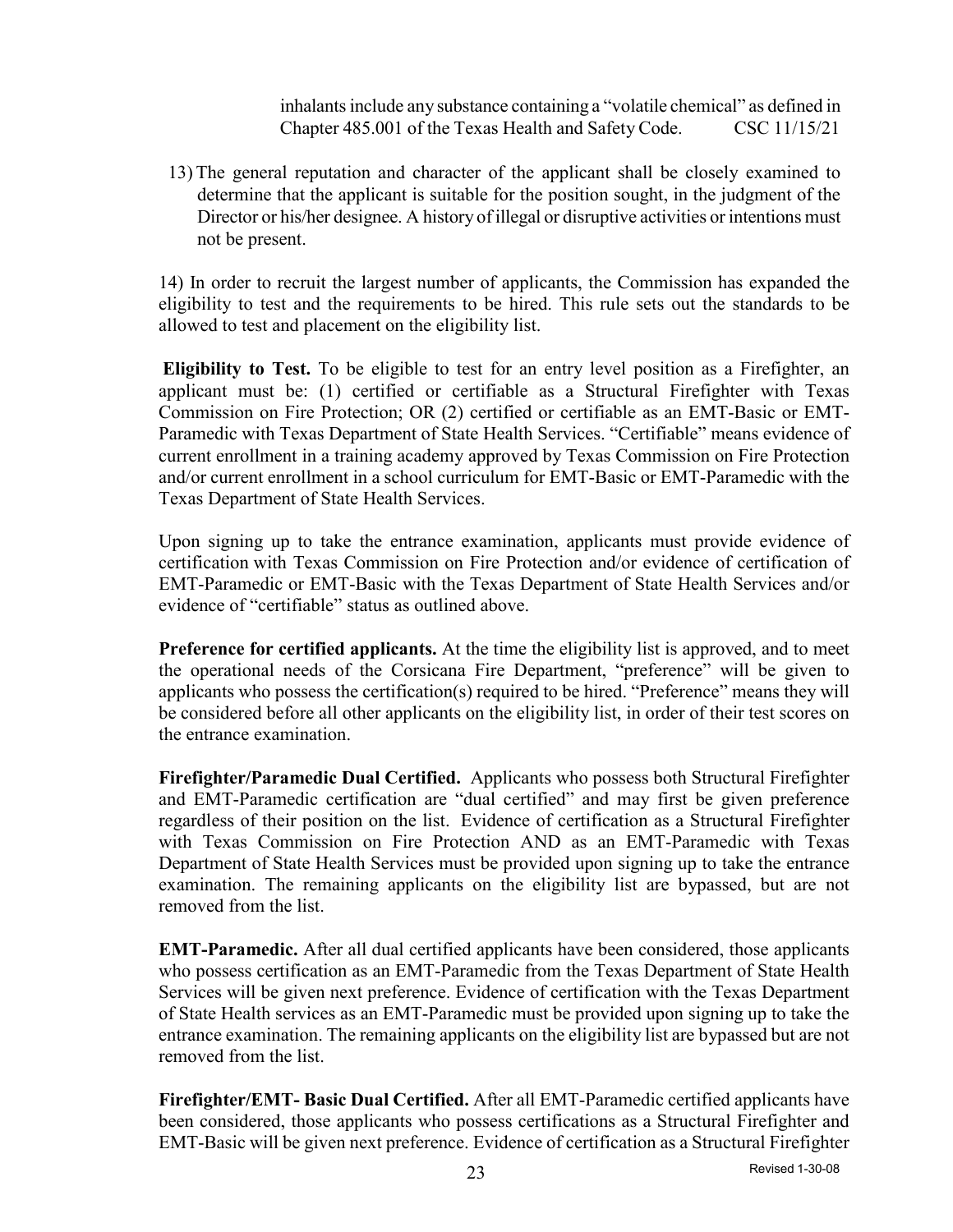inhalants include any substance containing a "volatile chemical" as defined in Chapter 485.001 of the Texas Health and Safety Code. CSC 11/15/21

13) The general reputation and character of the applicant shall be closely examined to determine that the applicant is suitable for the position sought, in the judgment of the Director or his/her designee. A history of illegal or disruptive activities or intentions must not be present.

14) In order to recruit the largest number of applicants, the Commission has expanded the eligibility to test and the requirements to be hired. This rule sets out the standards to be allowed to test and placement on the eligibility list.

**Eligibility to Test.** To be eligible to test for an entry level position as a Firefighter, an applicant must be: (1) certified or certifiable as a Structural Firefighter with Texas Commission on Fire Protection; OR (2) certified or certifiable as an EMT-Basic or EMT-Paramedic with Texas Department of State Health Services. "Certifiable" means evidence of current enrollment in a training academy approved by Texas Commission on Fire Protection and/or current enrollment in a school curriculum for EMT-Basic or EMT-Paramedic with the Texas Department of State Health Services.

Upon signing up to take the entrance examination, applicants must provide evidence of certification with Texas Commission on Fire Protection and/or evidence of certification of EMT-Paramedic or EMT-Basic with the Texas Department of State Health Services and/or evidence of "certifiable" status as outlined above.

**Preference for certified applicants.** At the time the eligibility list is approved, and to meet the operational needs of the Corsicana Fire Department, "preference" will be given to applicants who possess the certification(s) required to be hired. "Preference" means they will be considered before all other applicants on the eligibility list, in order of their test scores on the entrance examination.

**Firefighter/Paramedic Dual Certified.** Applicants who possess both Structural Firefighter and EMT-Paramedic certification are "dual certified" and may first be given preference regardless of their position on the list. Evidence of certification as a Structural Firefighter with Texas Commission on Fire Protection AND as an EMT-Paramedic with Texas Department of State Health Services must be provided upon signing up to take the entrance examination. The remaining applicants on the eligibility list are bypassed, but are not removed from the list.

**EMT-Paramedic.** After all dual certified applicants have been considered, those applicants who possess certification as an EMT-Paramedic from the Texas Department of State Health Services will be given next preference. Evidence of certification with the Texas Department of State Health services as an EMT-Paramedic must be provided upon signing up to take the entrance examination. The remaining applicants on the eligibility list are bypassed but are not removed from the list.

**Firefighter/EMT- Basic Dual Certified.** After all EMT-Paramedic certified applicants have been considered, those applicants who possess certifications as a Structural Firefighter and EMT-Basic will be given next preference. Evidence of certification as a Structural Firefighter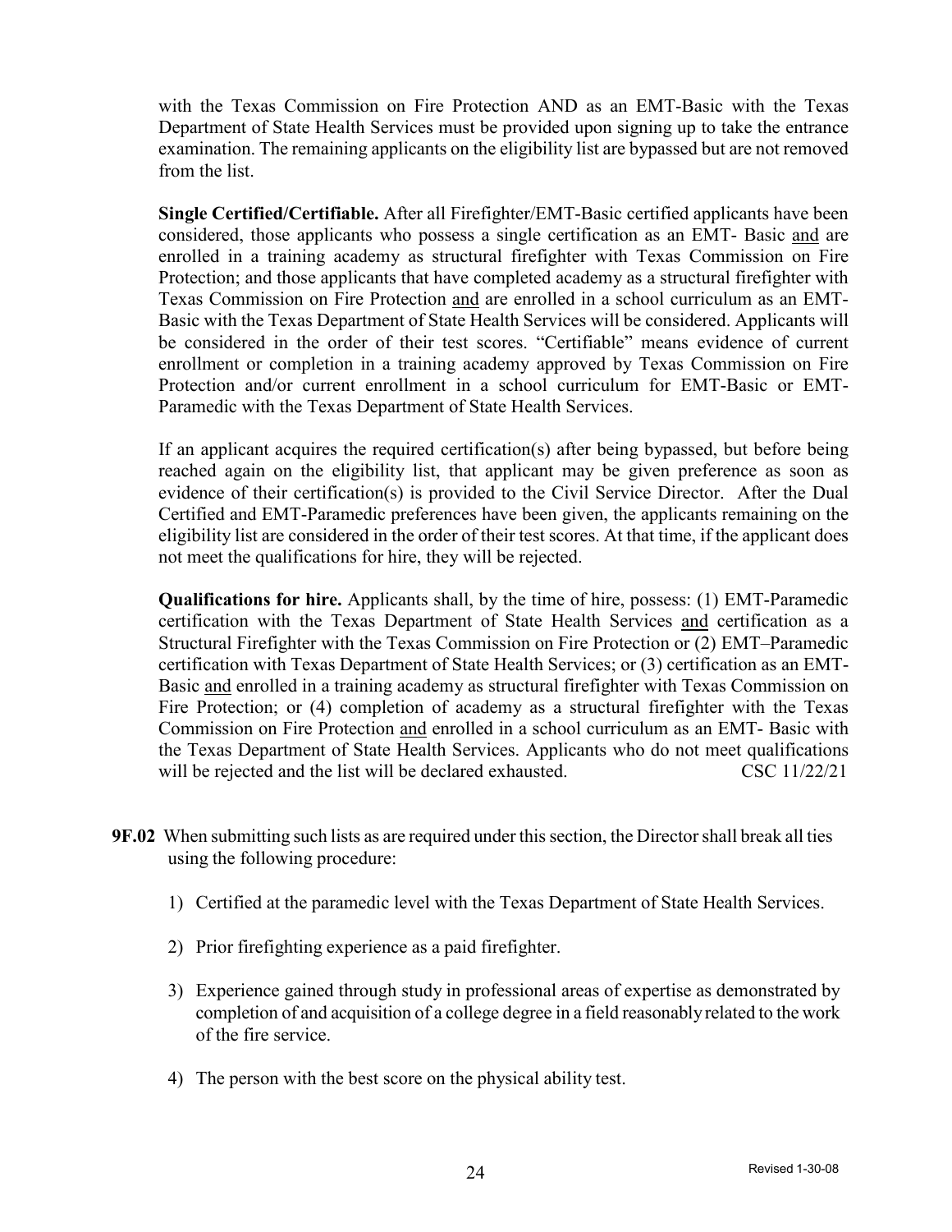with the Texas Commission on Fire Protection AND as an EMT-Basic with the Texas Department of State Health Services must be provided upon signing up to take the entrance examination. The remaining applicants on the eligibility list are bypassed but are not removed from the list.

**Single Certified/Certifiable.** After all Firefighter/EMT-Basic certified applicants have been considered, those applicants who possess a single certification as an EMT- Basic and are enrolled in a training academy as structural firefighter with Texas Commission on Fire Protection; and those applicants that have completed academy as a structural firefighter with Texas Commission on Fire Protection and are enrolled in a school curriculum as an EMT-Basic with the Texas Department of State Health Services will be considered. Applicants will be considered in the order of their test scores. "Certifiable" means evidence of current enrollment or completion in a training academy approved by Texas Commission on Fire Protection and/or current enrollment in a school curriculum for EMT-Basic or EMT-Paramedic with the Texas Department of State Health Services.

If an applicant acquires the required certification(s) after being bypassed, but before being reached again on the eligibility list, that applicant may be given preference as soon as evidence of their certification(s) is provided to the Civil Service Director. After the Dual Certified and EMT-Paramedic preferences have been given, the applicants remaining on the eligibility list are considered in the order of their test scores. At that time, if the applicant does not meet the qualifications for hire, they will be rejected.

**Qualifications for hire.** Applicants shall, by the time of hire, possess: (1) EMT-Paramedic certification with the Texas Department of State Health Services and certification as a Structural Firefighter with the Texas Commission on Fire Protection or (2) EMT–Paramedic certification with Texas Department of State Health Services; or (3) certification as an EMT-Basic and enrolled in a training academy as structural firefighter with Texas Commission on Fire Protection; or (4) completion of academy as a structural firefighter with the Texas Commission on Fire Protection and enrolled in a school curriculum as an EMT- Basic with the Texas Department of State Health Services. Applicants who do not meet qualifications will be rejected and the list will be declared exhausted. CSC 11/22/21

**9F.02** When submitting such lists as are required under this section, the Director shall break all ties using the following procedure:

1) Certified at the paramedic level with the Texas Department of State Health Services.
2) Prior firefighting experience as a paid firefighter.
3) Experience gained through study in professional areas of expertise as demonstrated by completion of and acquisition of a college degree in a field reasonably related to the work of the fire service.
4) The person with the best score on the physical ability test.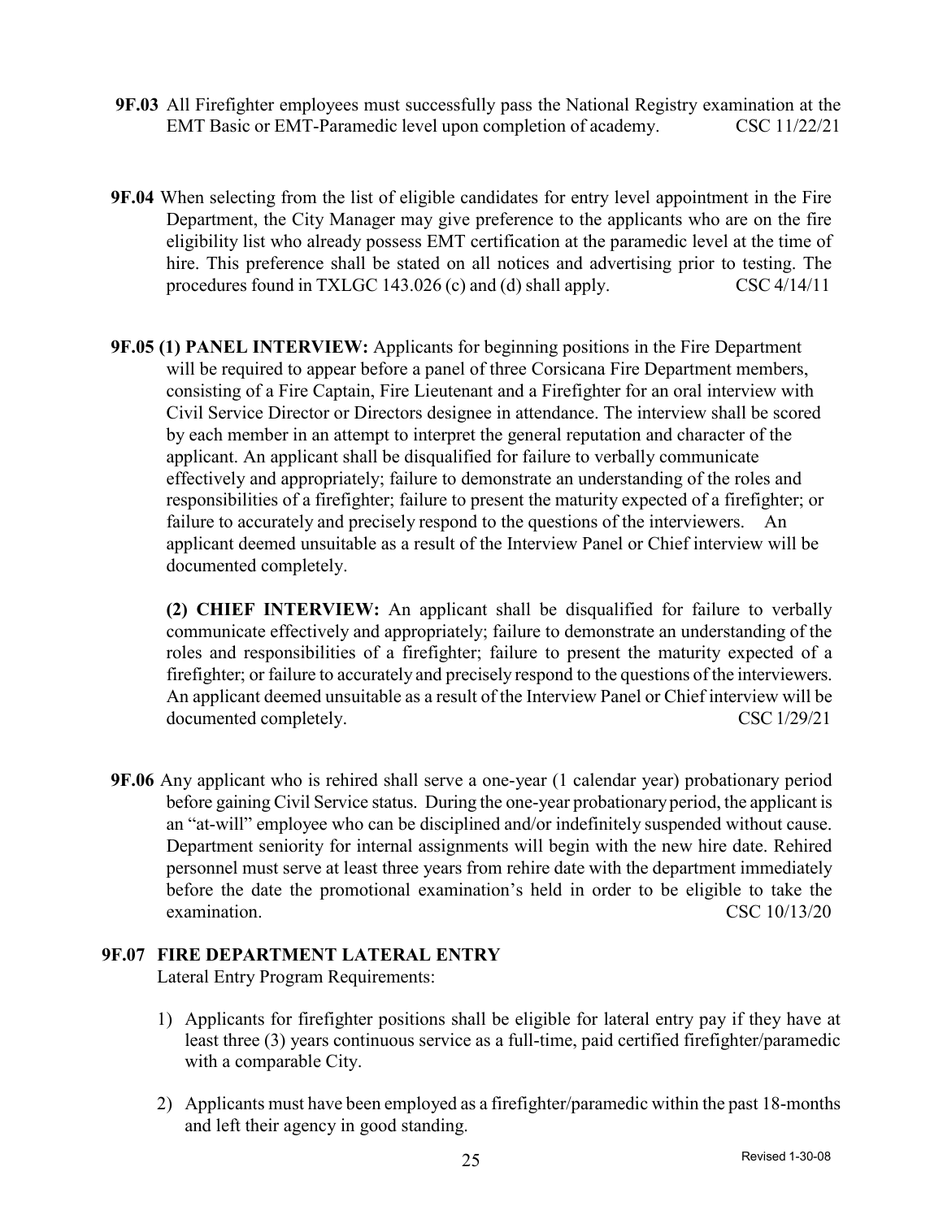**9F.03** All Firefighter employees must successfully pass the National Registry examination at the EMT Basic or EMT-Paramedic level upon completion of academy. CSC 11/22/21

**9F.04** When selecting from the list of eligible candidates for entry level appointment in the Fire Department, the City Manager may give preference to the applicants who are on the fire eligibility list who already possess EMT certification at the paramedic level at the time of hire. This preference shall be stated on all notices and advertising prior to testing. The procedures found in TXLGC 143.026 (c) and (d) shall apply. CSC 4/14/11

**9F.05 (1) PANEL INTERVIEW:** Applicants for beginning positions in the Fire Department will be required to appear before a panel of three Corsicana Fire Department members, consisting of a Fire Captain, Fire Lieutenant and a Firefighter for an oral interview with Civil Service Director or Directors designee in attendance. The interview shall be scored by each member in an attempt to interpret the general reputation and character of the applicant. An applicant shall be disqualified for failure to verbally communicate effectively and appropriately; failure to demonstrate an understanding of the roles and responsibilities of a firefighter; failure to present the maturity expected of a firefighter; or failure to accurately and precisely respond to the questions of the interviewers. An applicant deemed unsuitable as a result of the Interview Panel or Chief interview will be documented completely.

**(2) CHIEF INTERVIEW:** An applicant shall be disqualified for failure to verbally communicate effectively and appropriately; failure to demonstrate an understanding of the roles and responsibilities of a firefighter; failure to present the maturity expected of a firefighter; or failure to accurately and precisely respond to the questions of the interviewers. An applicant deemed unsuitable as a result of the Interview Panel or Chief interview will be documented completely. CSC 1/29/21

**9F.06** Any applicant who is rehired shall serve a one-year (1 calendar year) probationary period before gaining Civil Service status. During the one-year probationary period, the applicant is an "at-will" employee who can be disciplined and/or indefinitely suspended without cause. Department seniority for internal assignments will begin with the new hire date. Rehired personnel must serve at least three years from rehire date with the department immediately before the date the promotional examination's held in order to be eligible to take the examination. CSC 10/13/20

**9F.07 FIRE DEPARTMENT LATERAL ENTRY**

Lateral Entry Program Requirements:

1) Applicants for firefighter positions shall be eligible for lateral entry pay if they have at least three (3) years continuous service as a full-time, paid certified firefighter/paramedic with a comparable City.

2) Applicants must have been employed as a firefighter/paramedic within the past 18-months and left their agency in good standing.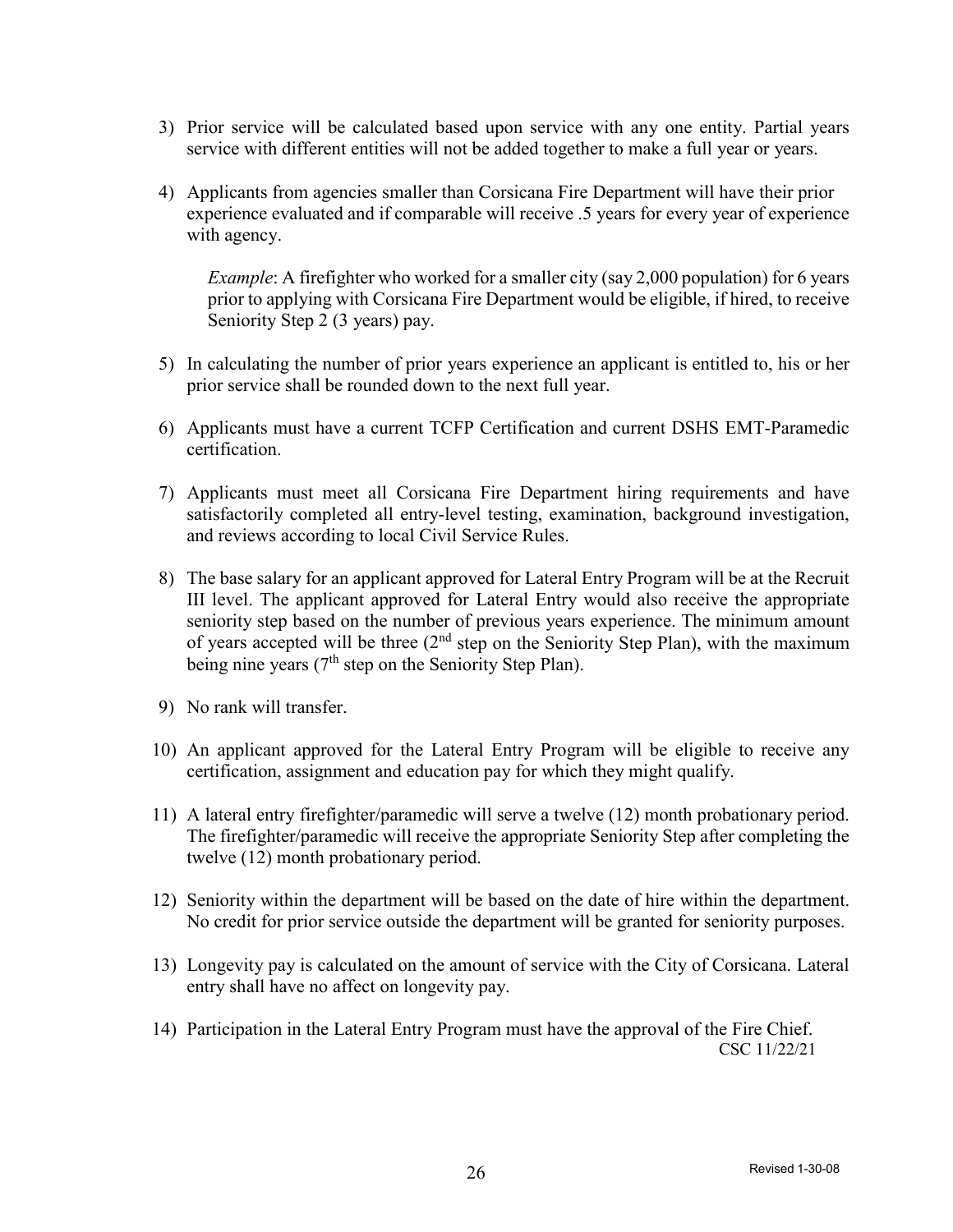3) Prior service will be calculated based upon service with any one entity. Partial years service with different entities will not be added together to make a full year or years.

4) Applicants from agencies smaller than Corsicana Fire Department will have their prior experience evaluated and if comparable will receive .5 years for every year of experience with agency.

   *Example*: A firefighter who worked for a smaller city (say 2,000 population) for 6 years prior to applying with Corsicana Fire Department would be eligible, if hired, to receive Seniority Step 2 (3 years) pay.

5) In calculating the number of prior years experience an applicant is entitled to, his or her prior service shall be rounded down to the next full year.

6) Applicants must have a current TCFP Certification and current DSHS EMT-Paramedic certification.

7) Applicants must meet all Corsicana Fire Department hiring requirements and have satisfactorily completed all entry-level testing, examination, background investigation, and reviews according to local Civil Service Rules.

8) The base salary for an applicant approved for Lateral Entry Program will be at the Recruit III level. The applicant approved for Lateral Entry would also receive the appropriate seniority step based on the number of previous years experience. The minimum amount of years accepted will be three (2nd step on the Seniority Step Plan), with the maximum being nine years (7th step on the Seniority Step Plan).

9) No rank will transfer.

10) An applicant approved for the Lateral Entry Program will be eligible to receive any certification, assignment and education pay for which they might qualify.

11) A lateral entry firefighter/paramedic will serve a twelve (12) month probationary period. The firefighter/paramedic will receive the appropriate Seniority Step after completing the twelve (12) month probationary period.

12) Seniority within the department will be based on the date of hire within the department. No credit for prior service outside the department will be granted for seniority purposes.

13) Longevity pay is calculated on the amount of service with the City of Corsicana. Lateral entry shall have no affect on longevity pay.

14) Participation in the Lateral Entry Program must have the approval of the Fire Chief.

CSC 11/22/21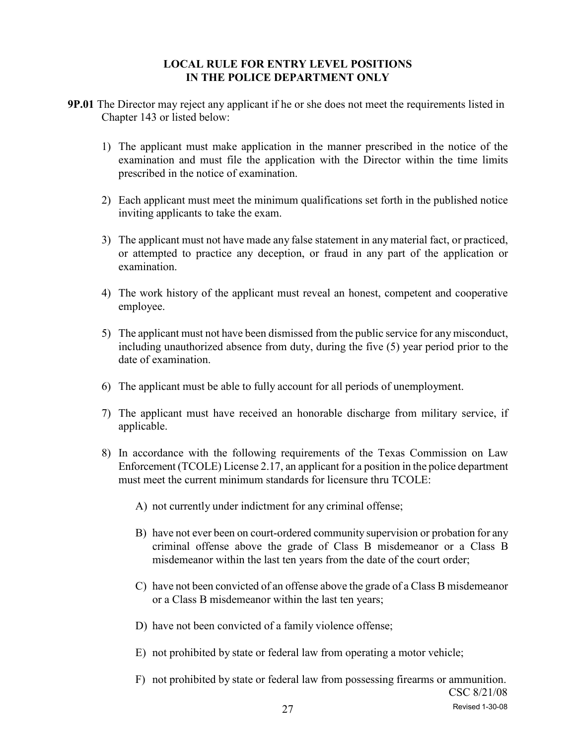## LOCAL RULE FOR ENTRY LEVEL POSITIONS IN THE POLICE DEPARTMENT ONLY

**9P.01** The Director may reject any applicant if he or she does not meet the requirements listed in Chapter 143 or listed below:

1) The applicant must make application in the manner prescribed in the notice of the examination and must file the application with the Director within the time limits prescribed in the notice of examination.

2) Each applicant must meet the minimum qualifications set forth in the published notice inviting applicants to take the exam.

3) The applicant must not have made any false statement in any material fact, or practiced, or attempted to practice any deception, or fraud in any part of the application or examination.

4) The work history of the applicant must reveal an honest, competent and cooperative employee.

5) The applicant must not have been dismissed from the public service for any misconduct, including unauthorized absence from duty, during the five (5) year period prior to the date of examination.

6) The applicant must be able to fully account for all periods of unemployment.

7) The applicant must have received an honorable discharge from military service, if applicable.

8) In accordance with the following requirements of the Texas Commission on Law Enforcement (TCOLE) License 2.17, an applicant for a position in the police department must meet the current minimum standards for licensure thru TCOLE:

   A) not currently under indictment for any criminal offense;

   B) have not ever been on court-ordered community supervision or probation for any criminal offense above the grade of Class B misdemeanor or a Class B misdemeanor within the last ten years from the date of the court order;

   C) have not been convicted of an offense above the grade of a Class B misdemeanor or a Class B misdemeanor within the last ten years;

   D) have not been convicted of a family violence offense;

   E) not prohibited by state or federal law from operating a motor vehicle;

   F) not prohibited by state or federal law from possessing firearms or ammunition.

CSC 8/21/08

Revised 1-30-08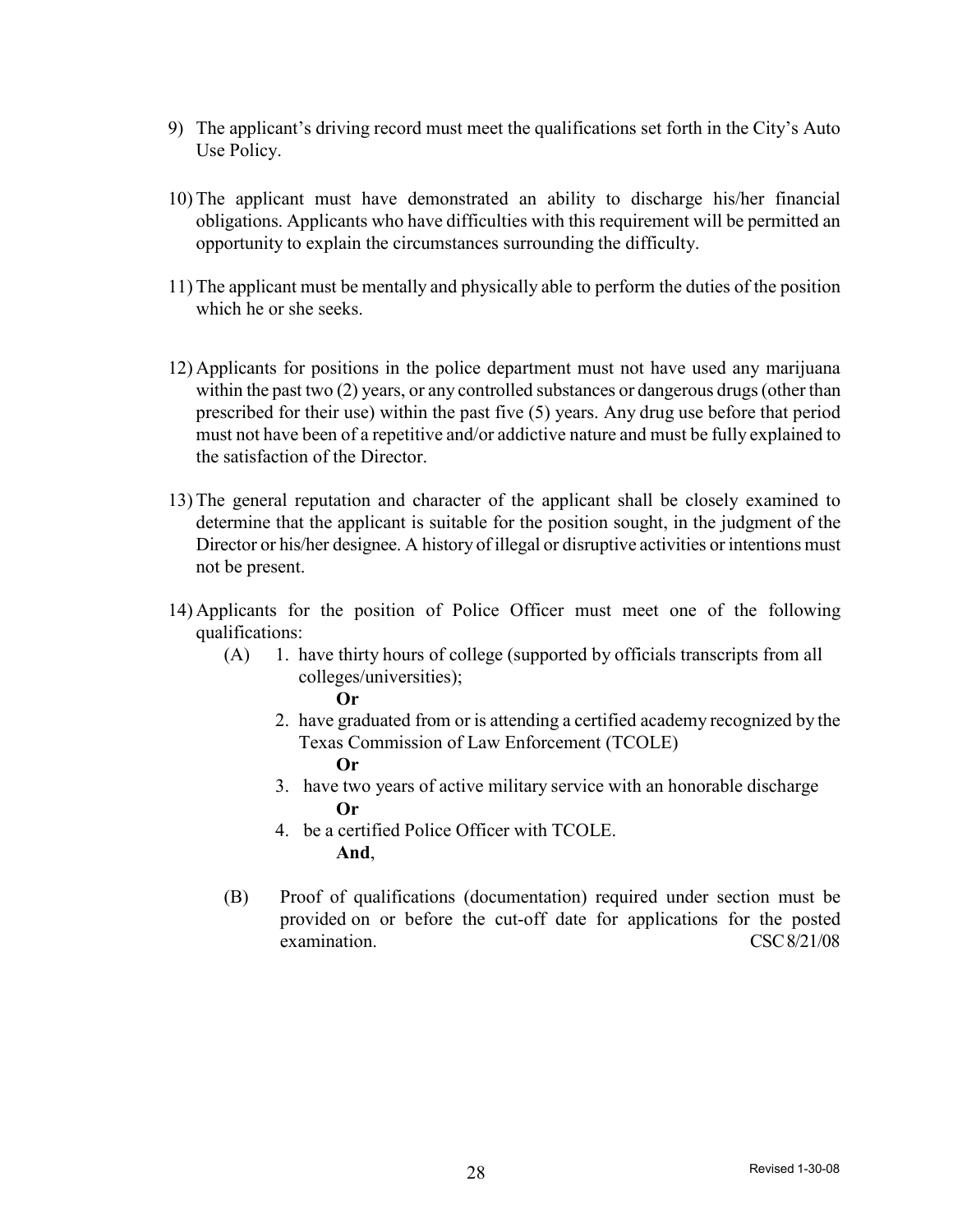9) The applicant's driving record must meet the qualifications set forth in the City's Auto Use Policy.

10) The applicant must have demonstrated an ability to discharge his/her financial obligations. Applicants who have difficulties with this requirement will be permitted an opportunity to explain the circumstances surrounding the difficulty.

11) The applicant must be mentally and physically able to perform the duties of the position which he or she seeks.

12) Applicants for positions in the police department must not have used any marijuana within the past two (2) years, or any controlled substances or dangerous drugs (other than prescribed for their use) within the past five (5) years. Any drug use before that period must not have been of a repetitive and/or addictive nature and must be fully explained to the satisfaction of the Director.

13) The general reputation and character of the applicant shall be closely examined to determine that the applicant is suitable for the position sought, in the judgment of the Director or his/her designee. A history of illegal or disruptive activities or intentions must not be present.

14) Applicants for the position of Police Officer must meet one of the following qualifications:

    (A) 1. have thirty hours of college (supported by officials transcripts from all colleges/universities);

    **Or**

    2. have graduated from or is attending a certified academy recognized by the Texas Commission of Law Enforcement (TCOLE)

    **Or**

    3. have two years of active military service with an honorable discharge

    **Or**

    4. be a certified Police Officer with TCOLE.

    **And**,

    (B) Proof of qualifications (documentation) required under section must be provided on or before the cut-off date for applications for the posted examination. CSC 8/21/08

Revised 1-30-08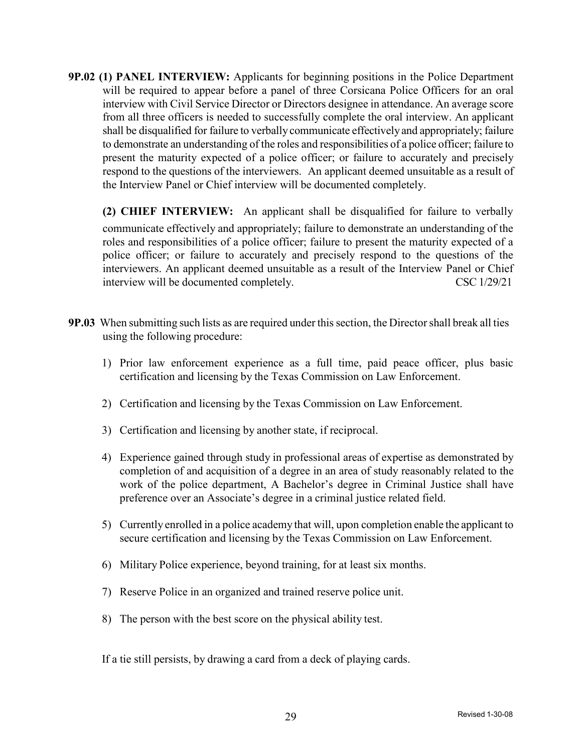**9P.02 (1) PANEL INTERVIEW:** Applicants for beginning positions in the Police Department will be required to appear before a panel of three Corsicana Police Officers for an oral interview with Civil Service Director or Directors designee in attendance. An average score from all three officers is needed to successfully complete the oral interview. An applicant shall be disqualified for failure to verbally communicate effectively and appropriately; failure to demonstrate an understanding of the roles and responsibilities of a police officer; failure to present the maturity expected of a police officer; or failure to accurately and precisely respond to the questions of the interviewers. An applicant deemed unsuitable as a result of the Interview Panel or Chief interview will be documented completely.

**(2) CHIEF INTERVIEW:** An applicant shall be disqualified for failure to verbally communicate effectively and appropriately; failure to demonstrate an understanding of the roles and responsibilities of a police officer; failure to present the maturity expected of a police officer; or failure to accurately and precisely respond to the questions of the interviewers. An applicant deemed unsuitable as a result of the Interview Panel or Chief interview will be documented completely. CSC 1/29/21

**9P.03** When submitting such lists as are required under this section, the Director shall break all ties using the following procedure:

1) Prior law enforcement experience as a full time, paid peace officer, plus basic certification and licensing by the Texas Commission on Law Enforcement.

2) Certification and licensing by the Texas Commission on Law Enforcement.

3) Certification and licensing by another state, if reciprocal.

4) Experience gained through study in professional areas of expertise as demonstrated by completion of and acquisition of a degree in an area of study reasonably related to the work of the police department, A Bachelor's degree in Criminal Justice shall have preference over an Associate's degree in a criminal justice related field.

5) Currently enrolled in a police academy that will, upon completion enable the applicant to secure certification and licensing by the Texas Commission on Law Enforcement.

6) Military Police experience, beyond training, for at least six months.

7) Reserve Police in an organized and trained reserve police unit.

8) The person with the best score on the physical ability test.

If a tie still persists, by drawing a card from a deck of playing cards.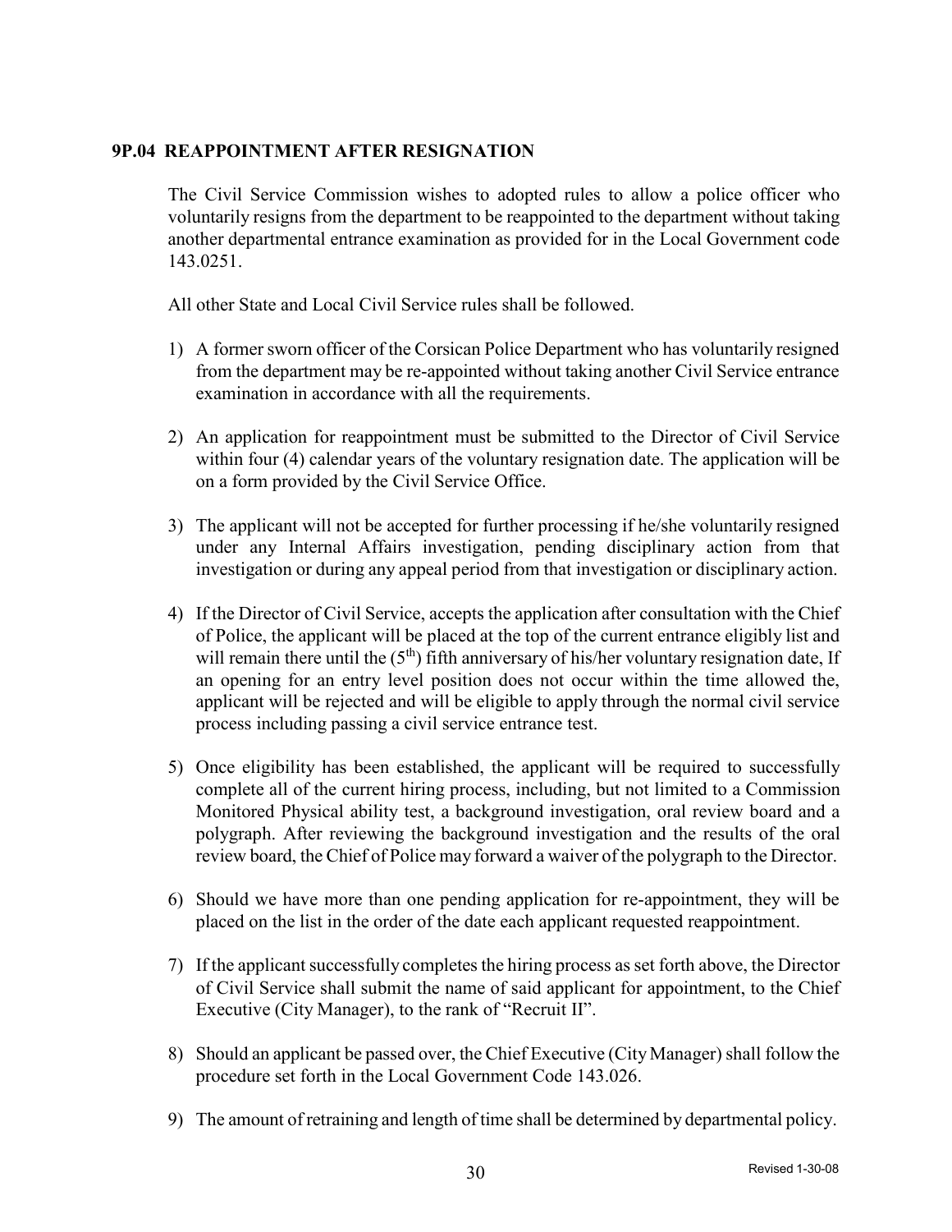### 9P.04 REAPPOINTMENT AFTER RESIGNATION

The Civil Service Commission wishes to adopted rules to allow a police officer who voluntarily resigns from the department to be reappointed to the department without taking another departmental entrance examination as provided for in the Local Government code 143.0251.

All other State and Local Civil Service rules shall be followed.

1) A former sworn officer of the Corsican Police Department who has voluntarily resigned from the department may be re-appointed without taking another Civil Service entrance examination in accordance with all the requirements.

2) An application for reappointment must be submitted to the Director of Civil Service within four (4) calendar years of the voluntary resignation date. The application will be on a form provided by the Civil Service Office.

3) The applicant will not be accepted for further processing if he/she voluntarily resigned under any Internal Affairs investigation, pending disciplinary action from that investigation or during any appeal period from that investigation or disciplinary action.

4) If the Director of Civil Service, accepts the application after consultation with the Chief of Police, the applicant will be placed at the top of the current entrance eligibly list and will remain there until the (5th) fifth anniversary of his/her voluntary resignation date, If an opening for an entry level position does not occur within the time allowed the, applicant will be rejected and will be eligible to apply through the normal civil service process including passing a civil service entrance test.

5) Once eligibility has been established, the applicant will be required to successfully complete all of the current hiring process, including, but not limited to a Commission Monitored Physical ability test, a background investigation, oral review board and a polygraph. After reviewing the background investigation and the results of the oral review board, the Chief of Police may forward a waiver of the polygraph to the Director.

6) Should we have more than one pending application for re-appointment, they will be placed on the list in the order of the date each applicant requested reappointment.

7) If the applicant successfully completes the hiring process as set forth above, the Director of Civil Service shall submit the name of said applicant for appointment, to the Chief Executive (City Manager), to the rank of "Recruit II".

8) Should an applicant be passed over, the Chief Executive (City Manager) shall follow the procedure set forth in the Local Government Code 143.026.

9) The amount of retraining and length of time shall be determined by departmental policy.

Revised 1-30-08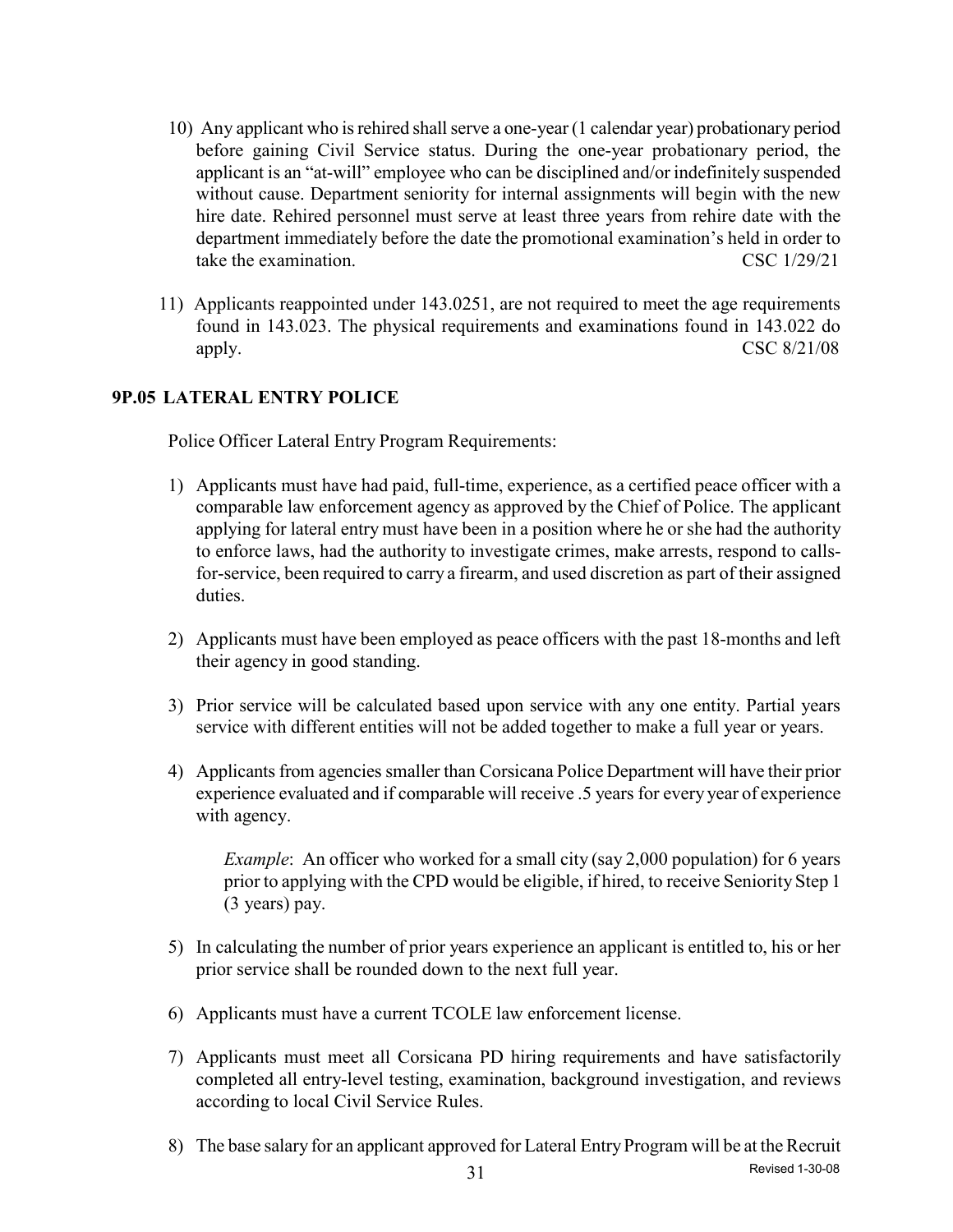10) Any applicant who is rehired shall serve a one-year (1 calendar year) probationary period before gaining Civil Service status. During the one-year probationary period, the applicant is an "at-will" employee who can be disciplined and/or indefinitely suspended without cause. Department seniority for internal assignments will begin with the new hire date. Rehired personnel must serve at least three years from rehire date with the department immediately before the date the promotional examination's held in order to take the examination. CSC 1/29/21

11) Applicants reappointed under 143.0251, are not required to meet the age requirements found in 143.023. The physical requirements and examinations found in 143.022 do apply. CSC 8/21/08

## 9P.05 LATERAL ENTRY POLICE

Police Officer Lateral Entry Program Requirements:

1) Applicants must have had paid, full-time, experience, as a certified peace officer with a comparable law enforcement agency as approved by the Chief of Police. The applicant applying for lateral entry must have been in a position where he or she had the authority to enforce laws, had the authority to investigate crimes, make arrests, respond to calls-for-service, been required to carry a firearm, and used discretion as part of their assigned duties.

2) Applicants must have been employed as peace officers with the past 18-months and left their agency in good standing.

3) Prior service will be calculated based upon service with any one entity. Partial years service with different entities will not be added together to make a full year or years.

4) Applicants from agencies smaller than Corsicana Police Department will have their prior experience evaluated and if comparable will receive .5 years for every year of experience with agency.

   *Example*: An officer who worked for a small city (say 2,000 population) for 6 years prior to applying with the CPD would be eligible, if hired, to receive Seniority Step 1 (3 years) pay.

5) In calculating the number of prior years experience an applicant is entitled to, his or her prior service shall be rounded down to the next full year.

6) Applicants must have a current TCOLE law enforcement license.

7) Applicants must meet all Corsicana PD hiring requirements and have satisfactorily completed all entry-level testing, examination, background investigation, and reviews according to local Civil Service Rules.

8) The base salary for an applicant approved for Lateral Entry Program will be at the Recruit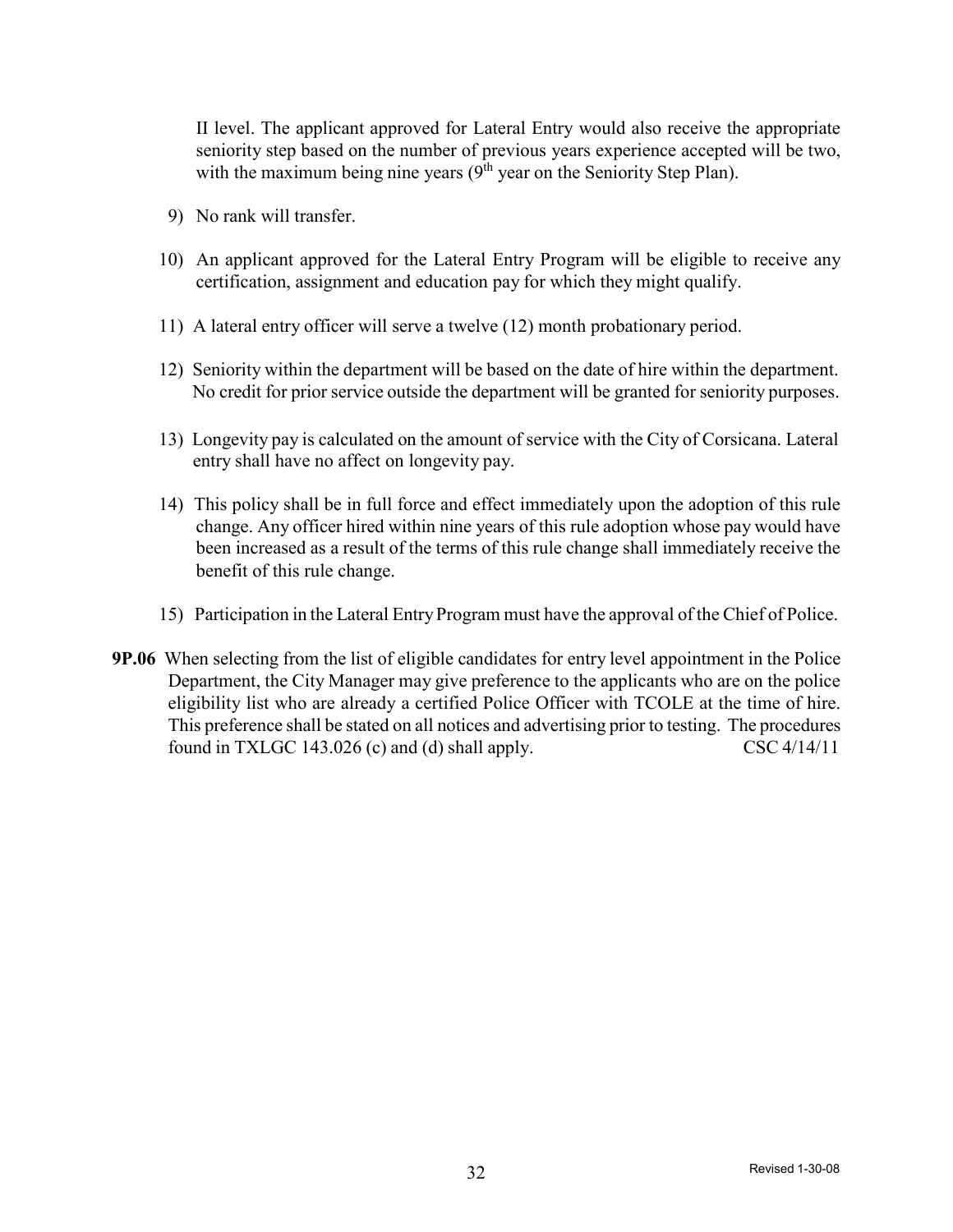II level. The applicant approved for Lateral Entry would also receive the appropriate seniority step based on the number of previous years experience accepted will be two, with the maximum being nine years (9th year on the Seniority Step Plan).

9) No rank will transfer.

10) An applicant approved for the Lateral Entry Program will be eligible to receive any certification, assignment and education pay for which they might qualify.

11) A lateral entry officer will serve a twelve (12) month probationary period.

12) Seniority within the department will be based on the date of hire within the department. No credit for prior service outside the department will be granted for seniority purposes.

13) Longevity pay is calculated on the amount of service with the City of Corsicana. Lateral entry shall have no affect on longevity pay.

14) This policy shall be in full force and effect immediately upon the adoption of this rule change. Any officer hired within nine years of this rule adoption whose pay would have been increased as a result of the terms of this rule change shall immediately receive the benefit of this rule change.

15) Participation in the Lateral Entry Program must have the approval of the Chief of Police.

**9P.06** When selecting from the list of eligible candidates for entry level appointment in the Police Department, the City Manager may give preference to the applicants who are on the police eligibility list who are already a certified Police Officer with TCOLE at the time of hire. This preference shall be stated on all notices and advertising prior to testing. The procedures found in TXLGC 143.026 (c) and (d) shall apply. CSC 4/14/11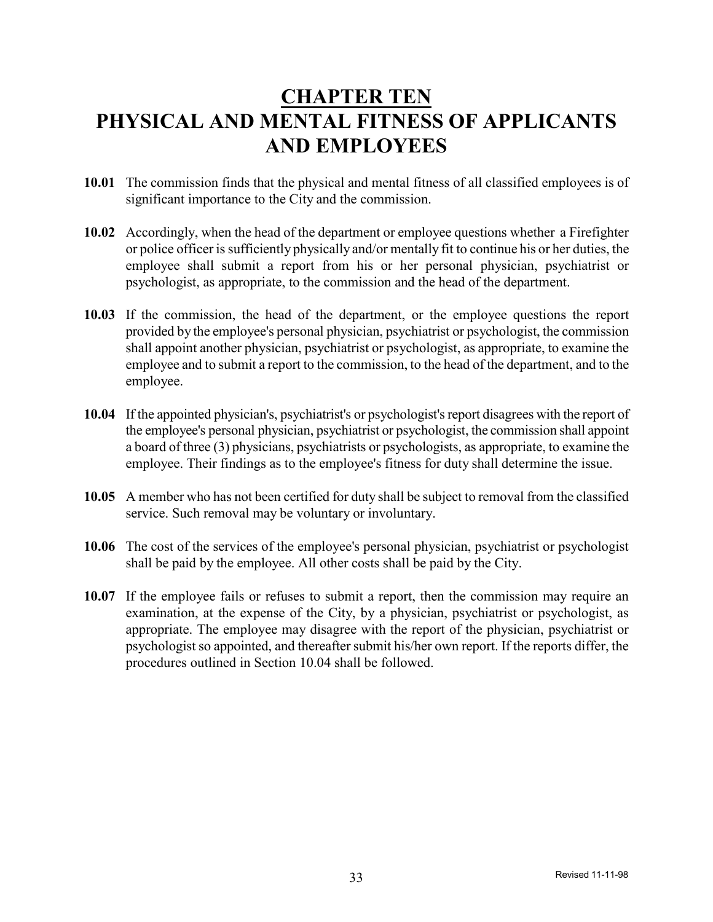# CHAPTER TEN
# PHYSICAL AND MENTAL FITNESS OF APPLICANTS AND EMPLOYEES

**10.01** The commission finds that the physical and mental fitness of all classified employees is of significant importance to the City and the commission.

**10.02** Accordingly, when the head of the department or employee questions whether a Firefighter or police officer is sufficiently physically and/or mentally fit to continue his or her duties, the employee shall submit a report from his or her personal physician, psychiatrist or psychologist, as appropriate, to the commission and the head of the department.

**10.03** If the commission, the head of the department, or the employee questions the report provided by the employee's personal physician, psychiatrist or psychologist, the commission shall appoint another physician, psychiatrist or psychologist, as appropriate, to examine the employee and to submit a report to the commission, to the head of the department, and to the employee.

**10.04** If the appointed physician's, psychiatrist's or psychologist's report disagrees with the report of the employee's personal physician, psychiatrist or psychologist, the commission shall appoint a board of three (3) physicians, psychiatrists or psychologists, as appropriate, to examine the employee. Their findings as to the employee's fitness for duty shall determine the issue.

**10.05** A member who has not been certified for duty shall be subject to removal from the classified service. Such removal may be voluntary or involuntary.

**10.06** The cost of the services of the employee's personal physician, psychiatrist or psychologist shall be paid by the employee. All other costs shall be paid by the City.

**10.07** If the employee fails or refuses to submit a report, then the commission may require an examination, at the expense of the City, by a physician, psychiatrist or psychologist, as appropriate. The employee may disagree with the report of the physician, psychiatrist or psychologist so appointed, and thereafter submit his/her own report. If the reports differ, the procedures outlined in Section 10.04 shall be followed.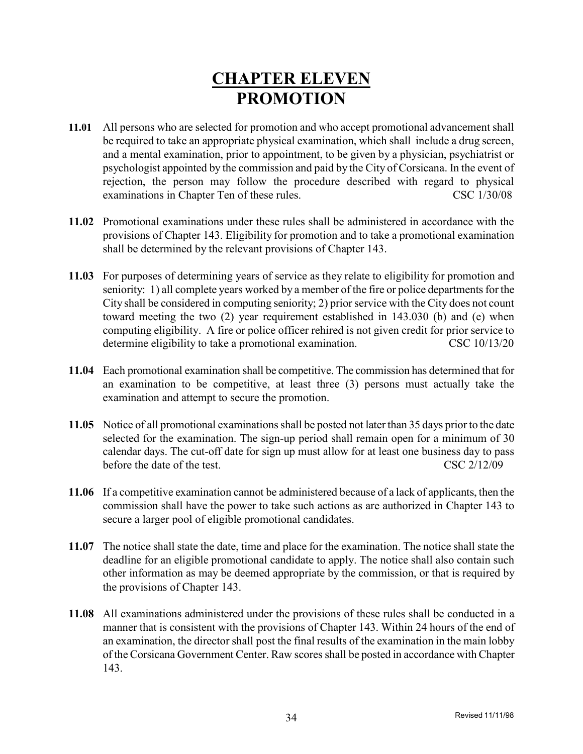# CHAPTER ELEVEN
# PROMOTION

**11.01** All persons who are selected for promotion and who accept promotional advancement shall be required to take an appropriate physical examination, which shall include a drug screen, and a mental examination, prior to appointment, to be given by a physician, psychiatrist or psychologist appointed by the commission and paid by the City of Corsicana. In the event of rejection, the person may follow the procedure described with regard to physical examinations in Chapter Ten of these rules. CSC 1/30/08

**11.02** Promotional examinations under these rules shall be administered in accordance with the provisions of Chapter 143. Eligibility for promotion and to take a promotional examination shall be determined by the relevant provisions of Chapter 143.

**11.03** For purposes of determining years of service as they relate to eligibility for promotion and seniority: 1) all complete years worked by a member of the fire or police departments for the City shall be considered in computing seniority; 2) prior service with the City does not count toward meeting the two (2) year requirement established in 143.030 (b) and (e) when computing eligibility. A fire or police officer rehired is not given credit for prior service to determine eligibility to take a promotional examination. CSC 10/13/20

**11.04** Each promotional examination shall be competitive. The commission has determined that for an examination to be competitive, at least three (3) persons must actually take the examination and attempt to secure the promotion.

**11.05** Notice of all promotional examinations shall be posted not later than 35 days prior to the date selected for the examination. The sign-up period shall remain open for a minimum of 30 calendar days. The cut-off date for sign up must allow for at least one business day to pass before the date of the test. CSC 2/12/09

**11.06** If a competitive examination cannot be administered because of a lack of applicants, then the commission shall have the power to take such actions as are authorized in Chapter 143 to secure a larger pool of eligible promotional candidates.

**11.07** The notice shall state the date, time and place for the examination. The notice shall state the deadline for an eligible promotional candidate to apply. The notice shall also contain such other information as may be deemed appropriate by the commission, or that is required by the provisions of Chapter 143.

**11.08** All examinations administered under the provisions of these rules shall be conducted in a manner that is consistent with the provisions of Chapter 143. Within 24 hours of the end of an examination, the director shall post the final results of the examination in the main lobby of the Corsicana Government Center. Raw scores shall be posted in accordance with Chapter 143.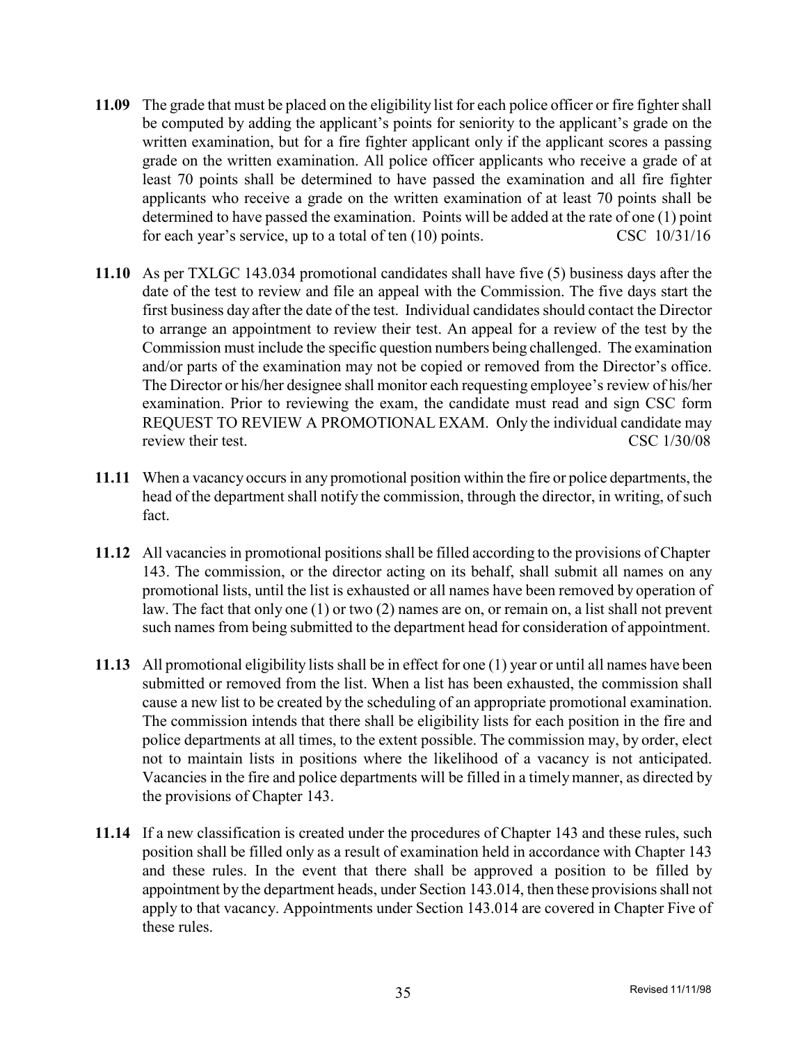**11.09** The grade that must be placed on the eligibility list for each police officer or fire fighter shall be computed by adding the applicant's points for seniority to the applicant's grade on the written examination, but for a fire fighter applicant only if the applicant scores a passing grade on the written examination. All police officer applicants who receive a grade of at least 70 points shall be determined to have passed the examination and all fire fighter applicants who receive a grade on the written examination of at least 70 points shall be determined to have passed the examination. Points will be added at the rate of one (1) point for each year's service, up to a total of ten (10) points. CSC 10/31/16

**11.10** As per TXLGC 143.034 promotional candidates shall have five (5) business days after the date of the test to review and file an appeal with the Commission. The five days start the first business day after the date of the test. Individual candidates should contact the Director to arrange an appointment to review their test. An appeal for a review of the test by the Commission must include the specific question numbers being challenged. The examination and/or parts of the examination may not be copied or removed from the Director's office. The Director or his/her designee shall monitor each requesting employee's review of his/her examination. Prior to reviewing the exam, the candidate must read and sign CSC form REQUEST TO REVIEW A PROMOTIONAL EXAM. Only the individual candidate may review their test. CSC 1/30/08

**11.11** When a vacancy occurs in any promotional position within the fire or police departments, the head of the department shall notify the commission, through the director, in writing, of such fact.

**11.12** All vacancies in promotional positions shall be filled according to the provisions of Chapter 143. The commission, or the director acting on its behalf, shall submit all names on any promotional lists, until the list is exhausted or all names have been removed by operation of law. The fact that only one (1) or two (2) names are on, or remain on, a list shall not prevent such names from being submitted to the department head for consideration of appointment.

**11.13** All promotional eligibility lists shall be in effect for one (1) year or until all names have been submitted or removed from the list. When a list has been exhausted, the commission shall cause a new list to be created by the scheduling of an appropriate promotional examination. The commission intends that there shall be eligibility lists for each position in the fire and police departments at all times, to the extent possible. The commission may, by order, elect not to maintain lists in positions where the likelihood of a vacancy is not anticipated. Vacancies in the fire and police departments will be filled in a timely manner, as directed by the provisions of Chapter 143.

**11.14** If a new classification is created under the procedures of Chapter 143 and these rules, such position shall be filled only as a result of examination held in accordance with Chapter 143 and these rules. In the event that there shall be approved a position to be filled by appointment by the department heads, under Section 143.014, then these provisions shall not apply to that vacancy. Appointments under Section 143.014 are covered in Chapter Five of these rules.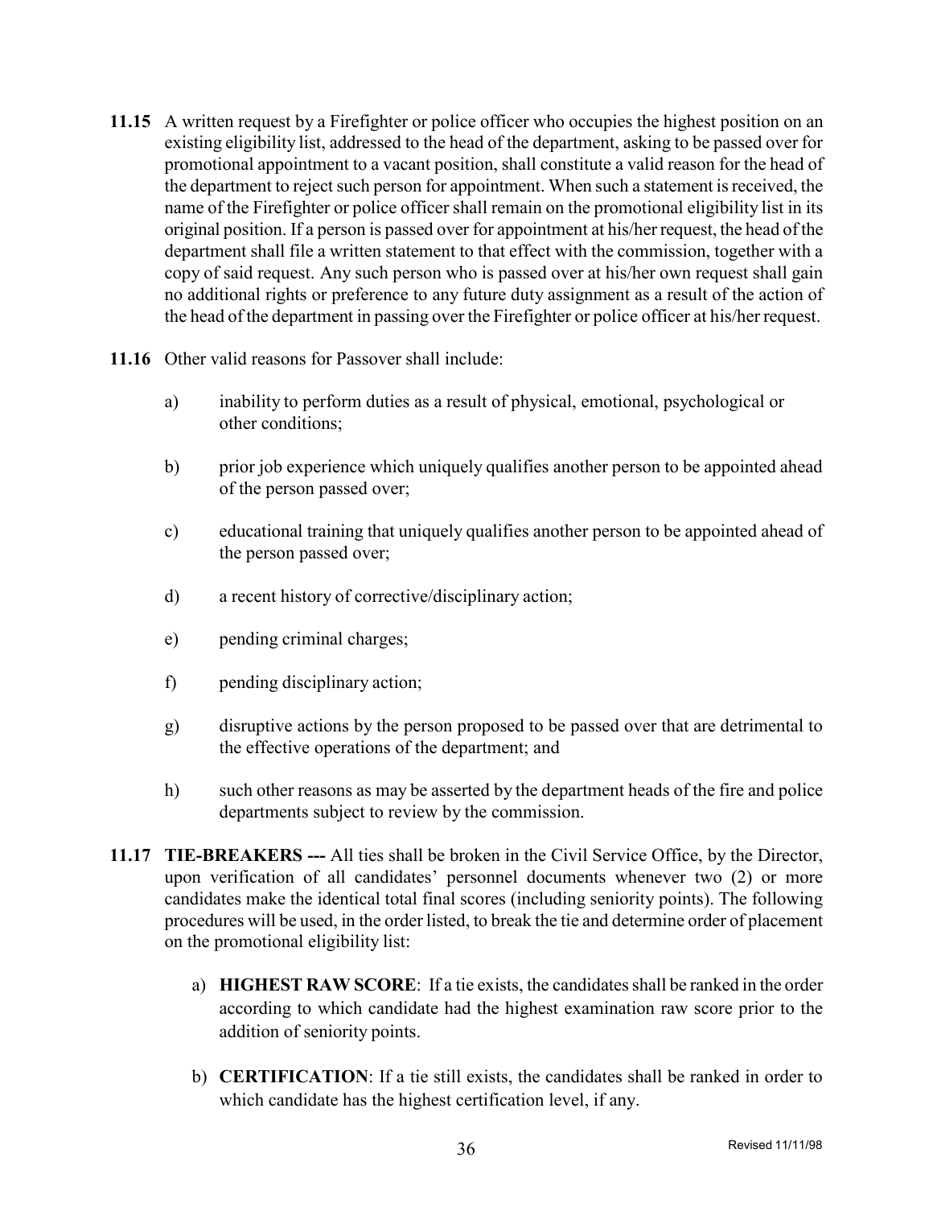**11.15** A written request by a Firefighter or police officer who occupies the highest position on an existing eligibility list, addressed to the head of the department, asking to be passed over for promotional appointment to a vacant position, shall constitute a valid reason for the head of the department to reject such person for appointment. When such a statement is received, the name of the Firefighter or police officer shall remain on the promotional eligibility list in its original position. If a person is passed over for appointment at his/her request, the head of the department shall file a written statement to that effect with the commission, together with a copy of said request. Any such person who is passed over at his/her own request shall gain no additional rights or preference to any future duty assignment as a result of the action of the head of the department in passing over the Firefighter or police officer at his/her request.

**11.16** Other valid reasons for Passover shall include:

a) inability to perform duties as a result of physical, emotional, psychological or other conditions;

b) prior job experience which uniquely qualifies another person to be appointed ahead of the person passed over;

c) educational training that uniquely qualifies another person to be appointed ahead of the person passed over;

d) a recent history of corrective/disciplinary action;

e) pending criminal charges;

f) pending disciplinary action;

g) disruptive actions by the person proposed to be passed over that are detrimental to the effective operations of the department; and

h) such other reasons as may be asserted by the department heads of the fire and police departments subject to review by the commission.

**11.17 TIE-BREAKERS ---** All ties shall be broken in the Civil Service Office, by the Director, upon verification of all candidates' personnel documents whenever two (2) or more candidates make the identical total final scores (including seniority points). The following procedures will be used, in the order listed, to break the tie and determine order of placement on the promotional eligibility list:

a) **HIGHEST RAW SCORE**: If a tie exists, the candidates shall be ranked in the order according to which candidate had the highest examination raw score prior to the addition of seniority points.

b) **CERTIFICATION**: If a tie still exists, the candidates shall be ranked in order to which candidate has the highest certification level, if any.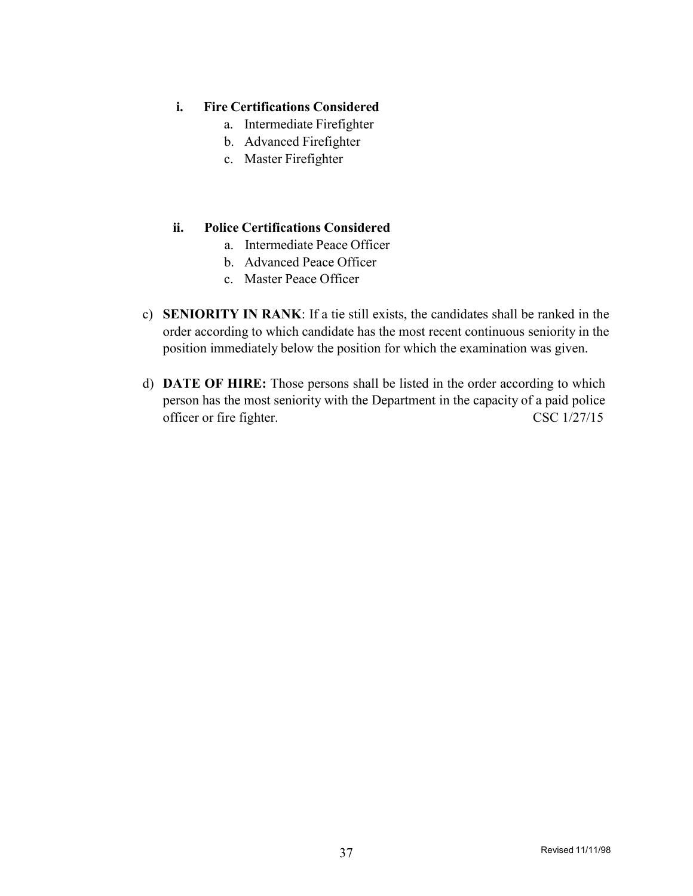**i. Fire Certifications Considered**

a. Intermediate Firefighter
b. Advanced Firefighter
c. Master Firefighter

**ii. Police Certifications Considered**

a. Intermediate Peace Officer
b. Advanced Peace Officer
c. Master Peace Officer

c) **SENIORITY IN RANK**: If a tie still exists, the candidates shall be ranked in the order according to which candidate has the most recent continuous seniority in the position immediately below the position for which the examination was given.

d) **DATE OF HIRE:** Those persons shall be listed in the order according to which person has the most seniority with the Department in the capacity of a paid police officer or fire fighter. CSC 1/27/15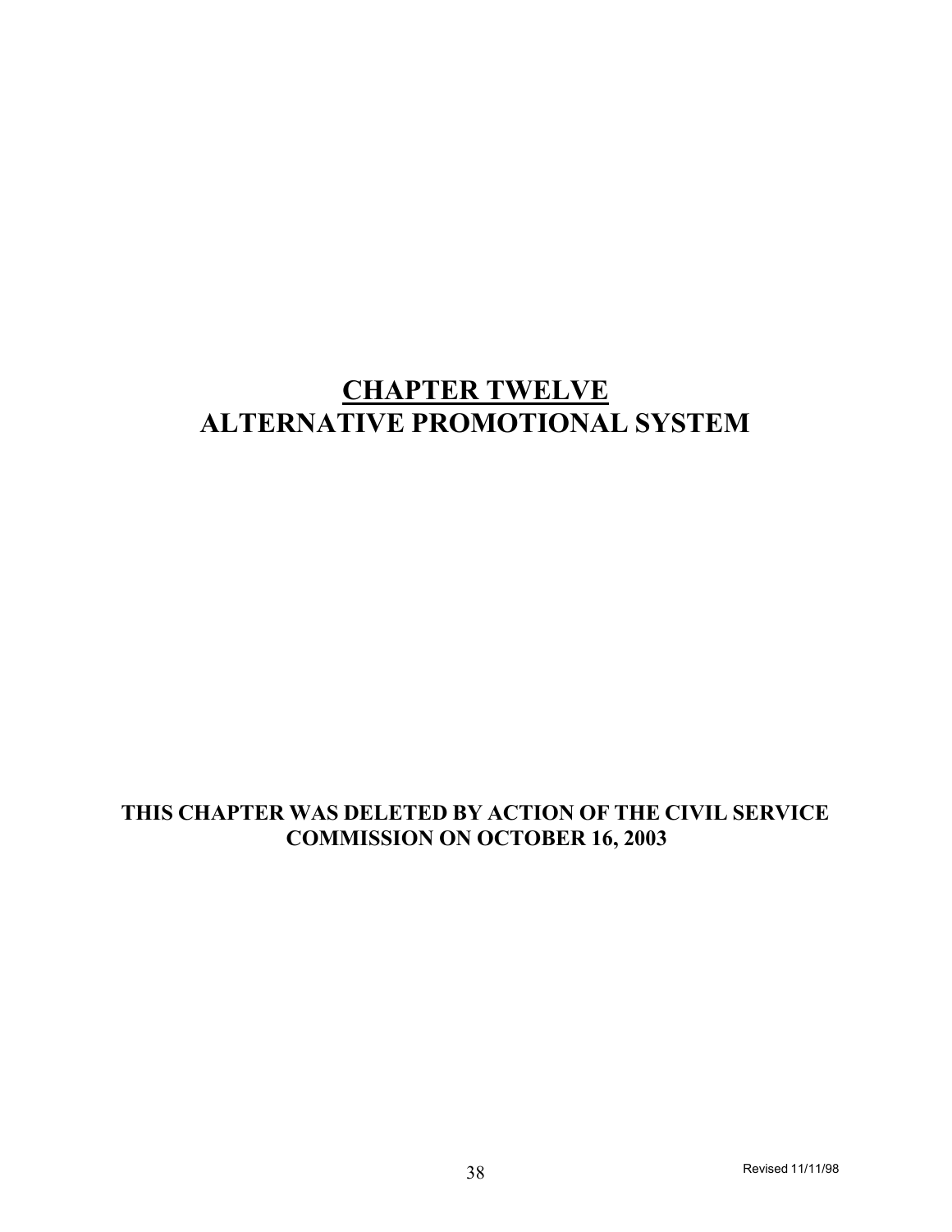# CHAPTER TWELVE
# ALTERNATIVE PROMOTIONAL SYSTEM

**THIS CHAPTER WAS DELETED BY ACTION OF THE CIVIL SERVICE COMMISSION ON OCTOBER 16, 2003**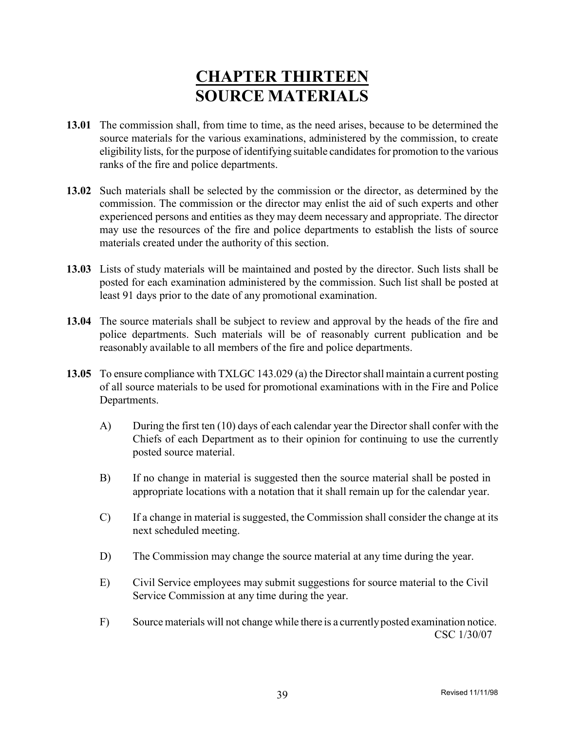# CHAPTER THIRTEEN
# SOURCE MATERIALS

**13.01** The commission shall, from time to time, as the need arises, because to be determined the source materials for the various examinations, administered by the commission, to create eligibility lists, for the purpose of identifying suitable candidates for promotion to the various ranks of the fire and police departments.

**13.02** Such materials shall be selected by the commission or the director, as determined by the commission. The commission or the director may enlist the aid of such experts and other experienced persons and entities as they may deem necessary and appropriate. The director may use the resources of the fire and police departments to establish the lists of source materials created under the authority of this section.

**13.03** Lists of study materials will be maintained and posted by the director. Such lists shall be posted for each examination administered by the commission. Such list shall be posted at least 91 days prior to the date of any promotional examination.

**13.04** The source materials shall be subject to review and approval by the heads of the fire and police departments. Such materials will be of reasonably current publication and be reasonably available to all members of the fire and police departments.

**13.05** To ensure compliance with TXLGC 143.029 (a) the Director shall maintain a current posting of all source materials to be used for promotional examinations with in the Fire and Police Departments.

A) During the first ten (10) days of each calendar year the Director shall confer with the Chiefs of each Department as to their opinion for continuing to use the currently posted source material.

B) If no change in material is suggested then the source material shall be posted in appropriate locations with a notation that it shall remain up for the calendar year.

C) If a change in material is suggested, the Commission shall consider the change at its next scheduled meeting.

D) The Commission may change the source material at any time during the year.

E) Civil Service employees may submit suggestions for source material to the Civil Service Commission at any time during the year.

F) Source materials will not change while there is a currently posted examination notice.

CSC 1/30/07

Revised 11/11/98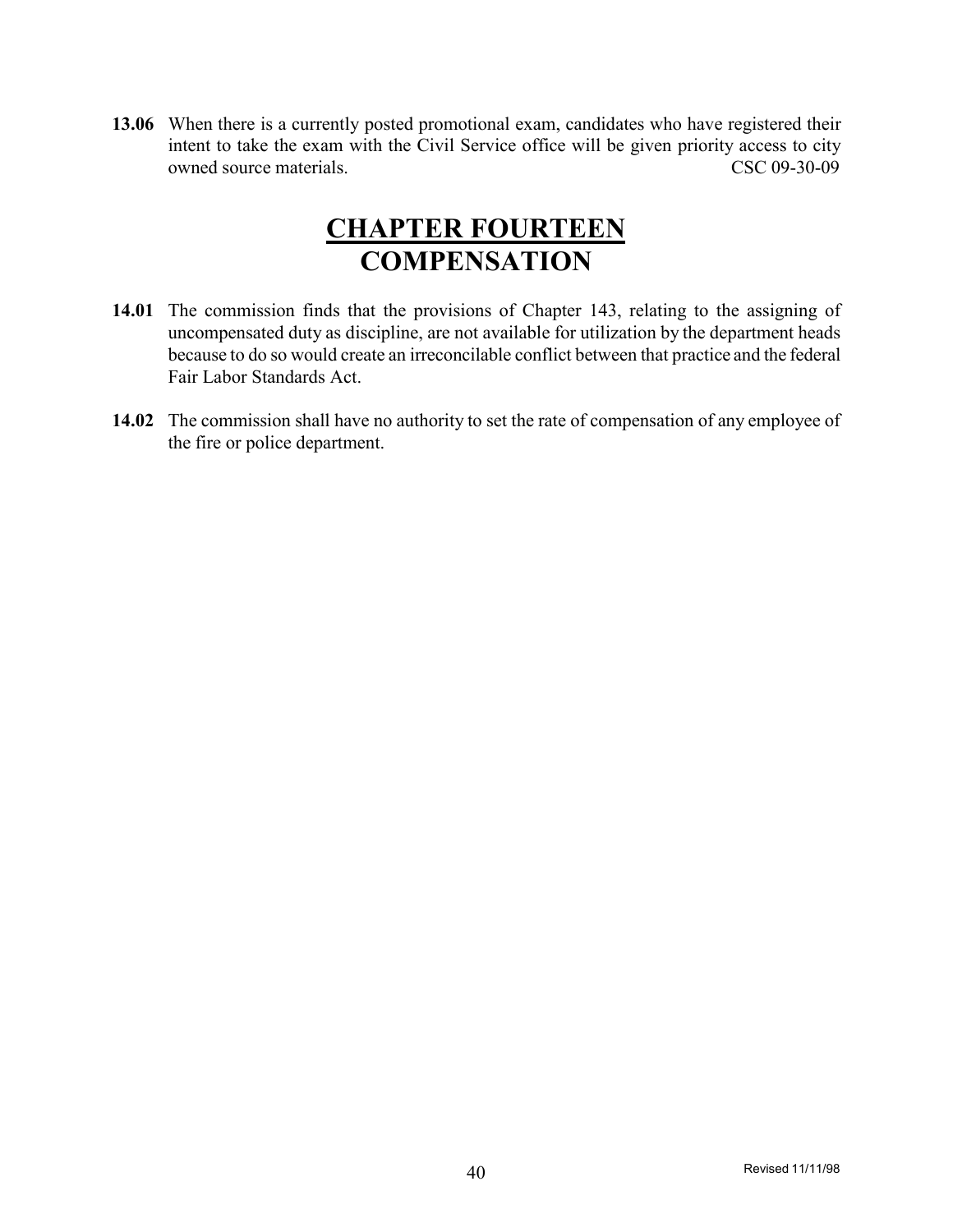**13.06** When there is a currently posted promotional exam, candidates who have registered their intent to take the exam with the Civil Service office will be given priority access to city owned source materials. CSC 09-30-09

# CHAPTER FOURTEEN
# COMPENSATION

**14.01** The commission finds that the provisions of Chapter 143, relating to the assigning of uncompensated duty as discipline, are not available for utilization by the department heads because to do so would create an irreconcilable conflict between that practice and the federal Fair Labor Standards Act.

**14.02** The commission shall have no authority to set the rate of compensation of any employee of the fire or police department.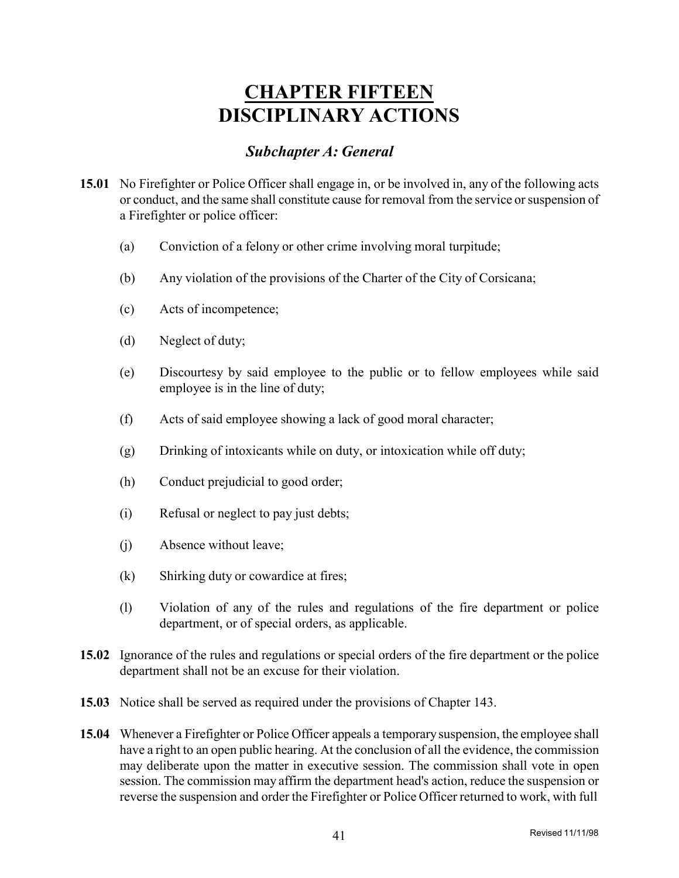# CHAPTER FIFTEEN
# DISCIPLINARY ACTIONS

## *Subchapter A: General*

**15.01** No Firefighter or Police Officer shall engage in, or be involved in, any of the following acts or conduct, and the same shall constitute cause for removal from the service or suspension of a Firefighter or police officer:

(a) Conviction of a felony or other crime involving moral turpitude;

(b) Any violation of the provisions of the Charter of the City of Corsicana;

(c) Acts of incompetence;

(d) Neglect of duty;

(e) Discourtesy by said employee to the public or to fellow employees while said employee is in the line of duty;

(f) Acts of said employee showing a lack of good moral character;

(g) Drinking of intoxicants while on duty, or intoxication while off duty;

(h) Conduct prejudicial to good order;

(i) Refusal or neglect to pay just debts;

(j) Absence without leave;

(k) Shirking duty or cowardice at fires;

(l) Violation of any of the rules and regulations of the fire department or police department, or of special orders, as applicable.

**15.02** Ignorance of the rules and regulations or special orders of the fire department or the police department shall not be an excuse for their violation.

**15.03** Notice shall be served as required under the provisions of Chapter 143.

**15.04** Whenever a Firefighter or Police Officer appeals a temporary suspension, the employee shall have a right to an open public hearing. At the conclusion of all the evidence, the commission may deliberate upon the matter in executive session. The commission shall vote in open session. The commission may affirm the department head's action, reduce the suspension or reverse the suspension and order the Firefighter or Police Officer returned to work, with full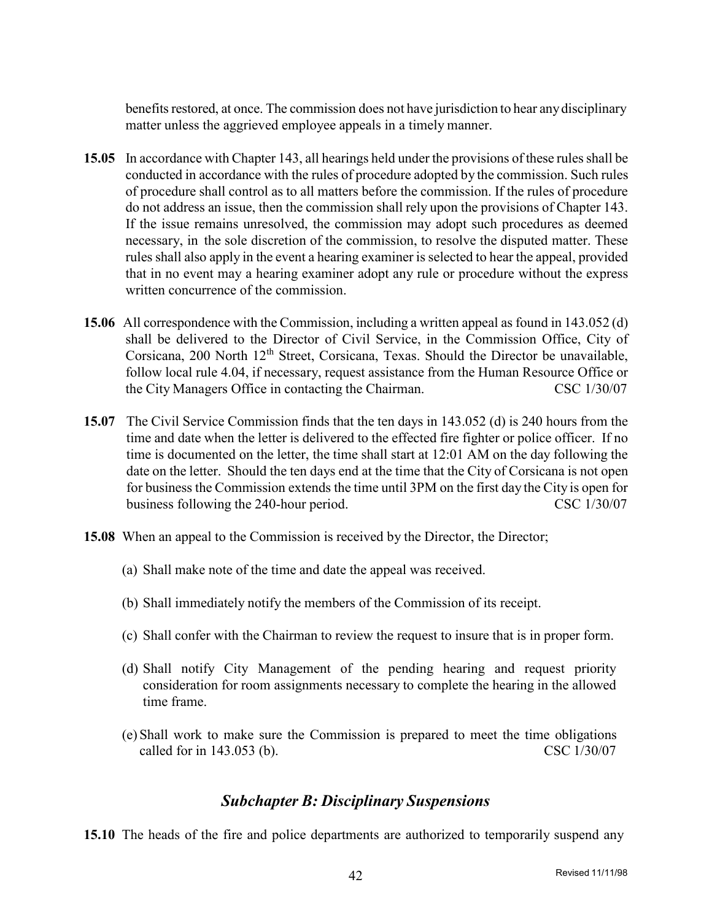benefits restored, at once. The commission does not have jurisdiction to hear any disciplinary matter unless the aggrieved employee appeals in a timely manner.

**15.05** In accordance with Chapter 143, all hearings held under the provisions of these rules shall be conducted in accordance with the rules of procedure adopted by the commission. Such rules of procedure shall control as to all matters before the commission. If the rules of procedure do not address an issue, then the commission shall rely upon the provisions of Chapter 143. If the issue remains unresolved, the commission may adopt such procedures as deemed necessary, in the sole discretion of the commission, to resolve the disputed matter. These rules shall also apply in the event a hearing examiner is selected to hear the appeal, provided that in no event may a hearing examiner adopt any rule or procedure without the express written concurrence of the commission.

**15.06** All correspondence with the Commission, including a written appeal as found in 143.052 (d) shall be delivered to the Director of Civil Service, in the Commission Office, City of Corsicana, 200 North 12th Street, Corsicana, Texas. Should the Director be unavailable, follow local rule 4.04, if necessary, request assistance from the Human Resource Office or the City Managers Office in contacting the Chairman. CSC 1/30/07

**15.07** The Civil Service Commission finds that the ten days in 143.052 (d) is 240 hours from the time and date when the letter is delivered to the effected fire fighter or police officer. If no time is documented on the letter, the time shall start at 12:01 AM on the day following the date on the letter. Should the ten days end at the time that the City of Corsicana is not open for business the Commission extends the time until 3PM on the first day the City is open for business following the 240-hour period. CSC 1/30/07

**15.08** When an appeal to the Commission is received by the Director, the Director;

(a) Shall make note of the time and date the appeal was received.

(b) Shall immediately notify the members of the Commission of its receipt.

(c) Shall confer with the Chairman to review the request to insure that is in proper form.

(d) Shall notify City Management of the pending hearing and request priority consideration for room assignments necessary to complete the hearing in the allowed time frame.

(e) Shall work to make sure the Commission is prepared to meet the time obligations called for in 143.053 (b). CSC 1/30/07

## *Subchapter B: Disciplinary Suspensions*

**15.10** The heads of the fire and police departments are authorized to temporarily suspend any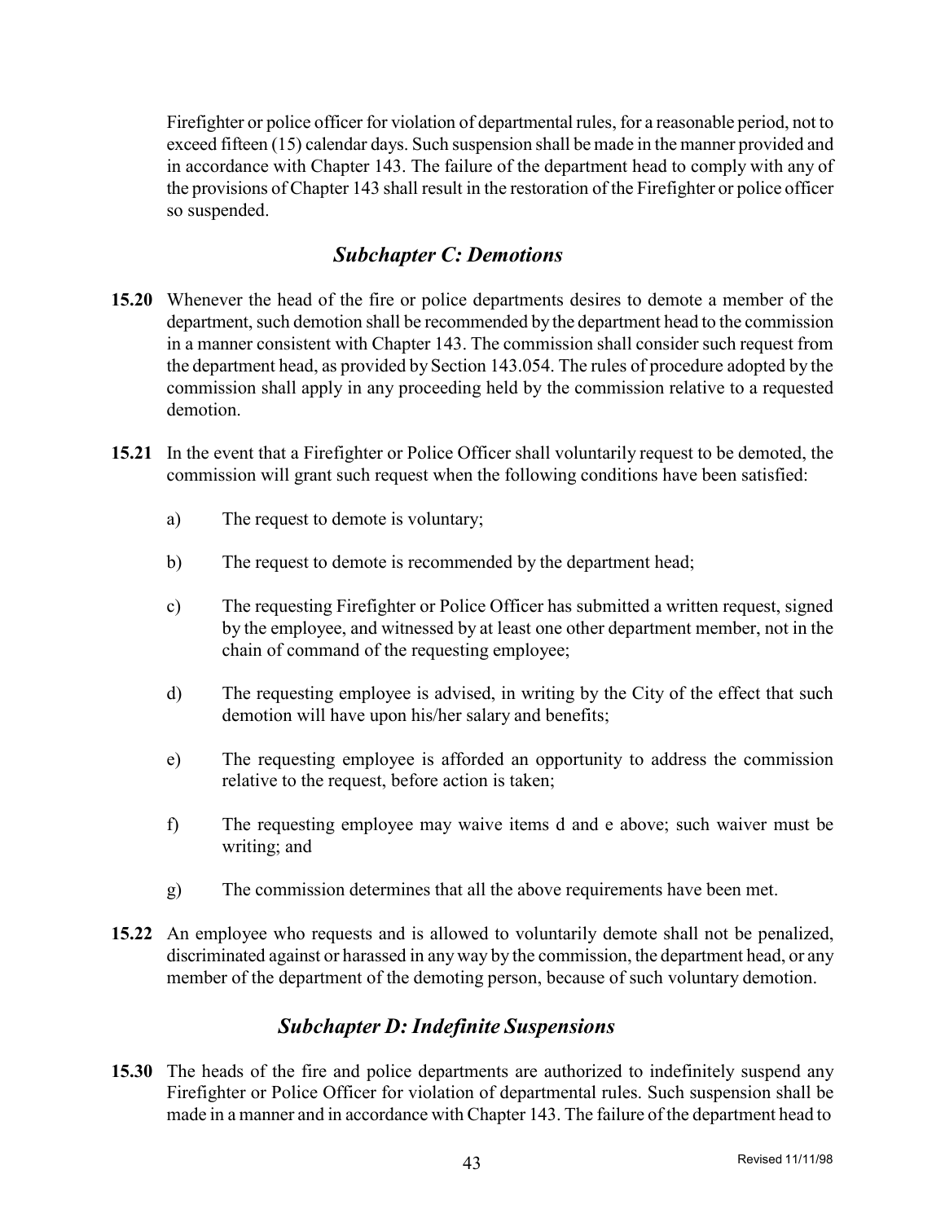Firefighter or police officer for violation of departmental rules, for a reasonable period, not to exceed fifteen (15) calendar days. Such suspension shall be made in the manner provided and in accordance with Chapter 143. The failure of the department head to comply with any of the provisions of Chapter 143 shall result in the restoration of the Firefighter or police officer so suspended.

## *Subchapter C: Demotions*

**15.20** Whenever the head of the fire or police departments desires to demote a member of the department, such demotion shall be recommended by the department head to the commission in a manner consistent with Chapter 143. The commission shall consider such request from the department head, as provided by Section 143.054. The rules of procedure adopted by the commission shall apply in any proceeding held by the commission relative to a requested demotion.

**15.21** In the event that a Firefighter or Police Officer shall voluntarily request to be demoted, the commission will grant such request when the following conditions have been satisfied:

a) The request to demote is voluntary;

b) The request to demote is recommended by the department head;

c) The requesting Firefighter or Police Officer has submitted a written request, signed by the employee, and witnessed by at least one other department member, not in the chain of command of the requesting employee;

d) The requesting employee is advised, in writing by the City of the effect that such demotion will have upon his/her salary and benefits;

e) The requesting employee is afforded an opportunity to address the commission relative to the request, before action is taken;

f) The requesting employee may waive items d and e above; such waiver must be writing; and

g) The commission determines that all the above requirements have been met.

**15.22** An employee who requests and is allowed to voluntarily demote shall not be penalized, discriminated against or harassed in any way by the commission, the department head, or any member of the department of the demoting person, because of such voluntary demotion.

## *Subchapter D: Indefinite Suspensions*

**15.30** The heads of the fire and police departments are authorized to indefinitely suspend any Firefighter or Police Officer for violation of departmental rules. Such suspension shall be made in a manner and in accordance with Chapter 143. The failure of the department head to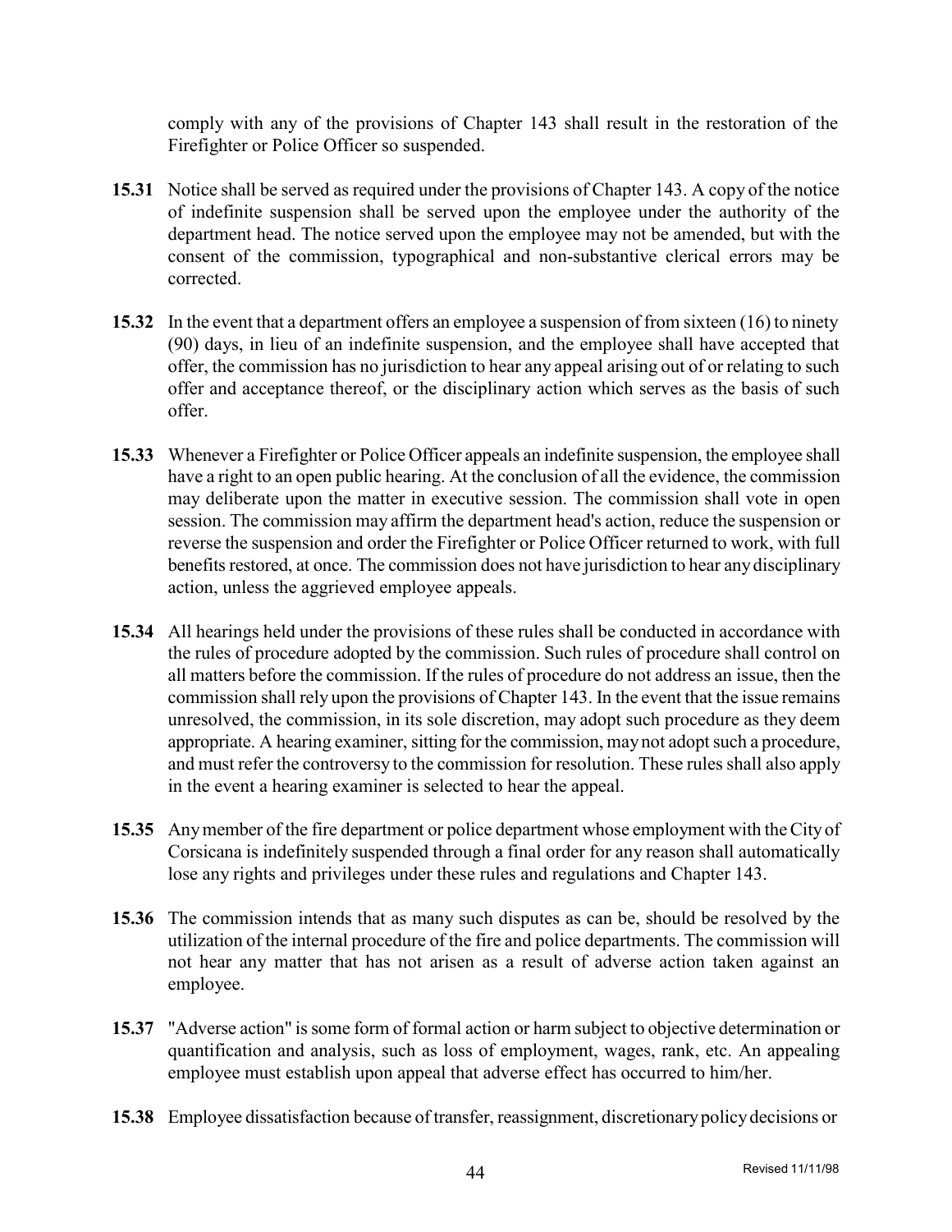comply with any of the provisions of Chapter 143 shall result in the restoration of the Firefighter or Police Officer so suspended.

**15.31** Notice shall be served as required under the provisions of Chapter 143. A copy of the notice of indefinite suspension shall be served upon the employee under the authority of the department head. The notice served upon the employee may not be amended, but with the consent of the commission, typographical and non-substantive clerical errors may be corrected.

**15.32** In the event that a department offers an employee a suspension of from sixteen (16) to ninety (90) days, in lieu of an indefinite suspension, and the employee shall have accepted that offer, the commission has no jurisdiction to hear any appeal arising out of or relating to such offer and acceptance thereof, or the disciplinary action which serves as the basis of such offer.

**15.33** Whenever a Firefighter or Police Officer appeals an indefinite suspension, the employee shall have a right to an open public hearing. At the conclusion of all the evidence, the commission may deliberate upon the matter in executive session. The commission shall vote in open session. The commission may affirm the department head's action, reduce the suspension or reverse the suspension and order the Firefighter or Police Officer returned to work, with full benefits restored, at once. The commission does not have jurisdiction to hear any disciplinary action, unless the aggrieved employee appeals.

**15.34** All hearings held under the provisions of these rules shall be conducted in accordance with the rules of procedure adopted by the commission. Such rules of procedure shall control on all matters before the commission. If the rules of procedure do not address an issue, then the commission shall rely upon the provisions of Chapter 143. In the event that the issue remains unresolved, the commission, in its sole discretion, may adopt such procedure as they deem appropriate. A hearing examiner, sitting for the commission, may not adopt such a procedure, and must refer the controversy to the commission for resolution. These rules shall also apply in the event a hearing examiner is selected to hear the appeal.

**15.35** Any member of the fire department or police department whose employment with the City of Corsicana is indefinitely suspended through a final order for any reason shall automatically lose any rights and privileges under these rules and regulations and Chapter 143.

**15.36** The commission intends that as many such disputes as can be, should be resolved by the utilization of the internal procedure of the fire and police departments. The commission will not hear any matter that has not arisen as a result of adverse action taken against an employee.

**15.37** "Adverse action" is some form of formal action or harm subject to objective determination or quantification and analysis, such as loss of employment, wages, rank, etc. An appealing employee must establish upon appeal that adverse effect has occurred to him/her.

**15.38** Employee dissatisfaction because of transfer, reassignment, discretionary policy decisions or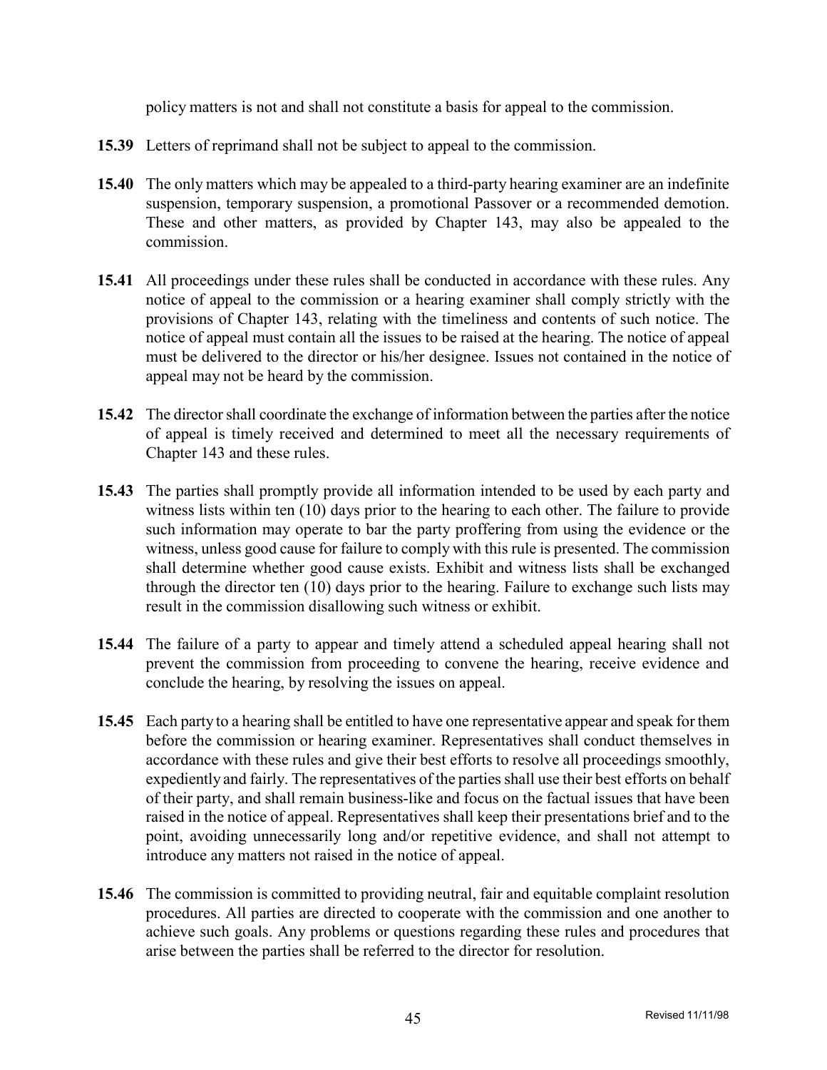policy matters is not and shall not constitute a basis for appeal to the commission.

**15.39** Letters of reprimand shall not be subject to appeal to the commission.

**15.40** The only matters which may be appealed to a third-party hearing examiner are an indefinite suspension, temporary suspension, a promotional Passover or a recommended demotion. These and other matters, as provided by Chapter 143, may also be appealed to the commission.

**15.41** All proceedings under these rules shall be conducted in accordance with these rules. Any notice of appeal to the commission or a hearing examiner shall comply strictly with the provisions of Chapter 143, relating with the timeliness and contents of such notice. The notice of appeal must contain all the issues to be raised at the hearing. The notice of appeal must be delivered to the director or his/her designee. Issues not contained in the notice of appeal may not be heard by the commission.

**15.42** The director shall coordinate the exchange of information between the parties after the notice of appeal is timely received and determined to meet all the necessary requirements of Chapter 143 and these rules.

**15.43** The parties shall promptly provide all information intended to be used by each party and witness lists within ten (10) days prior to the hearing to each other. The failure to provide such information may operate to bar the party proffering from using the evidence or the witness, unless good cause for failure to comply with this rule is presented. The commission shall determine whether good cause exists. Exhibit and witness lists shall be exchanged through the director ten (10) days prior to the hearing. Failure to exchange such lists may result in the commission disallowing such witness or exhibit.

**15.44** The failure of a party to appear and timely attend a scheduled appeal hearing shall not prevent the commission from proceeding to convene the hearing, receive evidence and conclude the hearing, by resolving the issues on appeal.

**15.45** Each party to a hearing shall be entitled to have one representative appear and speak for them before the commission or hearing examiner. Representatives shall conduct themselves in accordance with these rules and give their best efforts to resolve all proceedings smoothly, expediently and fairly. The representatives of the parties shall use their best efforts on behalf of their party, and shall remain business-like and focus on the factual issues that have been raised in the notice of appeal. Representatives shall keep their presentations brief and to the point, avoiding unnecessarily long and/or repetitive evidence, and shall not attempt to introduce any matters not raised in the notice of appeal.

**15.46** The commission is committed to providing neutral, fair and equitable complaint resolution procedures. All parties are directed to cooperate with the commission and one another to achieve such goals. Any problems or questions regarding these rules and procedures that arise between the parties shall be referred to the director for resolution.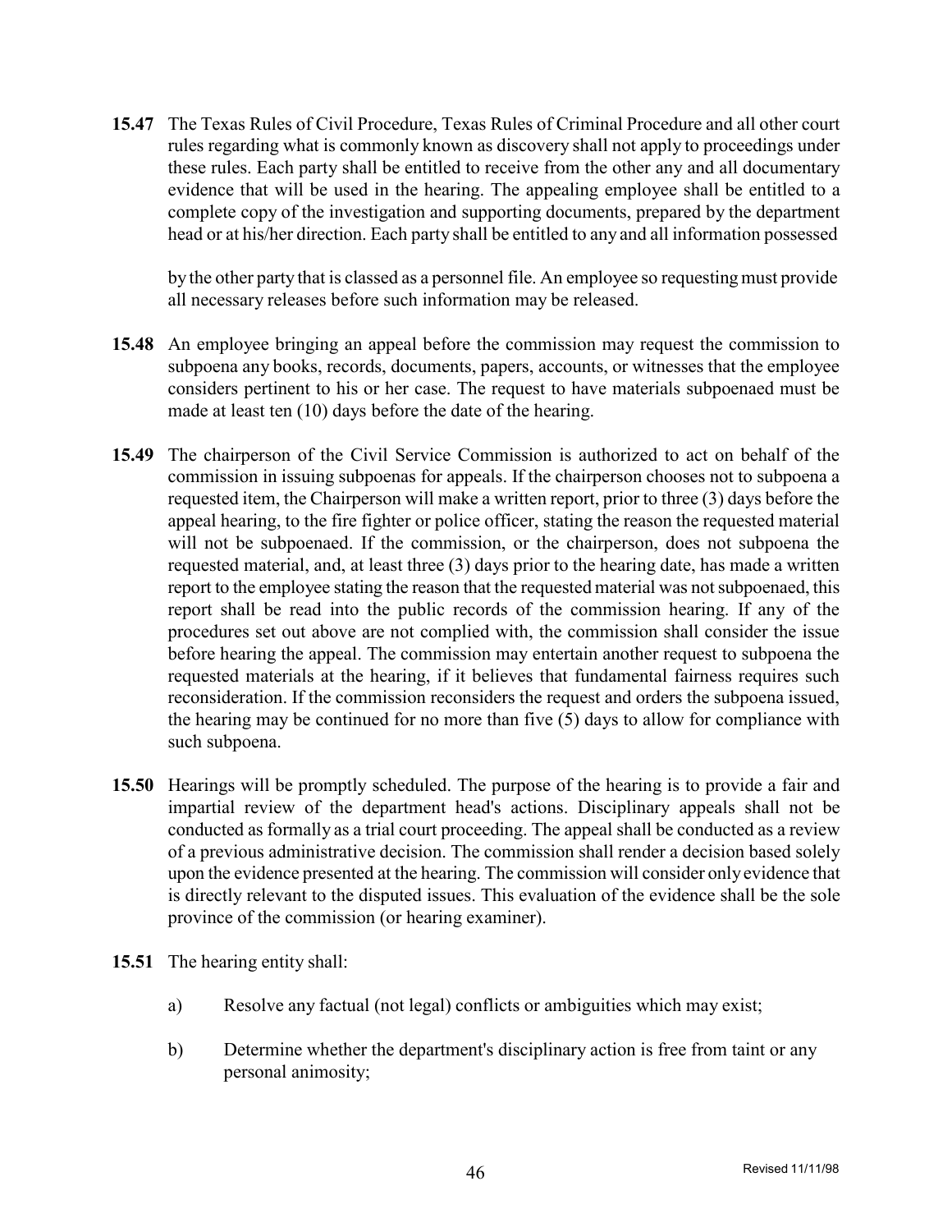**15.47** The Texas Rules of Civil Procedure, Texas Rules of Criminal Procedure and all other court rules regarding what is commonly known as discovery shall not apply to proceedings under these rules. Each party shall be entitled to receive from the other any and all documentary evidence that will be used in the hearing. The appealing employee shall be entitled to a complete copy of the investigation and supporting documents, prepared by the department head or at his/her direction. Each party shall be entitled to any and all information possessed by the other party that is classed as a personnel file. An employee so requesting must provide all necessary releases before such information may be released.

**15.48** An employee bringing an appeal before the commission may request the commission to subpoena any books, records, documents, papers, accounts, or witnesses that the employee considers pertinent to his or her case. The request to have materials subpoenaed must be made at least ten (10) days before the date of the hearing.

**15.49** The chairperson of the Civil Service Commission is authorized to act on behalf of the commission in issuing subpoenas for appeals. If the chairperson chooses not to subpoena a requested item, the Chairperson will make a written report, prior to three (3) days before the appeal hearing, to the fire fighter or police officer, stating the reason the requested material will not be subpoenaed. If the commission, or the chairperson, does not subpoena the requested material, and, at least three (3) days prior to the hearing date, has made a written report to the employee stating the reason that the requested material was not subpoenaed, this report shall be read into the public records of the commission hearing. If any of the procedures set out above are not complied with, the commission shall consider the issue before hearing the appeal. The commission may entertain another request to subpoena the requested materials at the hearing, if it believes that fundamental fairness requires such reconsideration. If the commission reconsiders the request and orders the subpoena issued, the hearing may be continued for no more than five (5) days to allow for compliance with such subpoena.

**15.50** Hearings will be promptly scheduled. The purpose of the hearing is to provide a fair and impartial review of the department head's actions. Disciplinary appeals shall not be conducted as formally as a trial court proceeding. The appeal shall be conducted as a review of a previous administrative decision. The commission shall render a decision based solely upon the evidence presented at the hearing. The commission will consider only evidence that is directly relevant to the disputed issues. This evaluation of the evidence shall be the sole province of the commission (or hearing examiner).

**15.51** The hearing entity shall:

a) Resolve any factual (not legal) conflicts or ambiguities which may exist;

b) Determine whether the department's disciplinary action is free from taint or any personal animosity;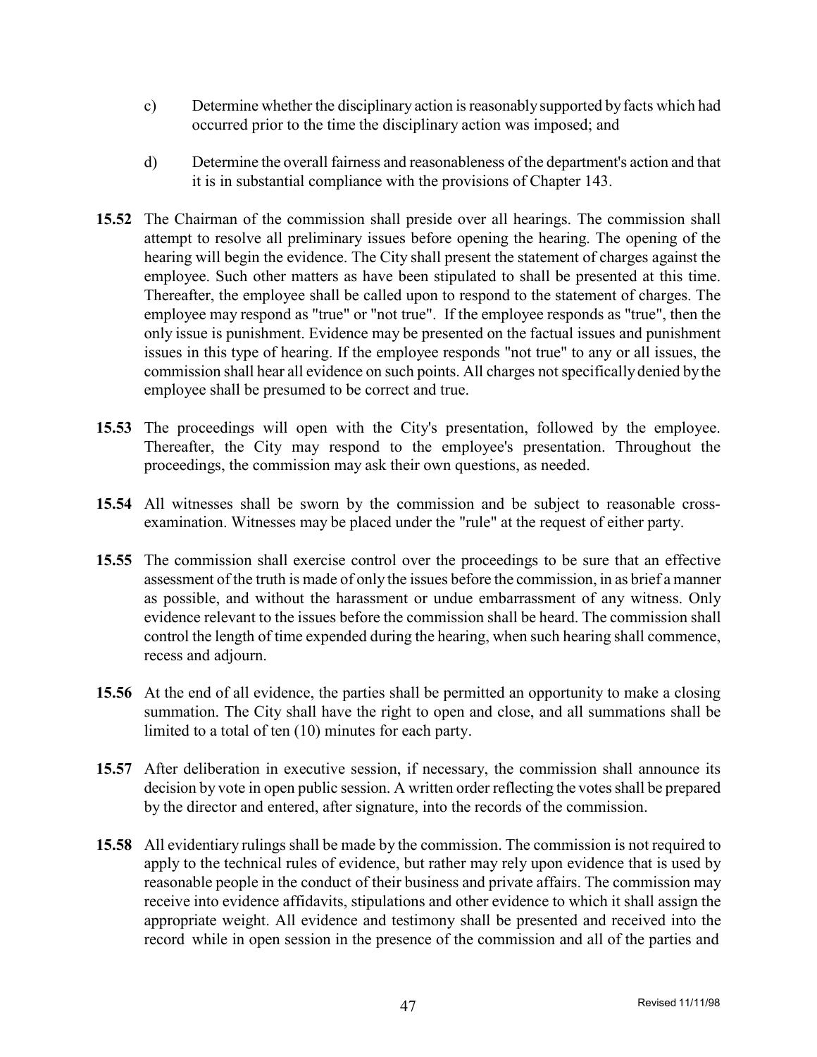c) Determine whether the disciplinary action is reasonably supported by facts which had occurred prior to the time the disciplinary action was imposed; and

d) Determine the overall fairness and reasonableness of the department's action and that it is in substantial compliance with the provisions of Chapter 143.

**15.52** The Chairman of the commission shall preside over all hearings. The commission shall attempt to resolve all preliminary issues before opening the hearing. The opening of the hearing will begin the evidence. The City shall present the statement of charges against the employee. Such other matters as have been stipulated to shall be presented at this time. Thereafter, the employee shall be called upon to respond to the statement of charges. The employee may respond as "true" or "not true". If the employee responds as "true", then the only issue is punishment. Evidence may be presented on the factual issues and punishment issues in this type of hearing. If the employee responds "not true" to any or all issues, the commission shall hear all evidence on such points. All charges not specifically denied by the employee shall be presumed to be correct and true.

**15.53** The proceedings will open with the City's presentation, followed by the employee. Thereafter, the City may respond to the employee's presentation. Throughout the proceedings, the commission may ask their own questions, as needed.

**15.54** All witnesses shall be sworn by the commission and be subject to reasonable cross-examination. Witnesses may be placed under the "rule" at the request of either party.

**15.55** The commission shall exercise control over the proceedings to be sure that an effective assessment of the truth is made of only the issues before the commission, in as brief a manner as possible, and without the harassment or undue embarrassment of any witness. Only evidence relevant to the issues before the commission shall be heard. The commission shall control the length of time expended during the hearing, when such hearing shall commence, recess and adjourn.

**15.56** At the end of all evidence, the parties shall be permitted an opportunity to make a closing summation. The City shall have the right to open and close, and all summations shall be limited to a total of ten (10) minutes for each party.

**15.57** After deliberation in executive session, if necessary, the commission shall announce its decision by vote in open public session. A written order reflecting the votes shall be prepared by the director and entered, after signature, into the records of the commission.

**15.58** All evidentiary rulings shall be made by the commission. The commission is not required to apply to the technical rules of evidence, but rather may rely upon evidence that is used by reasonable people in the conduct of their business and private affairs. The commission may receive into evidence affidavits, stipulations and other evidence to which it shall assign the appropriate weight. All evidence and testimony shall be presented and received into the record while in open session in the presence of the commission and all of the parties and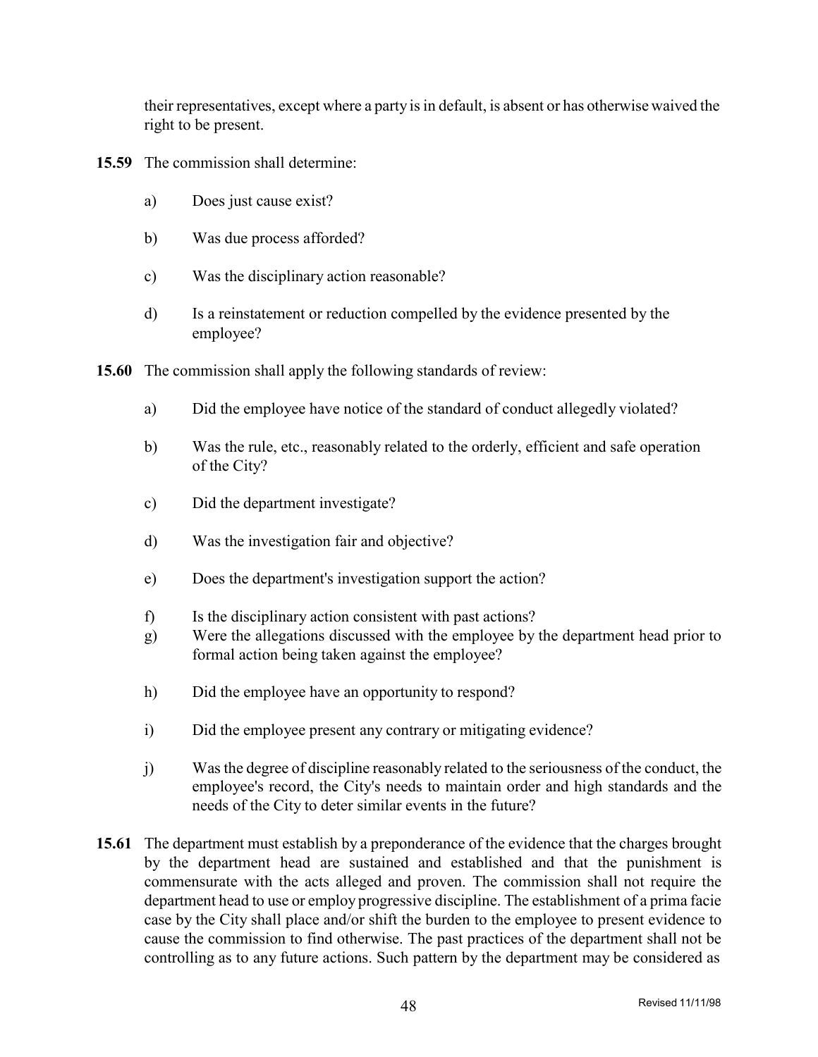their representatives, except where a party is in default, is absent or has otherwise waived the right to be present.

**15.59** The commission shall determine:

a) Does just cause exist?

b) Was due process afforded?

c) Was the disciplinary action reasonable?

d) Is a reinstatement or reduction compelled by the evidence presented by the employee?

**15.60** The commission shall apply the following standards of review:

a) Did the employee have notice of the standard of conduct allegedly violated?

b) Was the rule, etc., reasonably related to the orderly, efficient and safe operation of the City?

c) Did the department investigate?

d) Was the investigation fair and objective?

e) Does the department's investigation support the action?

f) Is the disciplinary action consistent with past actions?

g) Were the allegations discussed with the employee by the department head prior to formal action being taken against the employee?

h) Did the employee have an opportunity to respond?

i) Did the employee present any contrary or mitigating evidence?

j) Was the degree of discipline reasonably related to the seriousness of the conduct, the employee's record, the City's needs to maintain order and high standards and the needs of the City to deter similar events in the future?

**15.61** The department must establish by a preponderance of the evidence that the charges brought by the department head are sustained and established and that the punishment is commensurate with the acts alleged and proven. The commission shall not require the department head to use or employ progressive discipline. The establishment of a prima facie case by the City shall place and/or shift the burden to the employee to present evidence to cause the commission to find otherwise. The past practices of the department shall not be controlling as to any future actions. Such pattern by the department may be considered as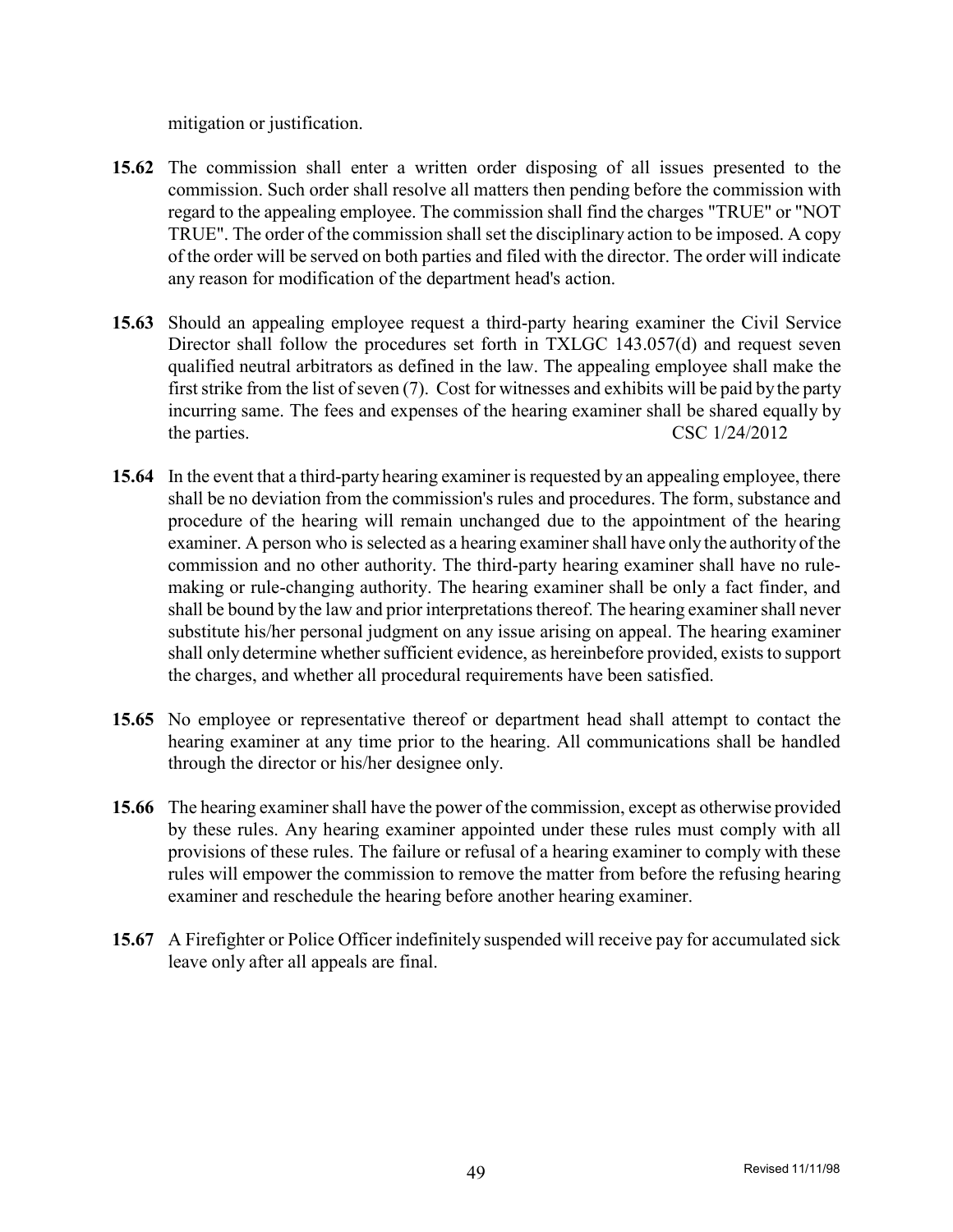mitigation or justification.

**15.62** The commission shall enter a written order disposing of all issues presented to the commission. Such order shall resolve all matters then pending before the commission with regard to the appealing employee. The commission shall find the charges "TRUE" or "NOT TRUE". The order of the commission shall set the disciplinary action to be imposed. A copy of the order will be served on both parties and filed with the director. The order will indicate any reason for modification of the department head's action.

**15.63** Should an appealing employee request a third-party hearing examiner the Civil Service Director shall follow the procedures set forth in TXLGC 143.057(d) and request seven qualified neutral arbitrators as defined in the law. The appealing employee shall make the first strike from the list of seven (7). Cost for witnesses and exhibits will be paid by the party incurring same. The fees and expenses of the hearing examiner shall be shared equally by the parties. CSC 1/24/2012

**15.64** In the event that a third-party hearing examiner is requested by an appealing employee, there shall be no deviation from the commission's rules and procedures. The form, substance and procedure of the hearing will remain unchanged due to the appointment of the hearing examiner. A person who is selected as a hearing examiner shall have only the authority of the commission and no other authority. The third-party hearing examiner shall have no rule-making or rule-changing authority. The hearing examiner shall be only a fact finder, and shall be bound by the law and prior interpretations thereof. The hearing examiner shall never substitute his/her personal judgment on any issue arising on appeal. The hearing examiner shall only determine whether sufficient evidence, as hereinbefore provided, exists to support the charges, and whether all procedural requirements have been satisfied.

**15.65** No employee or representative thereof or department head shall attempt to contact the hearing examiner at any time prior to the hearing. All communications shall be handled through the director or his/her designee only.

**15.66** The hearing examiner shall have the power of the commission, except as otherwise provided by these rules. Any hearing examiner appointed under these rules must comply with all provisions of these rules. The failure or refusal of a hearing examiner to comply with these rules will empower the commission to remove the matter from before the refusing hearing examiner and reschedule the hearing before another hearing examiner.

**15.67** A Firefighter or Police Officer indefinitely suspended will receive pay for accumulated sick leave only after all appeals are final.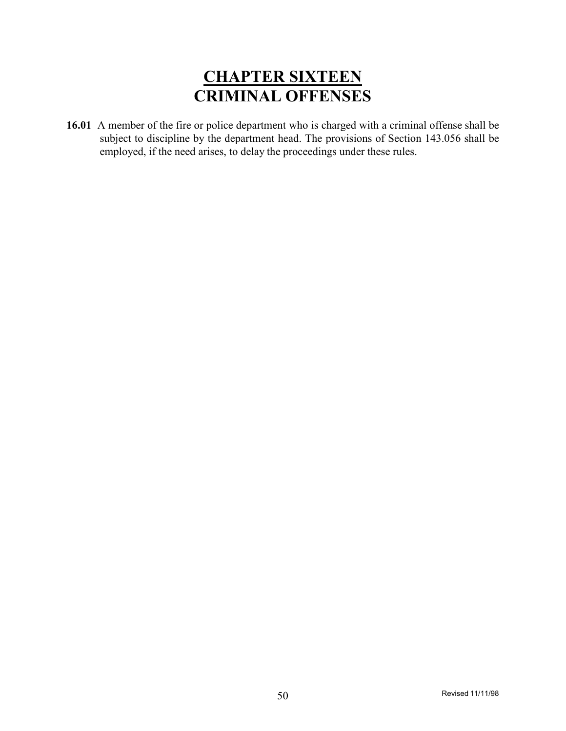# CHAPTER SIXTEEN
# CRIMINAL OFFENSES

**16.01** A member of the fire or police department who is charged with a criminal offense shall be subject to discipline by the department head. The provisions of Section 143.056 shall be employed, if the need arises, to delay the proceedings under these rules.

Revised 11/11/98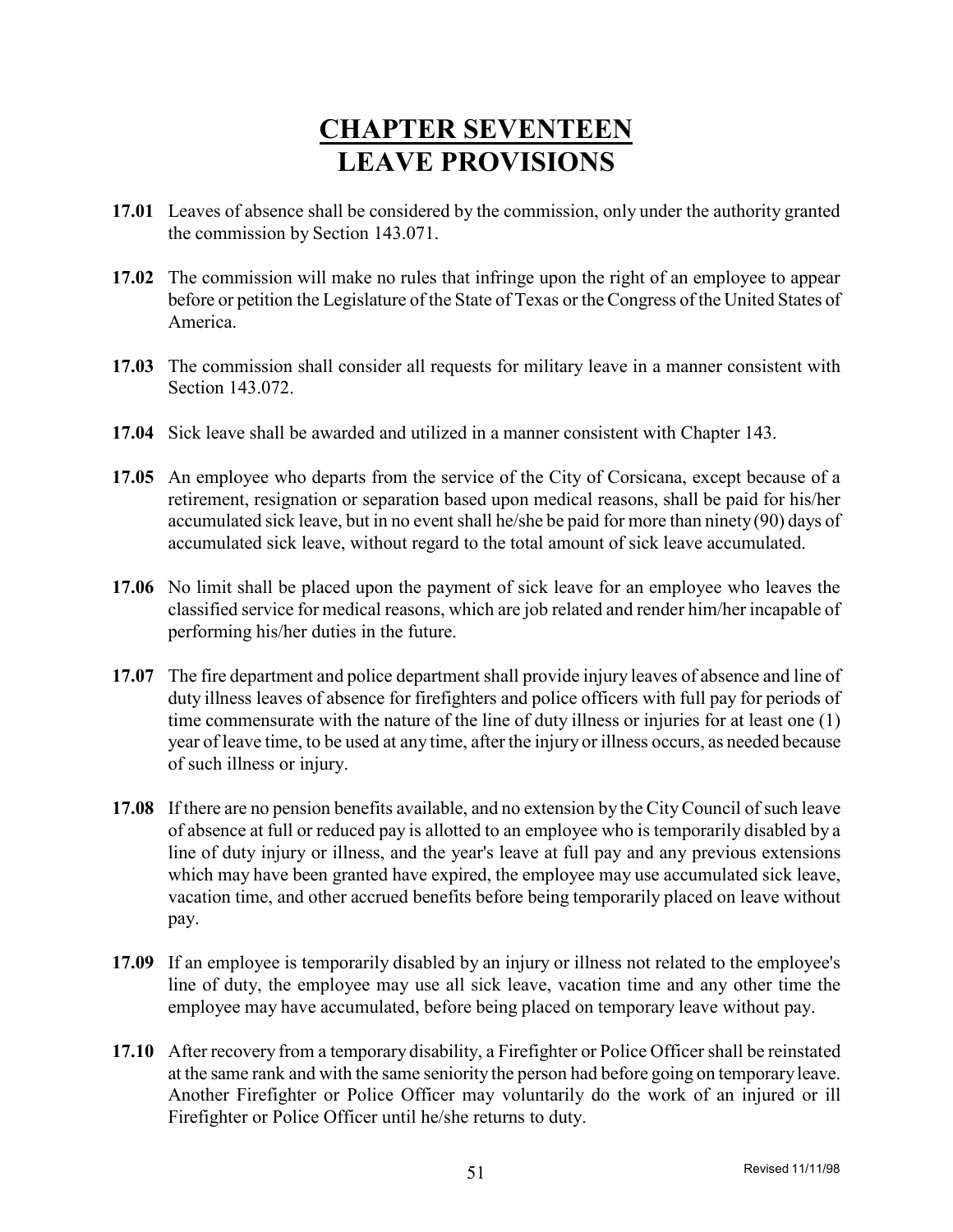# CHAPTER SEVENTEEN
# LEAVE PROVISIONS

**17.01** Leaves of absence shall be considered by the commission, only under the authority granted the commission by Section 143.071.

**17.02** The commission will make no rules that infringe upon the right of an employee to appear before or petition the Legislature of the State of Texas or the Congress of the United States of America.

**17.03** The commission shall consider all requests for military leave in a manner consistent with Section 143.072.

**17.04** Sick leave shall be awarded and utilized in a manner consistent with Chapter 143.

**17.05** An employee who departs from the service of the City of Corsicana, except because of a retirement, resignation or separation based upon medical reasons, shall be paid for his/her accumulated sick leave, but in no event shall he/she be paid for more than ninety (90) days of accumulated sick leave, without regard to the total amount of sick leave accumulated.

**17.06** No limit shall be placed upon the payment of sick leave for an employee who leaves the classified service for medical reasons, which are job related and render him/her incapable of performing his/her duties in the future.

**17.07** The fire department and police department shall provide injury leaves of absence and line of duty illness leaves of absence for firefighters and police officers with full pay for periods of time commensurate with the nature of the line of duty illness or injuries for at least one (1) year of leave time, to be used at any time, after the injury or illness occurs, as needed because of such illness or injury.

**17.08** If there are no pension benefits available, and no extension by the City Council of such leave of absence at full or reduced pay is allotted to an employee who is temporarily disabled by a line of duty injury or illness, and the year's leave at full pay and any previous extensions which may have been granted have expired, the employee may use accumulated sick leave, vacation time, and other accrued benefits before being temporarily placed on leave without pay.

**17.09** If an employee is temporarily disabled by an injury or illness not related to the employee's line of duty, the employee may use all sick leave, vacation time and any other time the employee may have accumulated, before being placed on temporary leave without pay.

**17.10** After recovery from a temporary disability, a Firefighter or Police Officer shall be reinstated at the same rank and with the same seniority the person had before going on temporary leave. Another Firefighter or Police Officer may voluntarily do the work of an injured or ill Firefighter or Police Officer until he/she returns to duty.

Revised 11/11/98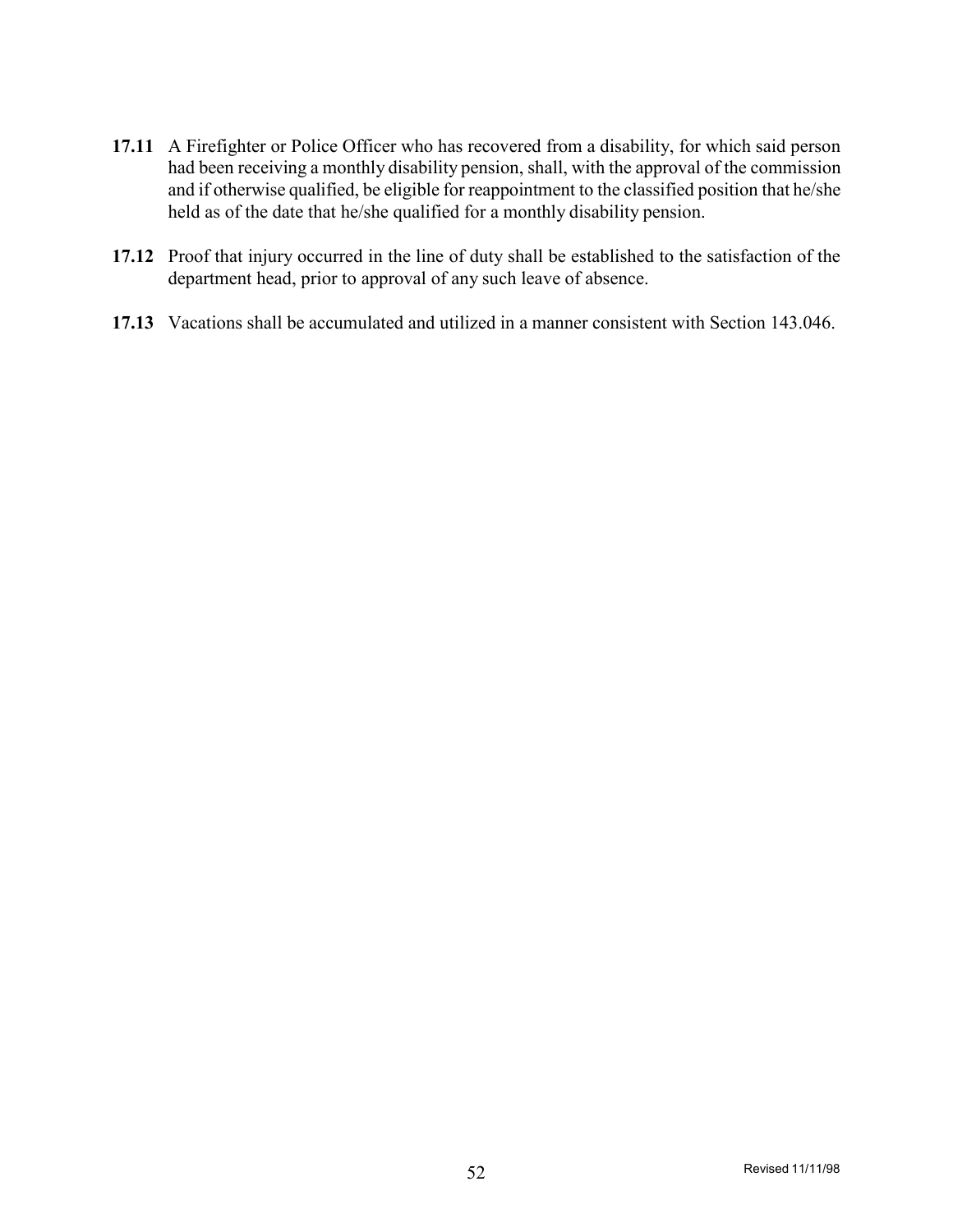**17.11** A Firefighter or Police Officer who has recovered from a disability, for which said person had been receiving a monthly disability pension, shall, with the approval of the commission and if otherwise qualified, be eligible for reappointment to the classified position that he/she held as of the date that he/she qualified for a monthly disability pension.

**17.12** Proof that injury occurred in the line of duty shall be established to the satisfaction of the department head, prior to approval of any such leave of absence.

**17.13** Vacations shall be accumulated and utilized in a manner consistent with Section 143.046.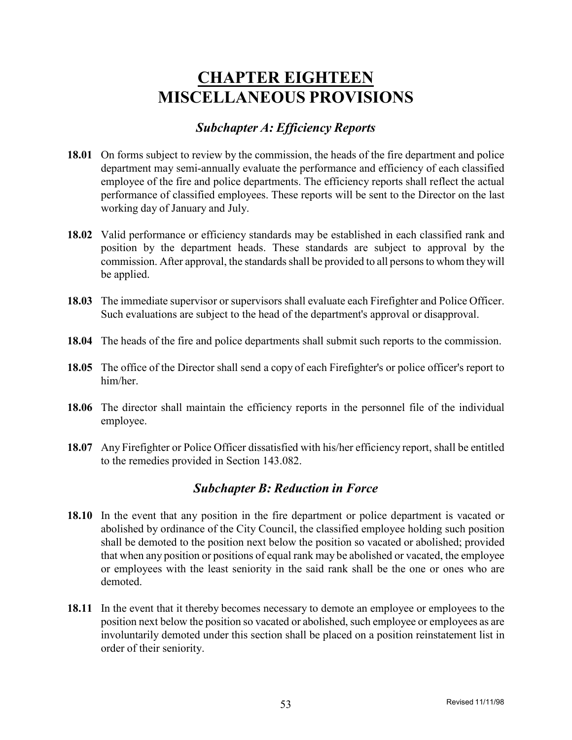# CHAPTER EIGHTEEN
# MISCELLANEOUS PROVISIONS

## *Subchapter A: Efficiency Reports*

**18.01** On forms subject to review by the commission, the heads of the fire department and police department may semi-annually evaluate the performance and efficiency of each classified employee of the fire and police departments. The efficiency reports shall reflect the actual performance of classified employees. These reports will be sent to the Director on the last working day of January and July.

**18.02** Valid performance or efficiency standards may be established in each classified rank and position by the department heads. These standards are subject to approval by the commission. After approval, the standards shall be provided to all persons to whom they will be applied.

**18.03** The immediate supervisor or supervisors shall evaluate each Firefighter and Police Officer. Such evaluations are subject to the head of the department's approval or disapproval.

**18.04** The heads of the fire and police departments shall submit such reports to the commission.

**18.05** The office of the Director shall send a copy of each Firefighter's or police officer's report to him/her.

**18.06** The director shall maintain the efficiency reports in the personnel file of the individual employee.

**18.07** Any Firefighter or Police Officer dissatisfied with his/her efficiency report, shall be entitled to the remedies provided in Section 143.082.

## *Subchapter B: Reduction in Force*

**18.10** In the event that any position in the fire department or police department is vacated or abolished by ordinance of the City Council, the classified employee holding such position shall be demoted to the position next below the position so vacated or abolished; provided that when any position or positions of equal rank may be abolished or vacated, the employee or employees with the least seniority in the said rank shall be the one or ones who are demoted.

**18.11** In the event that it thereby becomes necessary to demote an employee or employees to the position next below the position so vacated or abolished, such employee or employees as are involuntarily demoted under this section shall be placed on a position reinstatement list in order of their seniority.

Revised 11/11/98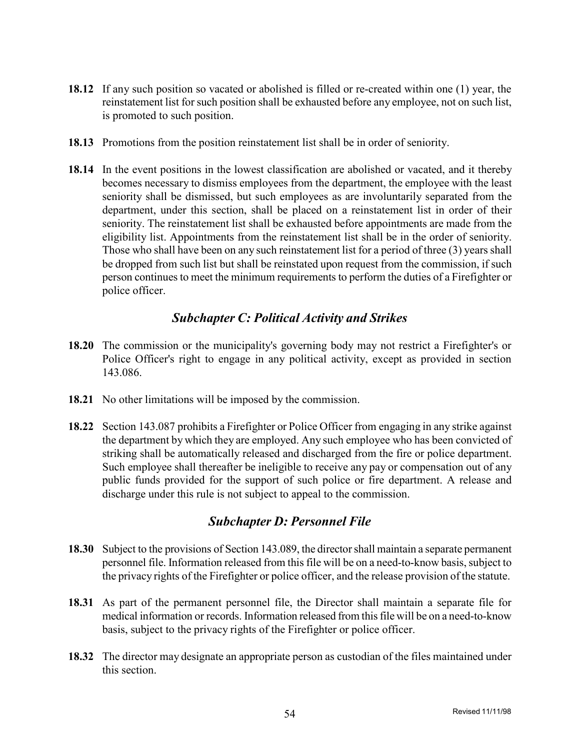**18.12** If any such position so vacated or abolished is filled or re-created within one (1) year, the reinstatement list for such position shall be exhausted before any employee, not on such list, is promoted to such position.

**18.13** Promotions from the position reinstatement list shall be in order of seniority.

**18.14** In the event positions in the lowest classification are abolished or vacated, and it thereby becomes necessary to dismiss employees from the department, the employee with the least seniority shall be dismissed, but such employees as are involuntarily separated from the department, under this section, shall be placed on a reinstatement list in order of their seniority. The reinstatement list shall be exhausted before appointments are made from the eligibility list. Appointments from the reinstatement list shall be in the order of seniority. Those who shall have been on any such reinstatement list for a period of three (3) years shall be dropped from such list but shall be reinstated upon request from the commission, if such person continues to meet the minimum requirements to perform the duties of a Firefighter or police officer.

## *Subchapter C: Political Activity and Strikes*

**18.20** The commission or the municipality's governing body may not restrict a Firefighter's or Police Officer's right to engage in any political activity, except as provided in section 143.086.

**18.21** No other limitations will be imposed by the commission.

**18.22** Section 143.087 prohibits a Firefighter or Police Officer from engaging in any strike against the department by which they are employed. Any such employee who has been convicted of striking shall be automatically released and discharged from the fire or police department. Such employee shall thereafter be ineligible to receive any pay or compensation out of any public funds provided for the support of such police or fire department. A release and discharge under this rule is not subject to appeal to the commission.

## *Subchapter D: Personnel File*

**18.30** Subject to the provisions of Section 143.089, the director shall maintain a separate permanent personnel file. Information released from this file will be on a need-to-know basis, subject to the privacy rights of the Firefighter or police officer, and the release provision of the statute.

**18.31** As part of the permanent personnel file, the Director shall maintain a separate file for medical information or records. Information released from this file will be on a need-to-know basis, subject to the privacy rights of the Firefighter or police officer.

**18.32** The director may designate an appropriate person as custodian of the files maintained under this section.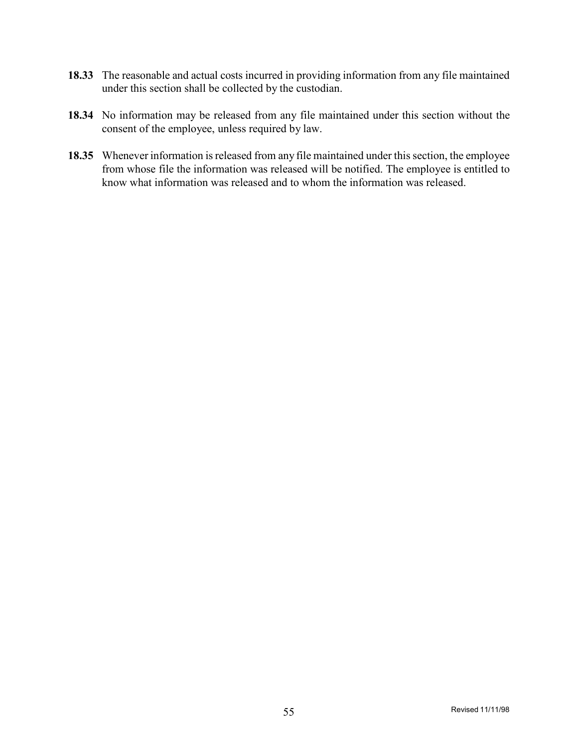**18.33** The reasonable and actual costs incurred in providing information from any file maintained under this section shall be collected by the custodian.

**18.34** No information may be released from any file maintained under this section without the consent of the employee, unless required by law.

**18.35** Whenever information is released from any file maintained under this section, the employee from whose file the information was released will be notified. The employee is entitled to know what information was released and to whom the information was released.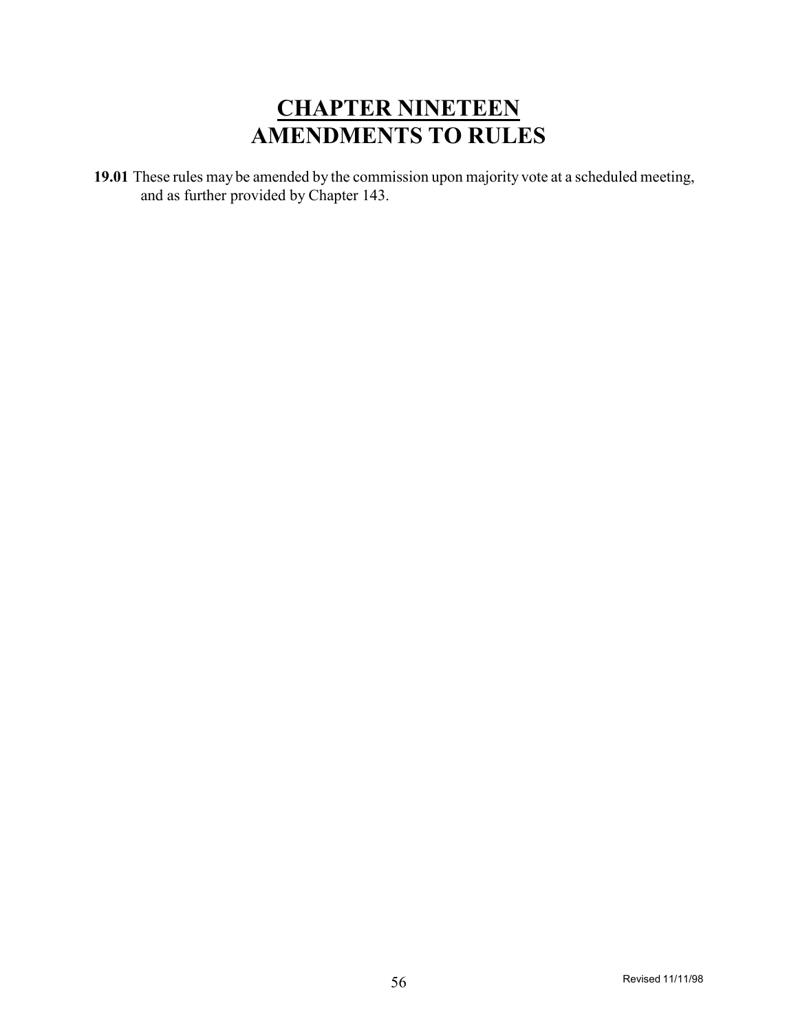# CHAPTER NINETEEN
# AMENDMENTS TO RULES

**19.01** These rules may be amended by the commission upon majority vote at a scheduled meeting, and as further provided by Chapter 143.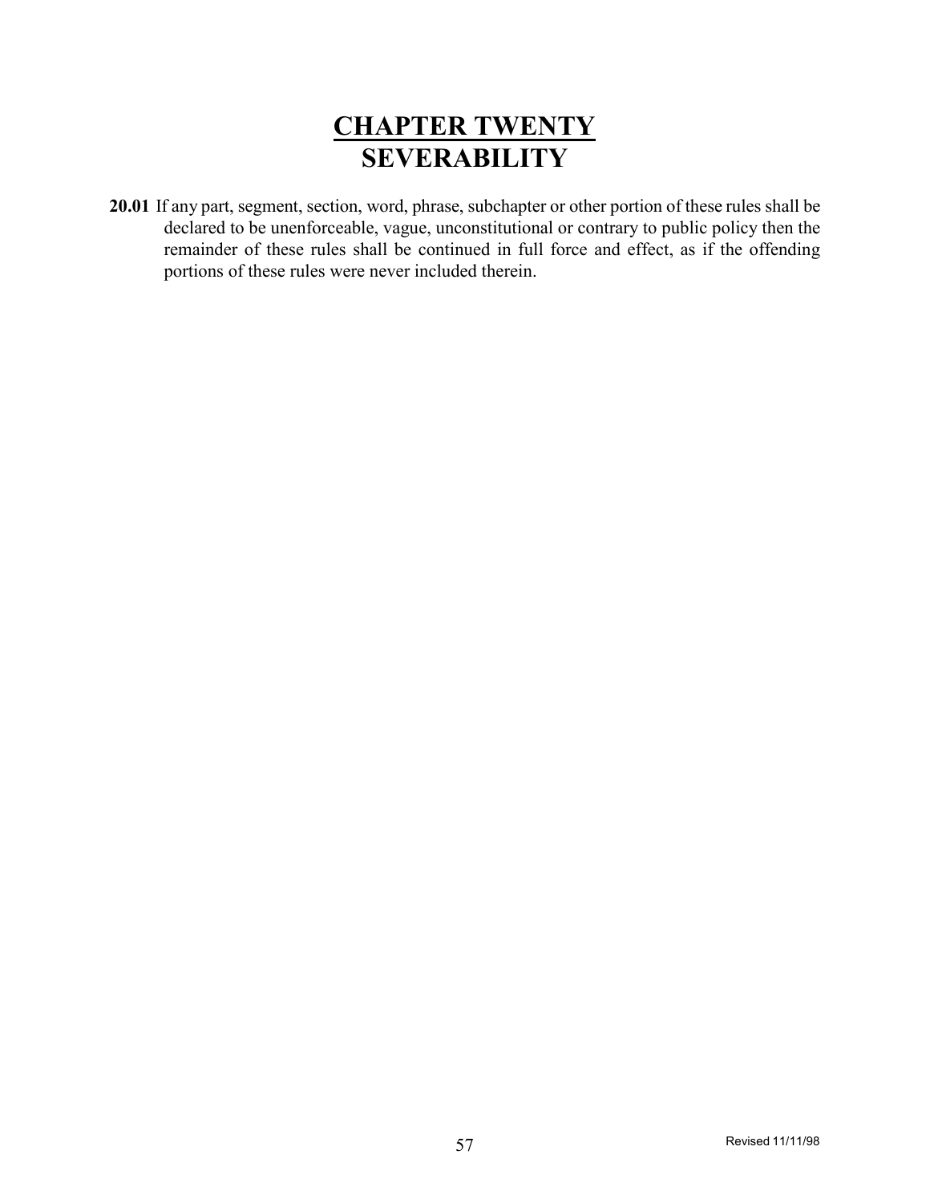# CHAPTER TWENTY
# SEVERABILITY

**20.01** If any part, segment, section, word, phrase, subchapter or other portion of these rules shall be declared to be unenforceable, vague, unconstitutional or contrary to public policy then the remainder of these rules shall be continued in full force and effect, as if the offending portions of these rules were never included therein.

Revised 11/11/98